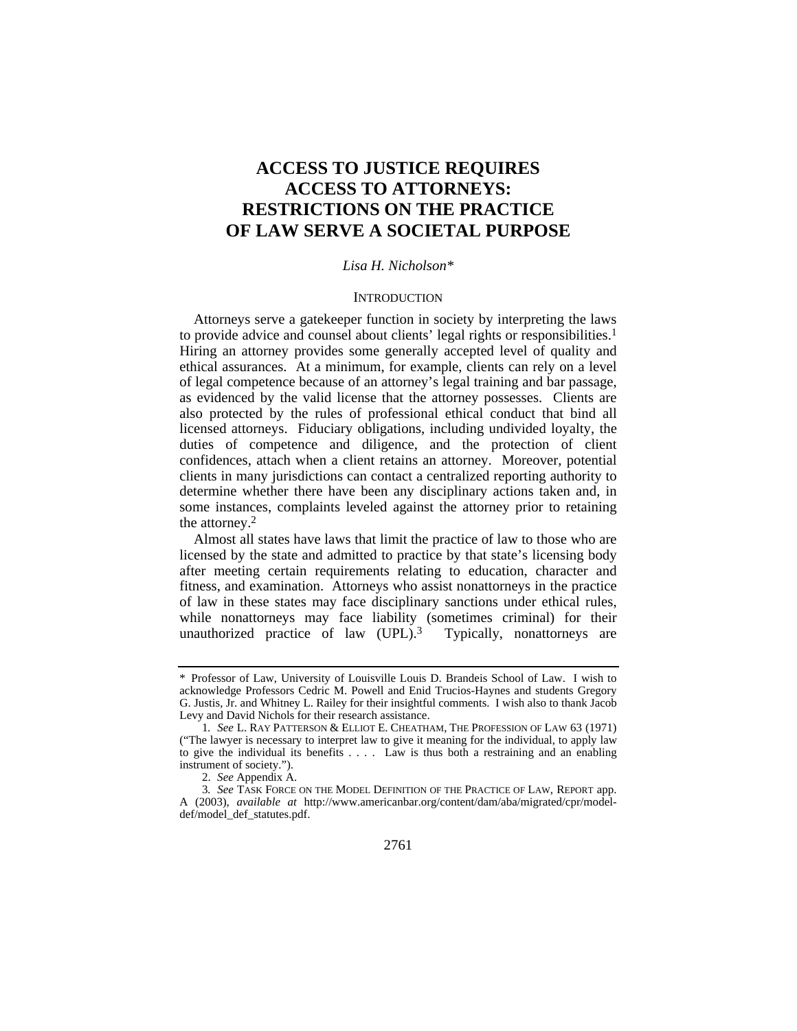# ACCESS TO JUSTICE REQUIRES ACCESS TO ATTORNEYS: RESTRICTIONS ON THE PRACTICE OF LAW SERVE A SOCIETAL PURPOSE

*Lisa H. Nicholson**

## INTRODUCTION

Attorneys serve a gatekeeper function in society by interpreting the laws to provide advice and counsel about clients' legal rights or responsibilities.[1] Hiring an attorney provides some generally accepted level of quality and ethical assurances. At a minimum, for example, clients can rely on a level of legal competence because of an attorney's legal training and bar passage, as evidenced by the valid license that the attorney possesses. Clients are also protected by the rules of professional ethical conduct that bind all licensed attorneys. Fiduciary obligations, including undivided loyalty, the duties of competence and diligence, and the protection of client confidences, attach when a client retains an attorney. Moreover, potential clients in many jurisdictions can contact a centralized reporting authority to determine whether there have been any disciplinary actions taken and, in some instances, complaints leveled against the attorney prior to retaining the attorney.[2]

Almost all states have laws that limit the practice of law to those who are licensed by the state and admitted to practice by that state's licensing body after meeting certain requirements relating to education, character and fitness, and examination. Attorneys who assist nonattorneys in the practice of law in these states may face disciplinary sanctions under ethical rules, while nonattorneys may face liability (sometimes criminal) for their unauthorized practice of law (UPL).[3] Typically, nonattorneys are

---

\* Professor of Law, University of Louisville Louis D. Brandeis School of Law. I wish to acknowledge Professors Cedric M. Powell and Enid Trucios-Haynes and students Gregory G. Justis, Jr. and Whitney L. Railey for their insightful comments. I wish also to thank Jacob Levy and David Nichols for their research assistance.

1. *See* L. RAY PATTERSON & ELLIOT E. CHEATHAM, THE PROFESSION OF LAW 63 (1971) ("The lawyer is necessary to interpret law to give it meaning for the individual, to apply law to give the individual its benefits . . . . Law is thus both a restraining and an enabling instrument of society.").

2. *See* Appendix A.

3. *See* TASK FORCE ON THE MODEL DEFINITION OF THE PRACTICE OF LAW, REPORT app. A (2003), *available at* http://www.americanbar.org/content/dam/aba/migrated/cpr/model-def/model_def_statutes.pdf.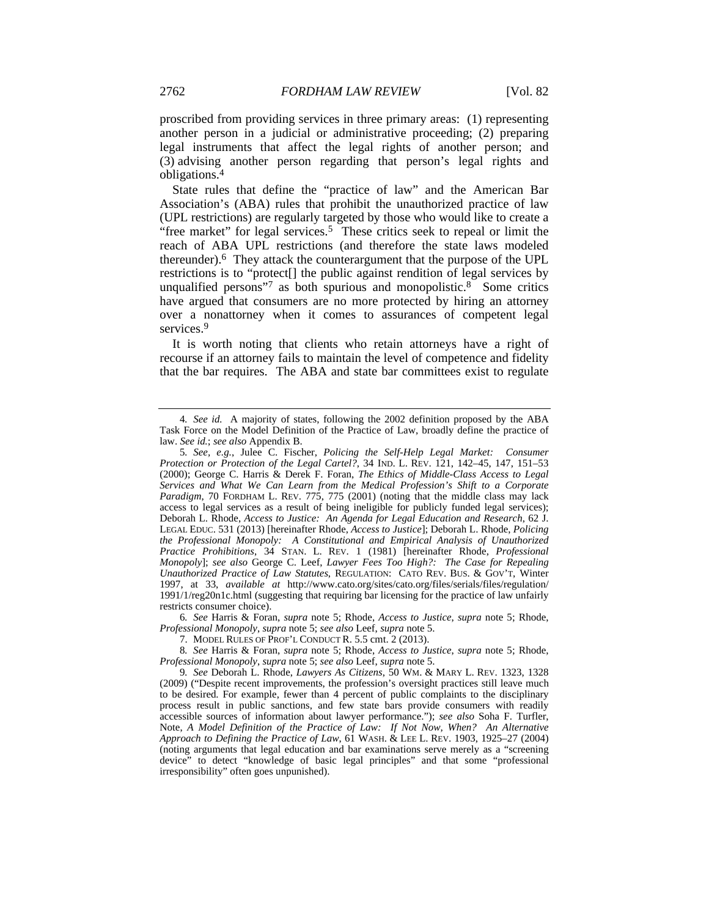proscribed from providing services in three primary areas: (1) representing another person in a judicial or administrative proceeding; (2) preparing legal instruments that affect the legal rights of another person; and (3) advising another person regarding that person's legal rights and obligations.[4]

State rules that define the "practice of law" and the American Bar Association's (ABA) rules that prohibit the unauthorized practice of law (UPL restrictions) are regularly targeted by those who would like to create a "free market" for legal services.[5] These critics seek to repeal or limit the reach of ABA UPL restrictions (and therefore the state laws modeled thereunder).[6] They attack the counterargument that the purpose of the UPL restrictions is to "protect[] the public against rendition of legal services by unqualified persons"[7] as both spurious and monopolistic.[8] Some critics have argued that consumers are no more protected by hiring an attorney over a nonattorney when it comes to assurances of competent legal services.[9]

It is worth noting that clients who retain attorneys have a right of recourse if an attorney fails to maintain the level of competence and fidelity that the bar requires. The ABA and state bar committees exist to regulate

---

4. *See id.* A majority of states, following the 2002 definition proposed by the ABA Task Force on the Model Definition of the Practice of Law, broadly define the practice of law. *See id.*; *see also* Appendix B.

5. *See, e.g.*, Julee C. Fischer, *Policing the Self-Help Legal Market: Consumer Protection or Protection of the Legal Cartel?*, 34 IND. L. REV. 121, 142–45, 147, 151–53 (2000); George C. Harris & Derek F. Foran, *The Ethics of Middle-Class Access to Legal Services and What We Can Learn from the Medical Profession's Shift to a Corporate Paradigm*, 70 FORDHAM L. REV. 775, 775 (2001) (noting that the middle class may lack access to legal services as a result of being ineligible for publicly funded legal services); Deborah L. Rhode, *Access to Justice: An Agenda for Legal Education and Research*, 62 J. LEGAL EDUC. 531 (2013) [hereinafter Rhode, *Access to Justice*]; Deborah L. Rhode, *Policing the Professional Monopoly: A Constitutional and Empirical Analysis of Unauthorized Practice Prohibitions*, 34 STAN. L. REV. 1 (1981) [hereinafter Rhode, *Professional Monopoly*]; *see also* George C. Leef, *Lawyer Fees Too High?: The Case for Repealing Unauthorized Practice of Law Statutes*, REGULATION: CATO REV. BUS. & GOV'T, Winter 1997, at 33, *available at* http://www.cato.org/sites/cato.org/files/serials/files/regulation/1991/1/reg20n1c.html (suggesting that requiring bar licensing for the practice of law unfairly restricts consumer choice).

6. *See* Harris & Foran, *supra* note 5; Rhode, *Access to Justice*, *supra* note 5; Rhode, *Professional Monopoly*, *supra* note 5; *see also* Leef, *supra* note 5.

7. MODEL RULES OF PROF'L CONDUCT R. 5.5 cmt. 2 (2013).

8. *See* Harris & Foran, *supra* note 5; Rhode, *Access to Justice*, *supra* note 5; Rhode, *Professional Monopoly*, *supra* note 5; *see also* Leef, *supra* note 5.

9. *See* Deborah L. Rhode, *Lawyers As Citizens*, 50 WM. & MARY L. REV. 1323, 1328 (2009) ("Despite recent improvements, the profession's oversight practices still leave much to be desired. For example, fewer than 4 percent of public complaints to the disciplinary process result in public sanctions, and few state bars provide consumers with readily accessible sources of information about lawyer performance."); *see also* Soha F. Turfler, Note, *A Model Definition of the Practice of Law: If Not Now, When? An Alternative Approach to Defining the Practice of Law*, 61 WASH. & LEE L. REV. 1903, 1925–27 (2004) (noting arguments that legal education and bar examinations serve merely as a "screening device" to detect "knowledge of basic legal principles" and that some "professional irresponsibility" often goes unpunished).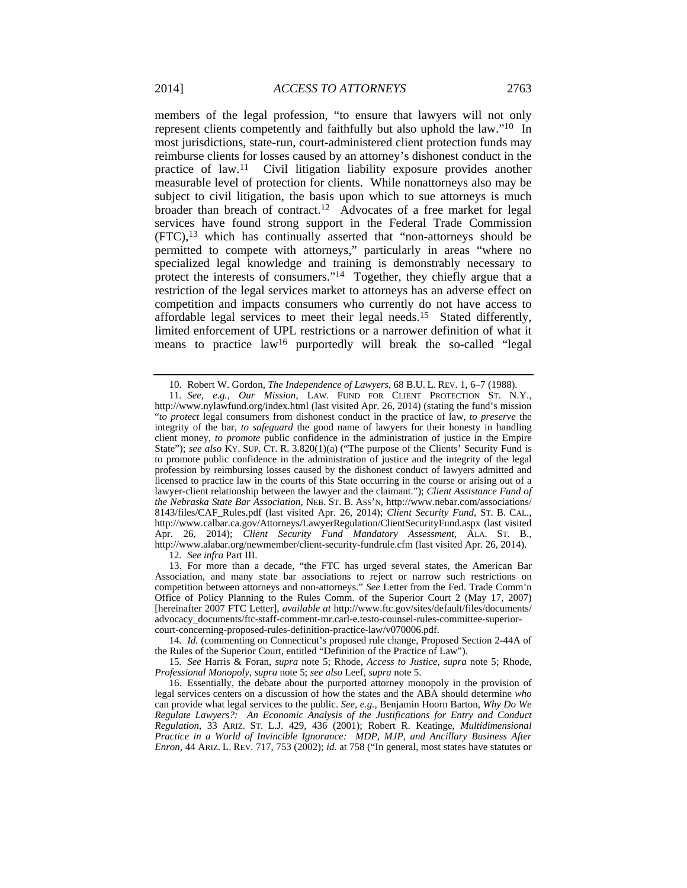members of the legal profession, "to ensure that lawyers will not only represent clients competently and faithfully but also uphold the law."[10] In most jurisdictions, state-run, court-administered client protection funds may reimburse clients for losses caused by an attorney's dishonest conduct in the practice of law.[11] Civil litigation liability exposure provides another measurable level of protection for clients. While nonattorneys also may be subject to civil litigation, the basis upon which to sue attorneys is much broader than breach of contract.[12] Advocates of a free market for legal services have found strong support in the Federal Trade Commission (FTC),[13] which has continually asserted that "non-attorneys should be permitted to compete with attorneys," particularly in areas "where no specialized legal knowledge and training is demonstrably necessary to protect the interests of consumers."[14] Together, they chiefly argue that a restriction of the legal services market to attorneys has an adverse effect on competition and impacts consumers who currently do not have access to affordable legal services to meet their legal needs.[15] Stated differently, limited enforcement of UPL restrictions or a narrower definition of what it means to practice law[16] purportedly will break the so-called "legal

---

10. Robert W. Gordon, *The Independence of Lawyers*, 68 B.U. L. REV. 1, 6–7 (1988).

11. *See, e.g.*, *Our Mission*, LAW. FUND FOR CLIENT PROTECTION ST. N.Y., http://www.nylawfund.org/index.html (last visited Apr. 26, 2014) (stating the fund's mission "*to protect* legal consumers from dishonest conduct in the practice of law, *to preserve* the integrity of the bar, *to safeguard* the good name of lawyers for their honesty in handling client money, *to promote* public confidence in the administration of justice in the Empire State"); *see also* KY. SUP. CT. R. 3.820(1)(a) ("The purpose of the Clients' Security Fund is to promote public confidence in the administration of justice and the integrity of the legal profession by reimbursing losses caused by the dishonest conduct of lawyers admitted and licensed to practice law in the courts of this State occurring in the course or arising out of a lawyer-client relationship between the lawyer and the claimant."); *Client Assistance Fund of the Nebraska State Bar Association*, NEB. ST. B. ASS'N, http://www.nebar.com/associations/8143/files/CAF_Rules.pdf (last visited Apr. 26, 2014); *Client Security Fund*, ST. B. CAL., http://www.calbar.ca.gov/Attorneys/LawyerRegulation/ClientSecurityFund.aspx (last visited Apr. 26, 2014); *Client Security Fund Mandatory Assessment*, ALA. ST. B., http://www.alabar.org/newmember/client-security-fundrule.cfm (last visited Apr. 26, 2014).

12. *See infra* Part III.

13. For more than a decade, "the FTC has urged several states, the American Bar Association, and many state bar associations to reject or narrow such restrictions on competition between attorneys and non-attorneys." *See* Letter from the Fed. Trade Comm'n Office of Policy Planning to the Rules Comm. of the Superior Court 2 (May 17, 2007) [hereinafter 2007 FTC Letter], *available at* http://www.ftc.gov/sites/default/files/documents/advocacy_documents/ftc-staff-comment-mr.carl-e.testo-counsel-rules-committee-superior-court-concerning-proposed-rules-definition-practice-law/v070006.pdf.

14. *Id.* (commenting on Connecticut's proposed rule change, Proposed Section 2-44A of the Rules of the Superior Court, entitled "Definition of the Practice of Law").

15. *See* Harris & Foran, *supra* note 5; Rhode, *Access to Justice*, *supra* note 5; Rhode, *Professional Monopoly*, *supra* note 5; *see also* Leef, *supra* note 5.

16. Essentially, the debate about the purported attorney monopoly in the provision of legal services centers on a discussion of how the states and the ABA should determine *who* can provide what legal services to the public. *See, e.g.*, Benjamin Hoorn Barton, *Why Do We Regulate Lawyers?: An Economic Analysis of the Justifications for Entry and Conduct Regulation*, 33 ARIZ. ST. L.J. 429, 436 (2001); Robert R. Keatinge, *Multidimensional Practice in a World of Invincible Ignorance: MDP, MJP, and Ancillary Business After Enron*, 44 ARIZ. L. REV. 717, 753 (2002); *id.* at 758 ("In general, most states have statutes or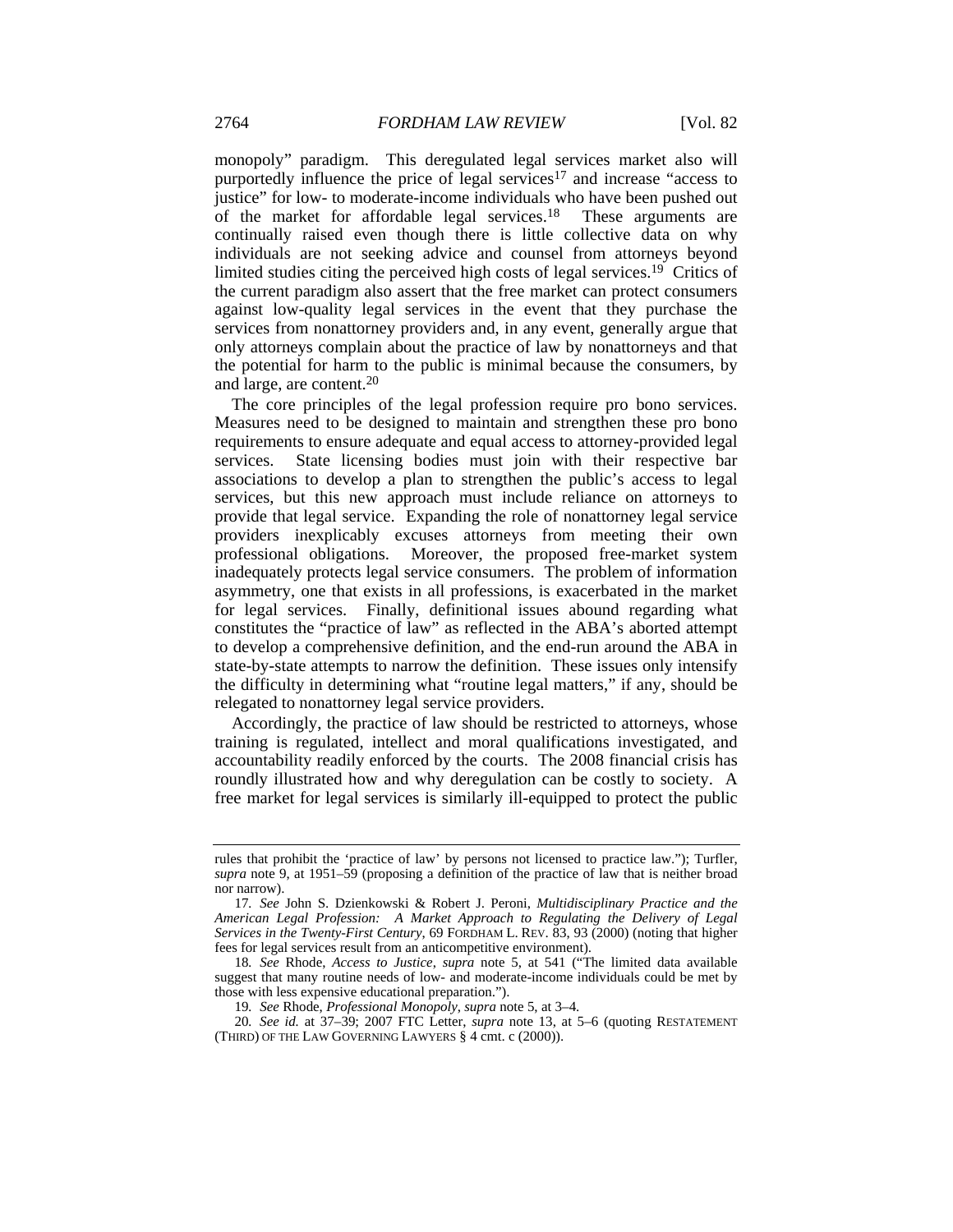monopoly" paradigm. This deregulated legal services market also will purportedly influence the price of legal services[17] and increase "access to justice" for low- to moderate-income individuals who have been pushed out of the market for affordable legal services.[18] These arguments are continually raised even though there is little collective data on why individuals are not seeking advice and counsel from attorneys beyond limited studies citing the perceived high costs of legal services.[19] Critics of the current paradigm also assert that the free market can protect consumers against low-quality legal services in the event that they purchase the services from nonattorney providers and, in any event, generally argue that only attorneys complain about the practice of law by nonattorneys and that the potential for harm to the public is minimal because the consumers, by and large, are content.[20]

The core principles of the legal profession require pro bono services. Measures need to be designed to maintain and strengthen these pro bono requirements to ensure adequate and equal access to attorney-provided legal services. State licensing bodies must join with their respective bar associations to develop a plan to strengthen the public's access to legal services, but this new approach must include reliance on attorneys to provide that legal service. Expanding the role of nonattorney legal service providers inexplicably excuses attorneys from meeting their own professional obligations. Moreover, the proposed free-market system inadequately protects legal service consumers. The problem of information asymmetry, one that exists in all professions, is exacerbated in the market for legal services. Finally, definitional issues abound regarding what constitutes the "practice of law" as reflected in the ABA's aborted attempt to develop a comprehensive definition, and the end-run around the ABA in state-by-state attempts to narrow the definition. These issues only intensify the difficulty in determining what "routine legal matters," if any, should be relegated to nonattorney legal service providers.

Accordingly, the practice of law should be restricted to attorneys, whose training is regulated, intellect and moral qualifications investigated, and accountability readily enforced by the courts. The 2008 financial crisis has roundly illustrated how and why deregulation can be costly to society. A free market for legal services is similarly ill-equipped to protect the public

---

rules that prohibit the 'practice of law' by persons not licensed to practice law."); Turfler, *supra* note 9, at 1951–59 (proposing a definition of the practice of law that is neither broad nor narrow).

17. *See* John S. Dzienkowski & Robert J. Peroni, *Multidisciplinary Practice and the American Legal Profession: A Market Approach to Regulating the Delivery of Legal Services in the Twenty-First Century*, 69 FORDHAM L. REV. 83, 93 (2000) (noting that higher fees for legal services result from an anticompetitive environment).

18. *See* Rhode, *Access to Justice*, *supra* note 5, at 541 ("The limited data available suggest that many routine needs of low- and moderate-income individuals could be met by those with less expensive educational preparation.").

19. *See* Rhode, *Professional Monopoly*, *supra* note 5, at 3–4.

20. *See id.* at 37–39; 2007 FTC Letter, *supra* note 13, at 5–6 (quoting RESTATEMENT (THIRD) OF THE LAW GOVERNING LAWYERS § 4 cmt. c (2000)).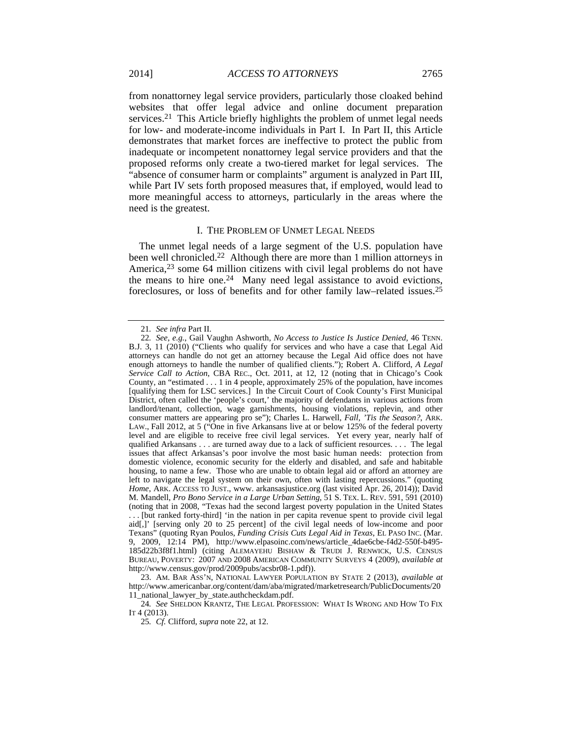from nonattorney legal service providers, particularly those cloaked behind websites that offer legal advice and online document preparation services.[21] This Article briefly highlights the problem of unmet legal needs for low- and moderate-income individuals in Part I. In Part II, this Article demonstrates that market forces are ineffective to protect the public from inadequate or incompetent nonattorney legal service providers and that the proposed reforms only create a two-tiered market for legal services. The "absence of consumer harm or complaints" argument is analyzed in Part III, while Part IV sets forth proposed measures that, if employed, would lead to more meaningful access to attorneys, particularly in the areas where the need is the greatest.

## I. The Problem of Unmet Legal Needs

The unmet legal needs of a large segment of the U.S. population have been well chronicled.[22] Although there are more than 1 million attorneys in America,[23] some 64 million citizens with civil legal problems do not have the means to hire one.[24] Many need legal assistance to avoid evictions, foreclosures, or loss of benefits and for other family law–related issues.[25]

---

21. *See infra* Part II.

22. *See, e.g.*, Gail Vaughn Ashworth, *No Access to Justice Is Justice Denied*, 46 TENN. B.J. 3, 11 (2010) ("Clients who qualify for services and who have a case that Legal Aid attorneys can handle do not get an attorney because the Legal Aid office does not have enough attorneys to handle the number of qualified clients."); Robert A. Clifford, *A Legal Service Call to Action*, CBA REC., Oct. 2011, at 12, 12 (noting that in Chicago's Cook County, an "estimated . . . 1 in 4 people, approximately 25% of the population, have incomes [qualifying them for LSC services.] In the Circuit Court of Cook County's First Municipal District, often called the 'people's court,' the majority of defendants in various actions from landlord/tenant, collection, wage garnishments, housing violations, replevin, and other consumer matters are appearing pro se"); Charles L. Harwell, *Fall, 'Tis the Season?*, ARK. LAW., Fall 2012, at 5 ("One in five Arkansans live at or below 125% of the federal poverty level and are eligible to receive free civil legal services. Yet every year, nearly half of qualified Arkansans . . . are turned away due to a lack of sufficient resources. . . . The legal issues that affect Arkansas's poor involve the most basic human needs: protection from domestic violence, economic security for the elderly and disabled, and safe and habitable housing, to name a few. Those who are unable to obtain legal aid or afford an attorney are left to navigate the legal system on their own, often with lasting repercussions." (quoting *Home*, ARK. ACCESS TO JUST., www. arkansasjustice.org (last visited Apr. 26, 2014)); David M. Mandell, *Pro Bono Service in a Large Urban Setting*, 51 S. TEX. L. REV. 591, 591 (2010) (noting that in 2008, "Texas had the second largest poverty population in the United States . . . [but ranked forty-third] 'in the nation in per capita revenue spent to provide civil legal aid[,]' [serving only 20 to 25 percent] of the civil legal needs of low-income and poor Texans" (quoting Ryan Poulos, *Funding Crisis Cuts Legal Aid in Texas*, EL PASO INC. (Mar. 9, 2009, 12:14 PM), http://www.elpasoinc.com/news/article_4dae6cbe-f4d2-550f-b495-185d22b3f8f1.html) (citing ALEMAYEHU BISHAW & TRUDI J. RENWICK, U.S. CENSUS BUREAU, POVERTY: 2007 AND 2008 AMERICAN COMMUNITY SURVEYS 4 (2009), *available at* http://www.census.gov/prod/2009pubs/acsbr08-1.pdf)).

23. AM. BAR ASS'N, NATIONAL LAWYER POPULATION BY STATE 2 (2013), *available at* http://www.americanbar.org/content/dam/aba/migrated/marketresearch/PublicDocuments/2011_national_lawyer_by_state.authcheckdam.pdf.

24. *See* SHELDON KRANTZ, THE LEGAL PROFESSION: WHAT IS WRONG AND HOW TO FIX IT 4 (2013).

25. *Cf.* Clifford, *supra* note 22, at 12.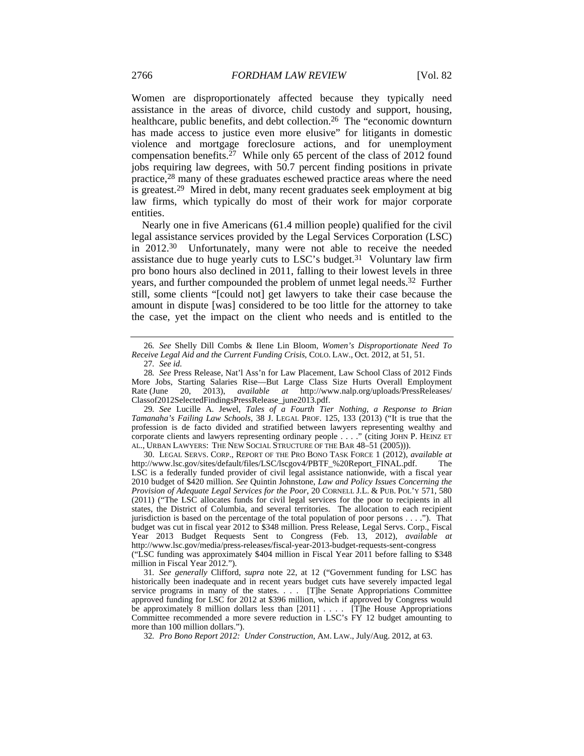Women are disproportionately affected because they typically need assistance in the areas of divorce, child custody and support, housing, healthcare, public benefits, and debt collection.[26] The "economic downturn has made access to justice even more elusive" for litigants in domestic violence and mortgage foreclosure actions, and for unemployment compensation benefits.[27] While only 65 percent of the class of 2012 found jobs requiring law degrees, with 50.7 percent finding positions in private practice,[28] many of these graduates eschewed practice areas where the need is greatest.[29] Mired in debt, many recent graduates seek employment at big law firms, which typically do most of their work for major corporate entities.

Nearly one in five Americans (61.4 million people) qualified for the civil legal assistance services provided by the Legal Services Corporation (LSC) in 2012.[30] Unfortunately, many were not able to receive the needed assistance due to huge yearly cuts to LSC's budget.[31] Voluntary law firm pro bono hours also declined in 2011, falling to their lowest levels in three years, and further compounded the problem of unmet legal needs.[32] Further still, some clients "[could not] get lawyers to take their case because the amount in dispute [was] considered to be too little for the attorney to take the case, yet the impact on the client who needs and is entitled to the

---

26. *See* Shelly Dill Combs & Ilene Lin Bloom, *Women's Disproportionate Need To Receive Legal Aid and the Current Funding Crisis*, COLO. LAW., Oct. 2012, at 51, 51.

27. *See id.*

28. *See* Press Release, Nat'l Ass'n for Law Placement, Law School Class of 2012 Finds More Jobs, Starting Salaries Rise—But Large Class Size Hurts Overall Employment Rate (June 20, 2013), *available at* http://www.nalp.org/uploads/PressReleases/Classof2012SelectedFindingsPressRelease_june2013.pdf.

29. *See* Lucille A. Jewel, *Tales of a Fourth Tier Nothing, a Response to Brian Tamanaha's Failing Law Schools*, 38 J. LEGAL PROF. 125, 133 (2013) ("It is true that the profession is de facto divided and stratified between lawyers representing wealthy and corporate clients and lawyers representing ordinary people . . . ." (citing JOHN P. HEINZ ET AL., URBAN LAWYERS: THE NEW SOCIAL STRUCTURE OF THE BAR 48–51 (2005))).

30. LEGAL SERVS. CORP., REPORT OF THE PRO BONO TASK FORCE 1 (2012), *available at* http://www.lsc.gov/sites/default/files/LSC/lscgov4/PBTF_%20Report_FINAL.pdf. The LSC is a federally funded provider of civil legal assistance nationwide, with a fiscal year 2010 budget of $420 million. *See* Quintin Johnstone, *Law and Policy Issues Concerning the Provision of Adequate Legal Services for the Poor*, 20 CORNELL J.L. & PUB. POL'Y 571, 580 (2011) ("The LSC allocates funds for civil legal services for the poor to recipients in all states, the District of Columbia, and several territories. The allocation to each recipient jurisdiction is based on the percentage of the total population of poor persons . . . ."). That budget was cut in fiscal year 2012 to $348 million. Press Release, Legal Servs. Corp., Fiscal Year 2013 Budget Requests Sent to Congress (Feb. 13, 2012), *available at* http://www.lsc.gov/media/press-releases/fiscal-year-2013-budget-requests-sent-congress ("LSC funding was approximately $404 million in Fiscal Year 2011 before falling to $348 million in Fiscal Year 2012.").

31. *See generally* Clifford, *supra* note 22, at 12 ("Government funding for LSC has historically been inadequate and in recent years budget cuts have severely impacted legal service programs in many of the states. . . . [T]he Senate Appropriations Committee approved funding for LSC for 2012 at $396 million, which if approved by Congress would be approximately 8 million dollars less than [2011] . . . . [T]he House Appropriations Committee recommended a more severe reduction in LSC's FY 12 budget amounting to more than 100 million dollars.").

32. *Pro Bono Report 2012: Under Construction*, AM. LAW., July/Aug. 2012, at 63.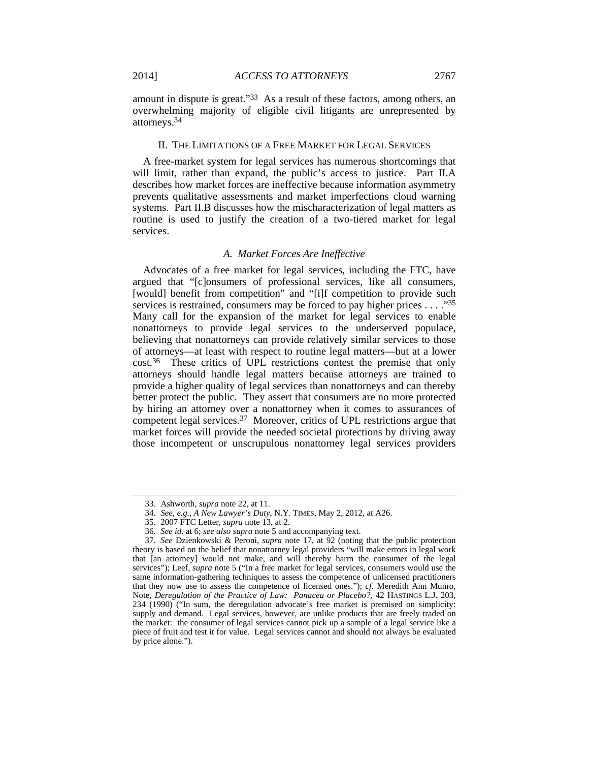amount in dispute is great."[33] As a result of these factors, among others, an overwhelming majority of eligible civil litigants are unrepresented by attorneys.[34]

## II. THE LIMITATIONS OF A FREE MARKET FOR LEGAL SERVICES

A free-market system for legal services has numerous shortcomings that will limit, rather than expand, the public's access to justice. Part II.A describes how market forces are ineffective because information asymmetry prevents qualitative assessments and market imperfections cloud warning systems. Part II.B discusses how the mischaracterization of legal matters as routine is used to justify the creation of a two-tiered market for legal services.

### *A. Market Forces Are Ineffective*

Advocates of a free market for legal services, including the FTC, have argued that "[c]onsumers of professional services, like all consumers, [would] benefit from competition" and "[i]f competition to provide such services is restrained, consumers may be forced to pay higher prices . . . ."[35] Many call for the expansion of the market for legal services to enable nonattorneys to provide legal services to the underserved populace, believing that nonattorneys can provide relatively similar services to those of attorneys—at least with respect to routine legal matters—but at a lower cost.[36] These critics of UPL restrictions contest the premise that only attorneys should handle legal matters because attorneys are trained to provide a higher quality of legal services than nonattorneys and can thereby better protect the public. They assert that consumers are no more protected by hiring an attorney over a nonattorney when it comes to assurances of competent legal services.[37] Moreover, critics of UPL restrictions argue that market forces will provide the needed societal protections by driving away those incompetent or unscrupulous nonattorney legal services providers

---

33. Ashworth, *supra* note 22, at 11.

34. *See, e.g.*, *A New Lawyer's Duty*, N.Y. TIMES, May 2, 2012, at A26.

35. 2007 FTC Letter, *supra* note 13, at 2.

36. *See id.* at 6; *see also supra* note 5 and accompanying text.

37. *See* Dzienkowski & Peroni, *supra* note 17, at 92 (noting that the public protection theory is based on the belief that nonattorney legal providers "will make errors in legal work that [an attorney] would not make, and will thereby harm the consumer of the legal services"); Leef, *supra* note 5 ("In a free market for legal services, consumers would use the same information-gathering techniques to assess the competence of unlicensed practitioners that they now use to assess the competence of licensed ones."); *cf.* Meredith Ann Munro, Note, *Deregulation of the Practice of Law: Panacea or Placebo?*, 42 HASTINGS L.J. 203, 234 (1990) ("In sum, the deregulation advocate's free market is premised on simplicity: supply and demand. Legal services, however, are unlike products that are freely traded on the market: the consumer of legal services cannot pick up a sample of a legal service like a piece of fruit and test it for value. Legal services cannot and should not always be evaluated by price alone.").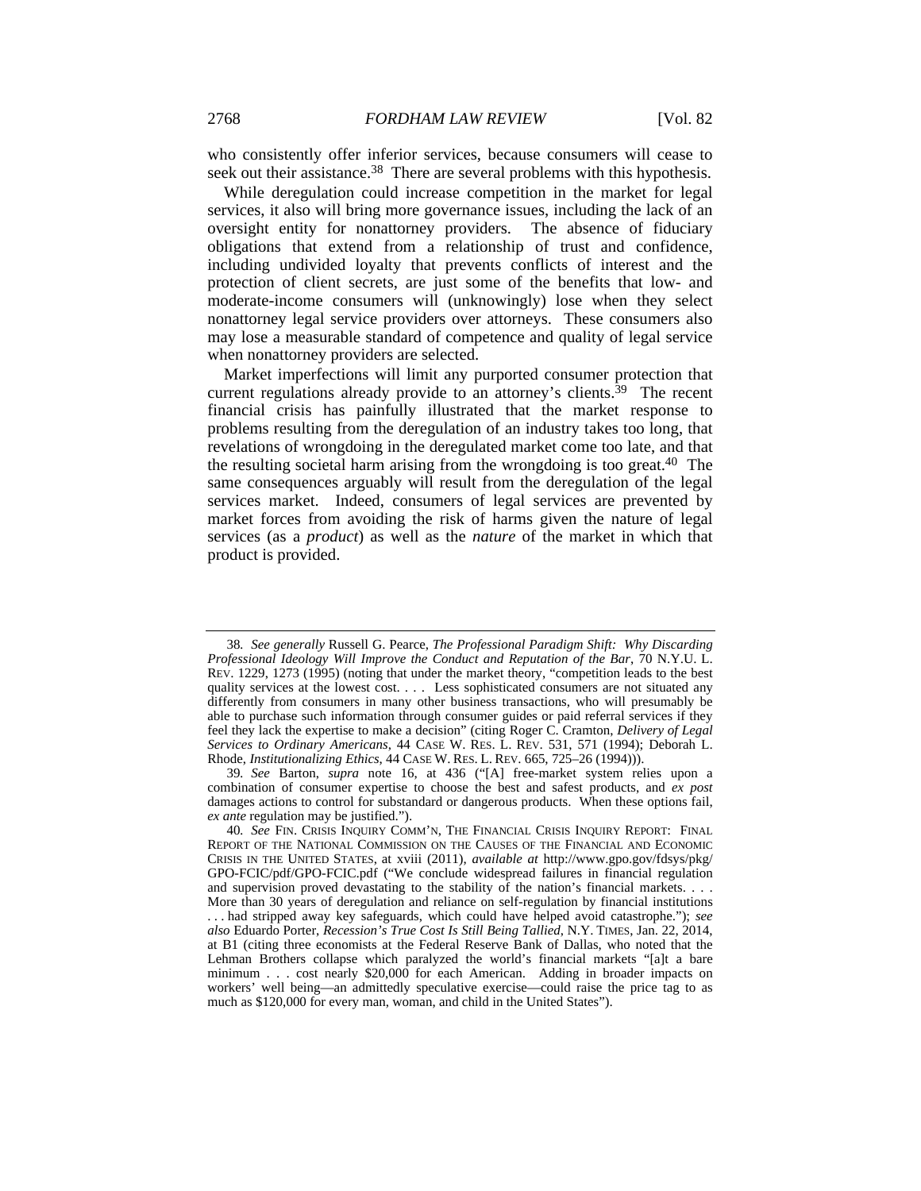who consistently offer inferior services, because consumers will cease to seek out their assistance.[38] There are several problems with this hypothesis.

While deregulation could increase competition in the market for legal services, it also will bring more governance issues, including the lack of an oversight entity for nonattorney providers. The absence of fiduciary obligations that extend from a relationship of trust and confidence, including undivided loyalty that prevents conflicts of interest and the protection of client secrets, are just some of the benefits that low- and moderate-income consumers will (unknowingly) lose when they select nonattorney legal service providers over attorneys. These consumers also may lose a measurable standard of competence and quality of legal service when nonattorney providers are selected.

Market imperfections will limit any purported consumer protection that current regulations already provide to an attorney's clients.[39] The recent financial crisis has painfully illustrated that the market response to problems resulting from the deregulation of an industry takes too long, that revelations of wrongdoing in the deregulated market come too late, and that the resulting societal harm arising from the wrongdoing is too great.[40] The same consequences arguably will result from the deregulation of the legal services market. Indeed, consumers of legal services are prevented by market forces from avoiding the risk of harms given the nature of legal services (as a *product*) as well as the *nature* of the market in which that product is provided.

---

38. *See generally* Russell G. Pearce, *The Professional Paradigm Shift: Why Discarding Professional Ideology Will Improve the Conduct and Reputation of the Bar*, 70 N.Y.U. L. REV. 1229, 1273 (1995) (noting that under the market theory, "competition leads to the best quality services at the lowest cost. . . . Less sophisticated consumers are not situated any differently from consumers in many other business transactions, who will presumably be able to purchase such information through consumer guides or paid referral services if they feel they lack the expertise to make a decision" (citing Roger C. Cramton, *Delivery of Legal Services to Ordinary Americans*, 44 CASE W. RES. L. REV. 531, 571 (1994); Deborah L. Rhode, *Institutionalizing Ethics*, 44 CASE W. RES. L. REV. 665, 725–26 (1994))).

39. *See* Barton, *supra* note 16, at 436 ("[A] free-market system relies upon a combination of consumer expertise to choose the best and safest products, and *ex post* damages actions to control for substandard or dangerous products. When these options fail, *ex ante* regulation may be justified.").

40. *See* FIN. CRISIS INQUIRY COMM'N, THE FINANCIAL CRISIS INQUIRY REPORT: FINAL REPORT OF THE NATIONAL COMMISSION ON THE CAUSES OF THE FINANCIAL AND ECONOMIC CRISIS IN THE UNITED STATES, at xviii (2011), *available at* http://www.gpo.gov/fdsys/pkg/GPO-FCIC/pdf/GPO-FCIC.pdf ("We conclude widespread failures in financial regulation and supervision proved devastating to the stability of the nation's financial markets. . . . More than 30 years of deregulation and reliance on self-regulation by financial institutions . . . had stripped away key safeguards, which could have helped avoid catastrophe."); *see also* Eduardo Porter, *Recession's True Cost Is Still Being Tallied*, N.Y. TIMES, Jan. 22, 2014, at B1 (citing three economists at the Federal Reserve Bank of Dallas, who noted that the Lehman Brothers collapse which paralyzed the world's financial markets "[a]t a bare minimum . . . cost nearly $20,000 for each American. Adding in broader impacts on workers' well being—an admittedly speculative exercise—could raise the price tag to as much as $120,000 for every man, woman, and child in the United States").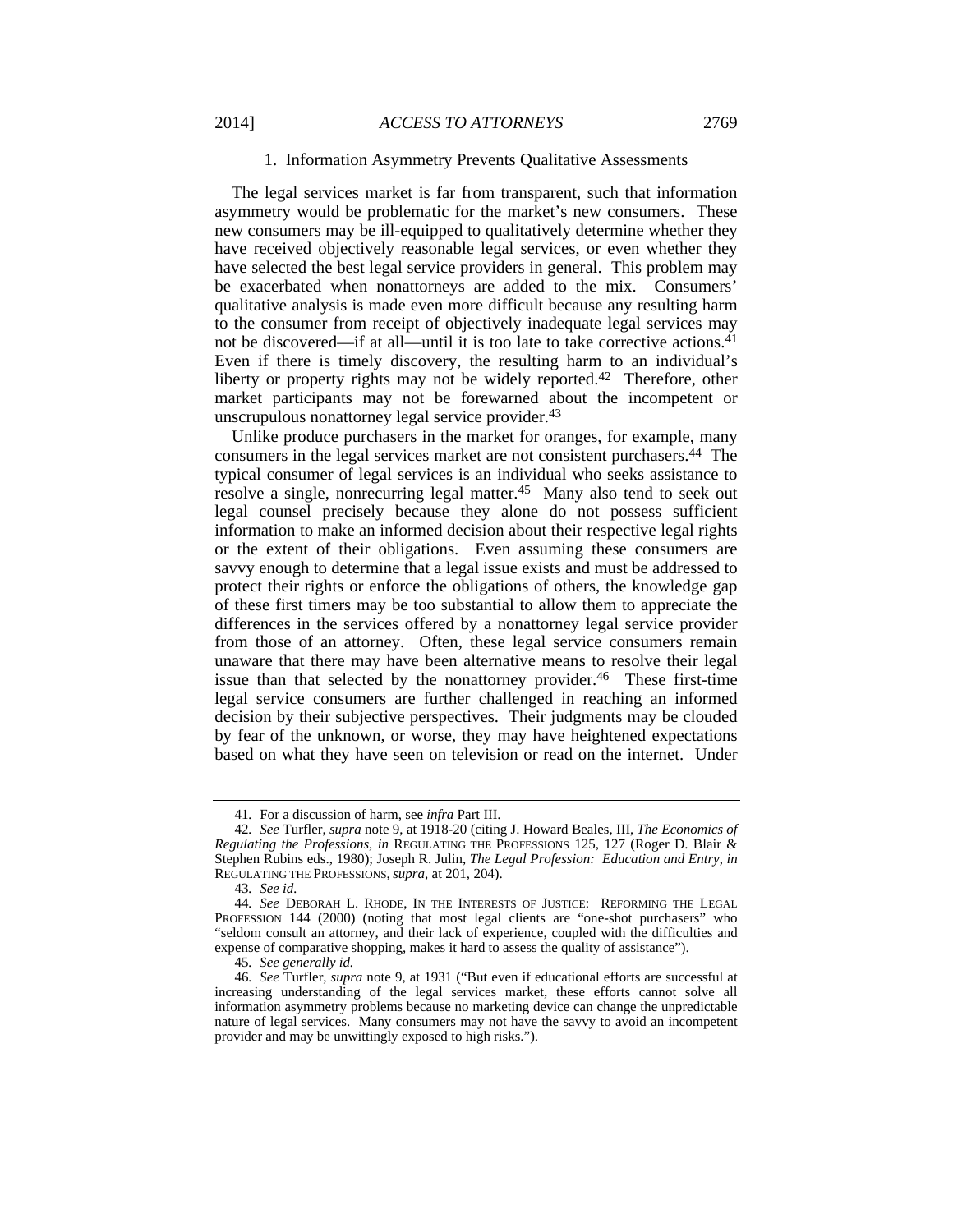### 1. Information Asymmetry Prevents Qualitative Assessments

The legal services market is far from transparent, such that information asymmetry would be problematic for the market's new consumers. These new consumers may be ill-equipped to qualitatively determine whether they have received objectively reasonable legal services, or even whether they have selected the best legal service providers in general. This problem may be exacerbated when nonattorneys are added to the mix. Consumers' qualitative analysis is made even more difficult because any resulting harm to the consumer from receipt of objectively inadequate legal services may not be discovered—if at all—until it is too late to take corrective actions.[41] Even if there is timely discovery, the resulting harm to an individual's liberty or property rights may not be widely reported.[42] Therefore, other market participants may not be forewarned about the incompetent or unscrupulous nonattorney legal service provider.[43]

Unlike produce purchasers in the market for oranges, for example, many consumers in the legal services market are not consistent purchasers.[44] The typical consumer of legal services is an individual who seeks assistance to resolve a single, nonrecurring legal matter.[45] Many also tend to seek out legal counsel precisely because they alone do not possess sufficient information to make an informed decision about their respective legal rights or the extent of their obligations. Even assuming these consumers are savvy enough to determine that a legal issue exists and must be addressed to protect their rights or enforce the obligations of others, the knowledge gap of these first timers may be too substantial to allow them to appreciate the differences in the services offered by a nonattorney legal service provider from those of an attorney. Often, these legal service consumers remain unaware that there may have been alternative means to resolve their legal issue than that selected by the nonattorney provider.[46] These first-time legal service consumers are further challenged in reaching an informed decision by their subjective perspectives. Their judgments may be clouded by fear of the unknown, or worse, they may have heightened expectations based on what they have seen on television or read on the internet. Under

---

41. For a discussion of harm, see *infra* Part III.

42. *See* Turfler, *supra* note 9, at 1918-20 (citing J. Howard Beales, III, *The Economics of Regulating the Professions*, *in* REGULATING THE PROFESSIONS 125, 127 (Roger D. Blair & Stephen Rubins eds., 1980); Joseph R. Julin, *The Legal Profession: Education and Entry*, *in* REGULATING THE PROFESSIONS, *supra*, at 201, 204).

43. *See id.*

44. *See* DEBORAH L. RHODE, IN THE INTERESTS OF JUSTICE: REFORMING THE LEGAL PROFESSION 144 (2000) (noting that most legal clients are "one-shot purchasers" who "seldom consult an attorney, and their lack of experience, coupled with the difficulties and expense of comparative shopping, makes it hard to assess the quality of assistance").

45. *See generally id.*

46. *See* Turfler, *supra* note 9, at 1931 ("But even if educational efforts are successful at increasing understanding of the legal services market, these efforts cannot solve all information asymmetry problems because no marketing device can change the unpredictable nature of legal services. Many consumers may not have the savvy to avoid an incompetent provider and may be unwittingly exposed to high risks.").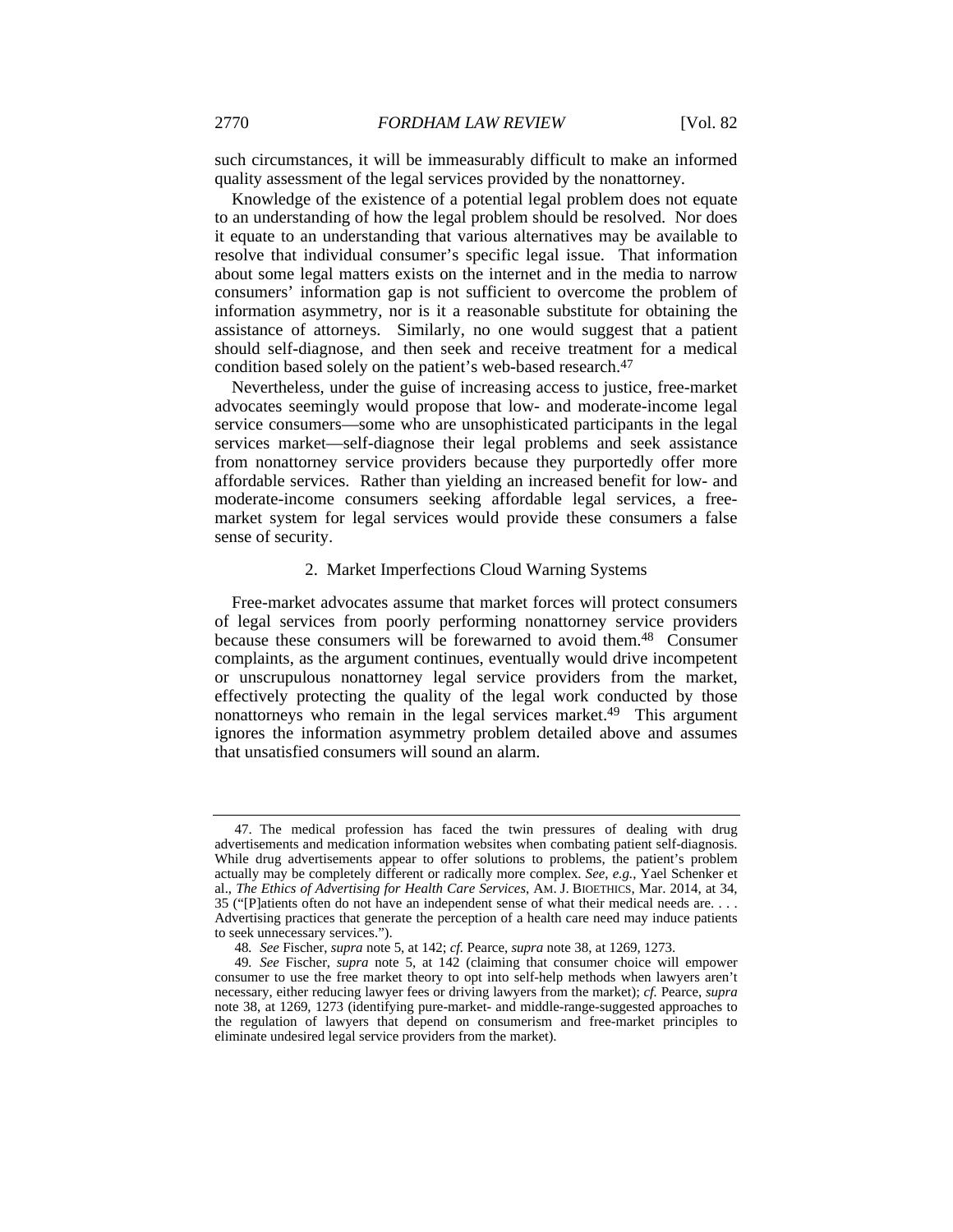such circumstances, it will be immeasurably difficult to make an informed quality assessment of the legal services provided by the nonattorney.

Knowledge of the existence of a potential legal problem does not equate to an understanding of how the legal problem should be resolved. Nor does it equate to an understanding that various alternatives may be available to resolve that individual consumer's specific legal issue. That information about some legal matters exists on the internet and in the media to narrow consumers' information gap is not sufficient to overcome the problem of information asymmetry, nor is it a reasonable substitute for obtaining the assistance of attorneys. Similarly, no one would suggest that a patient should self-diagnose, and then seek and receive treatment for a medical condition based solely on the patient's web-based research.[47]

Nevertheless, under the guise of increasing access to justice, free-market advocates seemingly would propose that low- and moderate-income legal service consumers—some who are unsophisticated participants in the legal services market—self-diagnose their legal problems and seek assistance from nonattorney service providers because they purportedly offer more affordable services. Rather than yielding an increased benefit for low- and moderate-income consumers seeking affordable legal services, a free-market system for legal services would provide these consumers a false sense of security.

### 2. Market Imperfections Cloud Warning Systems

Free-market advocates assume that market forces will protect consumers of legal services from poorly performing nonattorney service providers because these consumers will be forewarned to avoid them.[48] Consumer complaints, as the argument continues, eventually would drive incompetent or unscrupulous nonattorney legal service providers from the market, effectively protecting the quality of the legal work conducted by those nonattorneys who remain in the legal services market.[49] This argument ignores the information asymmetry problem detailed above and assumes that unsatisfied consumers will sound an alarm.

---

47. The medical profession has faced the twin pressures of dealing with drug advertisements and medication information websites when combating patient self-diagnosis. While drug advertisements appear to offer solutions to problems, the patient's problem actually may be completely different or radically more complex. *See, e.g.*, Yael Schenker et al., *The Ethics of Advertising for Health Care Services*, AM. J. BIOETHICS, Mar. 2014, at 34, 35 ("[P]atients often do not have an independent sense of what their medical needs are. . . . Advertising practices that generate the perception of a health care need may induce patients to seek unnecessary services.").

48. *See* Fischer, *supra* note 5, at 142; *cf.* Pearce, *supra* note 38, at 1269, 1273.

49. *See* Fischer, *supra* note 5, at 142 (claiming that consumer choice will empower consumer to use the free market theory to opt into self-help methods when lawyers aren't necessary, either reducing lawyer fees or driving lawyers from the market); *cf.* Pearce, *supra* note 38, at 1269, 1273 (identifying pure-market- and middle-range-suggested approaches to the regulation of lawyers that depend on consumerism and free-market principles to eliminate undesired legal service providers from the market).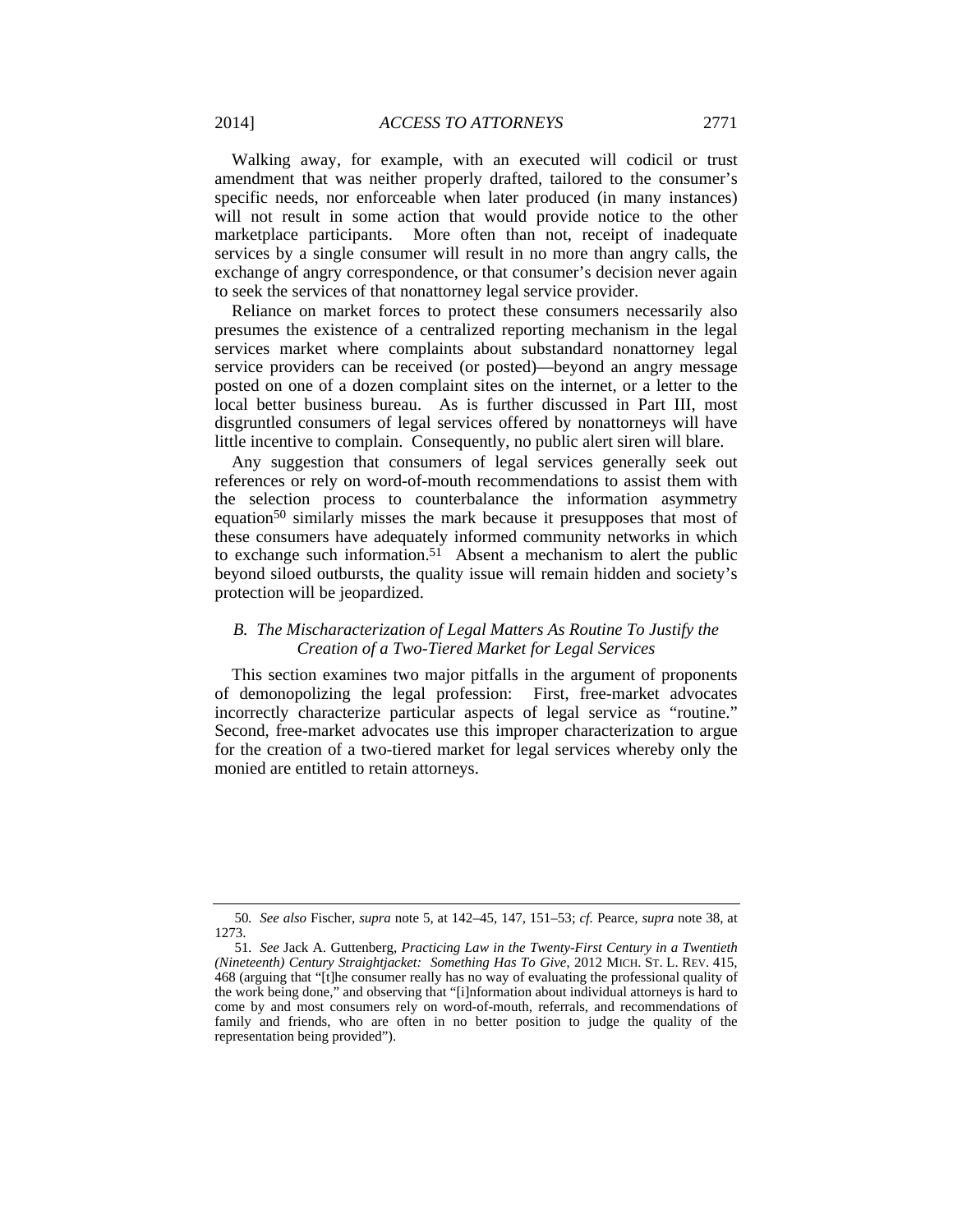Walking away, for example, with an executed will codicil or trust amendment that was neither properly drafted, tailored to the consumer's specific needs, nor enforceable when later produced (in many instances) will not result in some action that would provide notice to the other marketplace participants. More often than not, receipt of inadequate services by a single consumer will result in no more than angry calls, the exchange of angry correspondence, or that consumer's decision never again to seek the services of that nonattorney legal service provider.

Reliance on market forces to protect these consumers necessarily also presumes the existence of a centralized reporting mechanism in the legal services market where complaints about substandard nonattorney legal service providers can be received (or posted)—beyond an angry message posted on one of a dozen complaint sites on the internet, or a letter to the local better business bureau. As is further discussed in Part III, most disgruntled consumers of legal services offered by nonattorneys will have little incentive to complain. Consequently, no public alert siren will blare.

Any suggestion that consumers of legal services generally seek out references or rely on word-of-mouth recommendations to assist them with the selection process to counterbalance the information asymmetry equation[50] similarly misses the mark because it presupposes that most of these consumers have adequately informed community networks in which to exchange such information.[51] Absent a mechanism to alert the public beyond siloed outbursts, the quality issue will remain hidden and society's protection will be jeopardized.

### *B. The Mischaracterization of Legal Matters As Routine To Justify the Creation of a Two-Tiered Market for Legal Services*

This section examines two major pitfalls in the argument of proponents of demonopolizing the legal profession: First, free-market advocates incorrectly characterize particular aspects of legal service as "routine." Second, free-market advocates use this improper characterization to argue for the creation of a two-tiered market for legal services whereby only the monied are entitled to retain attorneys.

---

50. *See also* Fischer, *supra* note 5, at 142–45, 147, 151–53; *cf.* Pearce, *supra* note 38, at 1273.

51. *See* Jack A. Guttenberg, *Practicing Law in the Twenty-First Century in a Twentieth (Nineteenth) Century Straightjacket: Something Has To Give*, 2012 MICH. ST. L. REV. 415, 468 (arguing that "[t]he consumer really has no way of evaluating the professional quality of the work being done," and observing that "[i]nformation about individual attorneys is hard to come by and most consumers rely on word-of-mouth, referrals, and recommendations of family and friends, who are often in no better position to judge the quality of the representation being provided").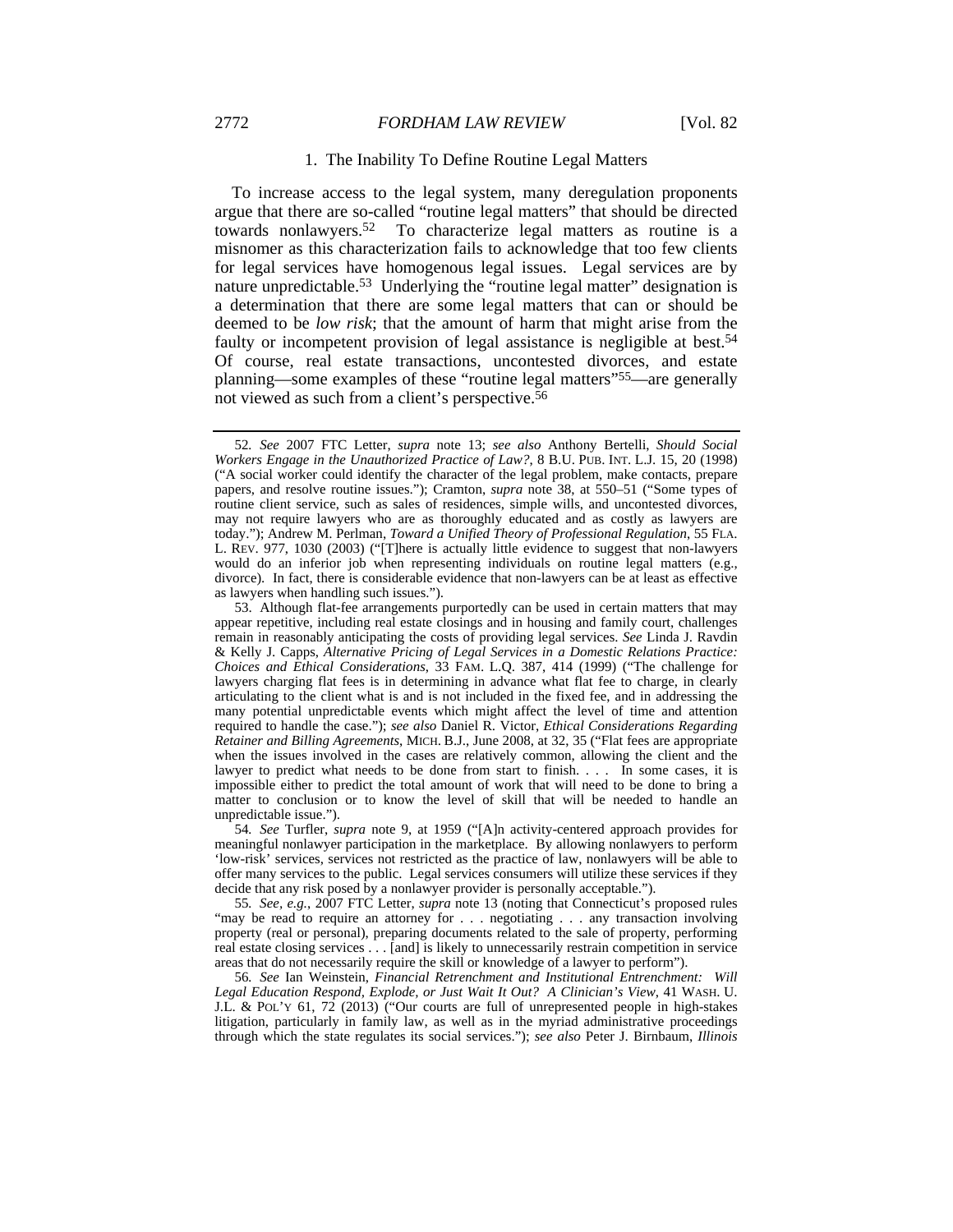### 1. The Inability To Define Routine Legal Matters

To increase access to the legal system, many deregulation proponents argue that there are so-called "routine legal matters" that should be directed towards nonlawyers.[52] To characterize legal matters as routine is a misnomer as this characterization fails to acknowledge that too few clients for legal services have homogenous legal issues. Legal services are by nature unpredictable.[53] Underlying the "routine legal matter" designation is a determination that there are some legal matters that can or should be deemed to be *low risk*; that the amount of harm that might arise from the faulty or incompetent provision of legal assistance is negligible at best.[54] Of course, real estate transactions, uncontested divorces, and estate planning—some examples of these "routine legal matters"[55]—are generally not viewed as such from a client's perspective.[56]

---

52. *See* 2007 FTC Letter, *supra* note 13; *see also* Anthony Bertelli, *Should Social Workers Engage in the Unauthorized Practice of Law?*, 8 B.U. PUB. INT. L.J. 15, 20 (1998) ("A social worker could identify the character of the legal problem, make contacts, prepare papers, and resolve routine issues."); Cramton, *supra* note 38, at 550–51 ("Some types of routine client service, such as sales of residences, simple wills, and uncontested divorces, may not require lawyers who are as thoroughly educated and as costly as lawyers are today."); Andrew M. Perlman, *Toward a Unified Theory of Professional Regulation*, 55 FLA. L. REV. 977, 1030 (2003) ("[T]here is actually little evidence to suggest that non-lawyers would do an inferior job when representing individuals on routine legal matters (e.g., divorce). In fact, there is considerable evidence that non-lawyers can be at least as effective as lawyers when handling such issues.").

53. Although flat-fee arrangements purportedly can be used in certain matters that may appear repetitive, including real estate closings and in housing and family court, challenges remain in reasonably anticipating the costs of providing legal services. *See* Linda J. Ravdin & Kelly J. Capps, *Alternative Pricing of Legal Services in a Domestic Relations Practice: Choices and Ethical Considerations*, 33 FAM. L.Q. 387, 414 (1999) ("The challenge for lawyers charging flat fees is in determining in advance what flat fee to charge, in clearly articulating to the client what is and is not included in the fixed fee, and in addressing the many potential unpredictable events which might affect the level of time and attention required to handle the case."); *see also* Daniel R. Victor, *Ethical Considerations Regarding Retainer and Billing Agreements*, MICH. B.J., June 2008, at 32, 35 ("Flat fees are appropriate when the issues involved in the cases are relatively common, allowing the client and the lawyer to predict what needs to be done from start to finish. . . . In some cases, it is impossible either to predict the total amount of work that will need to be done to bring a matter to conclusion or to know the level of skill that will be needed to handle an unpredictable issue.").

54. *See* Turfler, *supra* note 9, at 1959 ("[A]n activity-centered approach provides for meaningful nonlawyer participation in the marketplace. By allowing nonlawyers to perform 'low-risk' services, services not restricted as the practice of law, nonlawyers will be able to offer many services to the public. Legal services consumers will utilize these services if they decide that any risk posed by a nonlawyer provider is personally acceptable.").

55. *See, e.g.*, 2007 FTC Letter, *supra* note 13 (noting that Connecticut's proposed rules "may be read to require an attorney for . . . negotiating . . . any transaction involving property (real or personal), preparing documents related to the sale of property, performing real estate closing services . . . [and] is likely to unnecessarily restrain competition in service areas that do not necessarily require the skill or knowledge of a lawyer to perform").

56. *See* Ian Weinstein, *Financial Retrenchment and Institutional Entrenchment: Will Legal Education Respond, Explode, or Just Wait It Out? A Clinician's View*, 41 WASH. U. J.L. & POL'Y 61, 72 (2013) ("Our courts are full of unrepresented people in high-stakes litigation, particularly in family law, as well as in the myriad administrative proceedings through which the state regulates its social services."); *see also* Peter J. Birnbaum, *Illinois*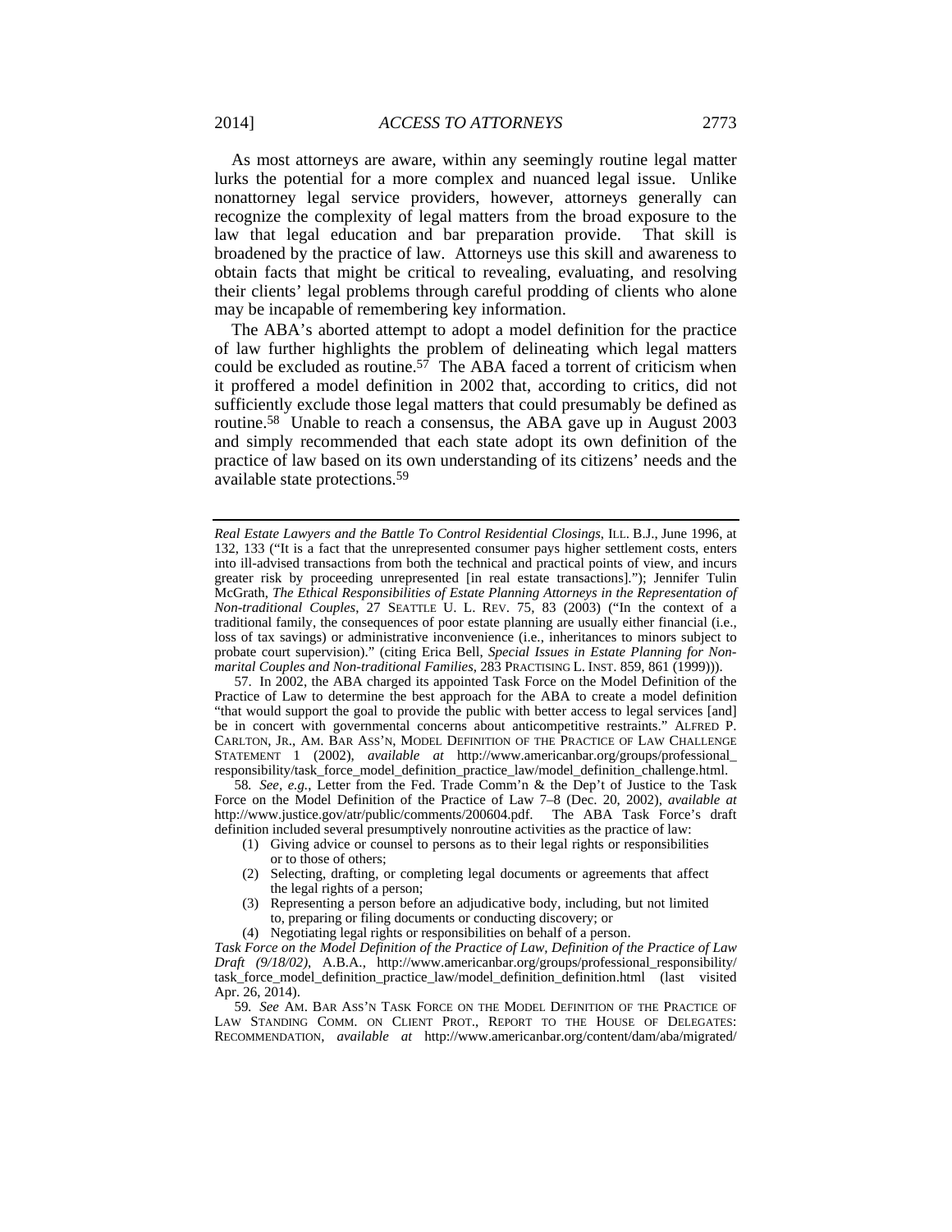As most attorneys are aware, within any seemingly routine legal matter lurks the potential for a more complex and nuanced legal issue. Unlike nonattorney legal service providers, however, attorneys generally can recognize the complexity of legal matters from the broad exposure to the law that legal education and bar preparation provide. That skill is broadened by the practice of law. Attorneys use this skill and awareness to obtain facts that might be critical to revealing, evaluating, and resolving their clients' legal problems through careful prodding of clients who alone may be incapable of remembering key information.

The ABA's aborted attempt to adopt a model definition for the practice of law further highlights the problem of delineating which legal matters could be excluded as routine.[57] The ABA faced a torrent of criticism when it proffered a model definition in 2002 that, according to critics, did not sufficiently exclude those legal matters that could presumably be defined as routine.[58] Unable to reach a consensus, the ABA gave up in August 2003 and simply recommended that each state adopt its own definition of the practice of law based on its own understanding of its citizens' needs and the available state protections.[59]

---

*Real Estate Lawyers and the Battle To Control Residential Closings*, ILL. B.J., June 1996, at 132, 133 ("It is a fact that the unrepresented consumer pays higher settlement costs, enters into ill-advised transactions from both the technical and practical points of view, and incurs greater risk by proceeding unrepresented [in real estate transactions]."); Jennifer Tulin McGrath, *The Ethical Responsibilities of Estate Planning Attorneys in the Representation of Non-traditional Couples*, 27 SEATTLE U. L. REV. 75, 83 (2003) ("In the context of a traditional family, the consequences of poor estate planning are usually either financial (i.e., loss of tax savings) or administrative inconvenience (i.e., inheritances to minors subject to probate court supervision)." (citing Erica Bell, *Special Issues in Estate Planning for Non-marital Couples and Non-traditional Families*, 283 PRACTISING L. INST. 859, 861 (1999))).

57. In 2002, the ABA charged its appointed Task Force on the Model Definition of the Practice of Law to determine the best approach for the ABA to create a model definition "that would support the goal to provide the public with better access to legal services [and] be in concert with governmental concerns about anticompetitive restraints." ALFRED P. CARLTON, JR., AM. BAR ASS'N, MODEL DEFINITION OF THE PRACTICE OF LAW CHALLENGE STATEMENT 1 (2002), *available at* http://www.americanbar.org/groups/professional_responsibility/task_force_model_definition_practice_law/model_definition_challenge.html.

58. *See, e.g.*, Letter from the Fed. Trade Comm'n & the Dep't of Justice to the Task Force on the Model Definition of the Practice of Law 7–8 (Dec. 20, 2002), *available at* http://www.justice.gov/atr/public/comments/200604.pdf. The ABA Task Force's draft definition included several presumptively nonroutine activities as the practice of law:

(1) Giving advice or counsel to persons as to their legal rights or responsibilities or to those of others;
(2) Selecting, drafting, or completing legal documents or agreements that affect the legal rights of a person;
(3) Representing a person before an adjudicative body, including, but not limited to, preparing or filing documents or conducting discovery; or
(4) Negotiating legal rights or responsibilities on behalf of a person.

*Task Force on the Model Definition of the Practice of Law, Definition of the Practice of Law Draft (9/18/02)*, A.B.A., http://www.americanbar.org/groups/professional_responsibility/task_force_model_definition_practice_law/model_definition_definition.html (last visited Apr. 26, 2014).

59. *See* AM. BAR ASS'N TASK FORCE ON THE MODEL DEFINITION OF THE PRACTICE OF LAW STANDING COMM. ON CLIENT PROT., REPORT TO THE HOUSE OF DELEGATES: RECOMMENDATION, *available at* http://www.americanbar.org/content/dam/aba/migrated/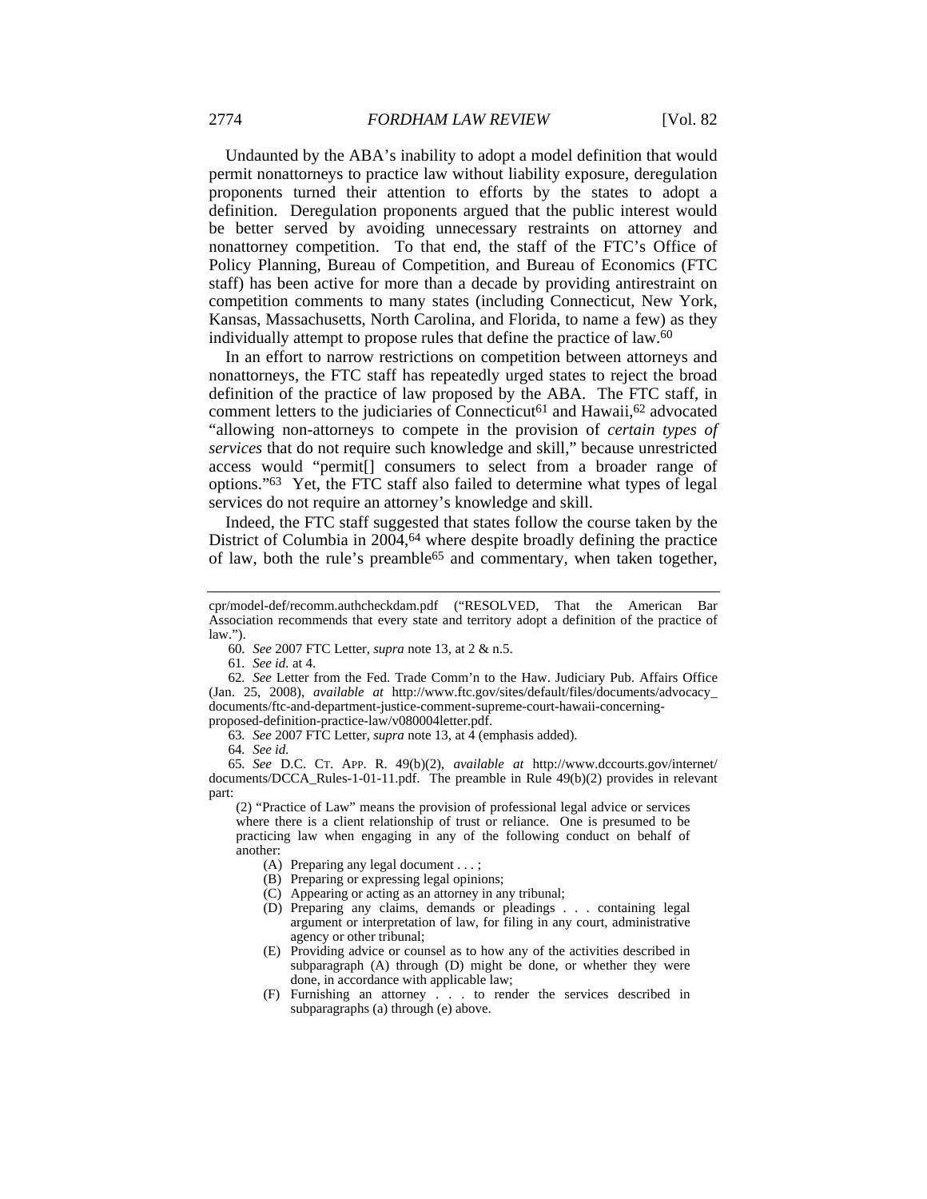Undaunted by the ABA's inability to adopt a model definition that would permit nonattorneys to practice law without liability exposure, deregulation proponents turned their attention to efforts by the states to adopt a definition. Deregulation proponents argued that the public interest would be better served by avoiding unnecessary restraints on attorney and nonattorney competition. To that end, the staff of the FTC's Office of Policy Planning, Bureau of Competition, and Bureau of Economics (FTC staff) has been active for more than a decade by providing antirestraint on competition comments to many states (including Connecticut, New York, Kansas, Massachusetts, North Carolina, and Florida, to name a few) as they individually attempt to propose rules that define the practice of law.[60]

In an effort to narrow restrictions on competition between attorneys and nonattorneys, the FTC staff has repeatedly urged states to reject the broad definition of the practice of law proposed by the ABA. The FTC staff, in comment letters to the judiciaries of Connecticut[61] and Hawaii,[62] advocated "allowing non-attorneys to compete in the provision of *certain types of services* that do not require such knowledge and skill," because unrestricted access would "permit[] consumers to select from a broader range of options."[63] Yet, the FTC staff also failed to determine what types of legal services do not require an attorney's knowledge and skill.

Indeed, the FTC staff suggested that states follow the course taken by the District of Columbia in 2004,[64] where despite broadly defining the practice of law, both the rule's preamble[65] and commentary, when taken together,

---

cpr/model-def/recomm.authcheckdam.pdf ("RESOLVED, That the American Bar Association recommends that every state and territory adopt a definition of the practice of law.").

60. *See* 2007 FTC Letter, *supra* note 13, at 2 & n.5.

61. *See id.* at 4.

62. *See* Letter from the Fed. Trade Comm'n to the Haw. Judiciary Pub. Affairs Office (Jan. 25, 2008), *available at* http://www.ftc.gov/sites/default/files/documents/advocacy_documents/ftc-and-department-justice-comment-supreme-court-hawaii-concerning-proposed-definition-practice-law/v080004letter.pdf.

63. *See* 2007 FTC Letter, *supra* note 13, at 4 (emphasis added).

64. *See id.*

65. *See* D.C. CT. APP. R. 49(b)(2), *available at* http://www.dccourts.gov/internet/documents/DCCA_Rules-1-01-11.pdf. The preamble in Rule 49(b)(2) provides in relevant part:

> (2) "Practice of Law" means the provision of professional legal advice or services where there is a client relationship of trust or reliance. One is presumed to be practicing law when engaging in any of the following conduct on behalf of another:
>
> (A) Preparing any legal document . . . ;
>
> (B) Preparing or expressing legal opinions;
>
> (C) Appearing or acting as an attorney in any tribunal;
>
> (D) Preparing any claims, demands or pleadings . . . containing legal argument or interpretation of law, for filing in any court, administrative agency or other tribunal;
>
> (E) Providing advice or counsel as to how any of the activities described in subparagraph (A) through (D) might be done, or whether they were done, in accordance with applicable law;
>
> (F) Furnishing an attorney . . . to render the services described in subparagraphs (a) through (e) above.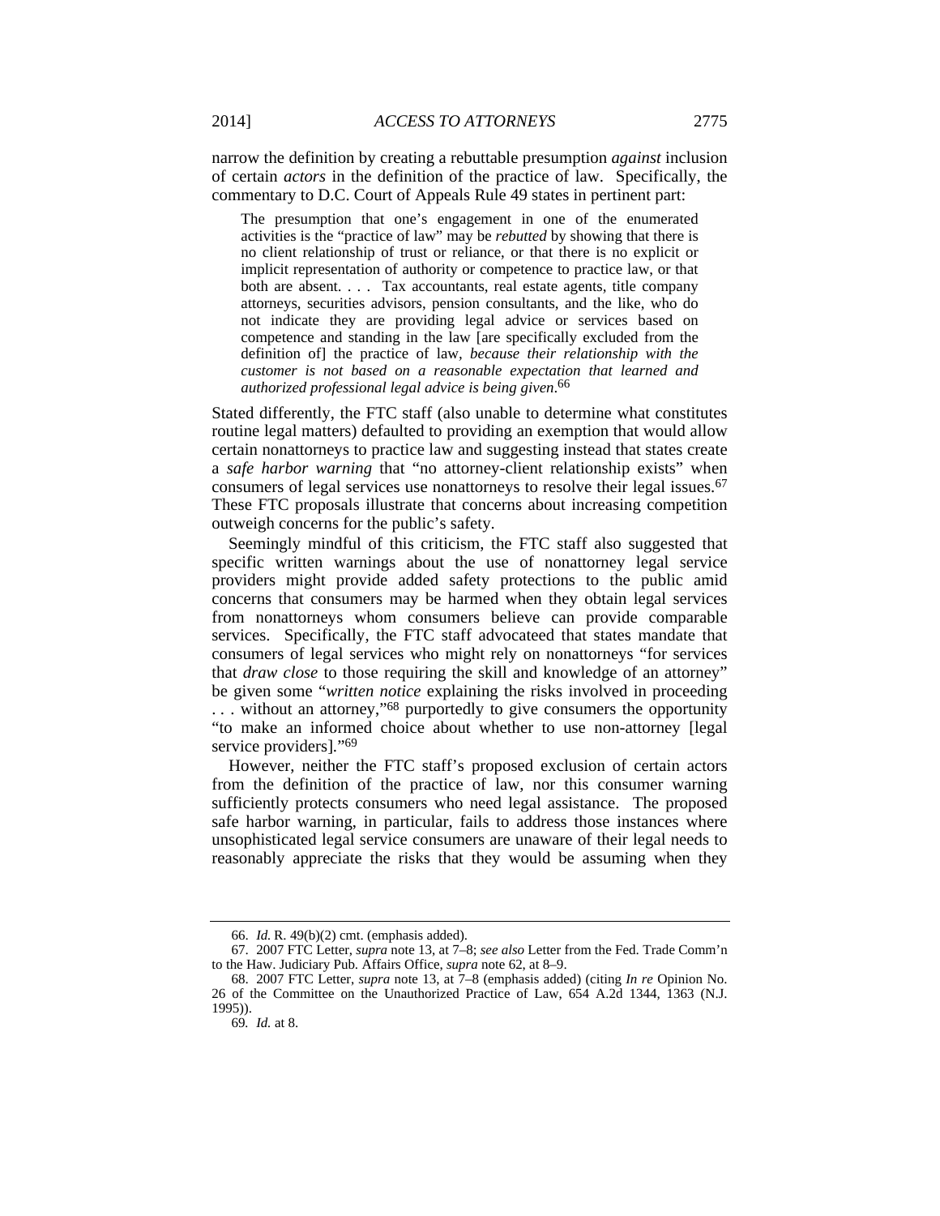narrow the definition by creating a rebuttable presumption *against* inclusion of certain *actors* in the definition of the practice of law. Specifically, the commentary to D.C. Court of Appeals Rule 49 states in pertinent part:

> The presumption that one's engagement in one of the enumerated activities is the "practice of law" may be *rebutted* by showing that there is no client relationship of trust or reliance, or that there is no explicit or implicit representation of authority or competence to practice law, or that both are absent. . . . Tax accountants, real estate agents, title company attorneys, securities advisors, pension consultants, and the like, who do not indicate they are providing legal advice or services based on competence and standing in the law [are specifically excluded from the definition of] the practice of law, *because their relationship with the customer is not based on a reasonable expectation that learned and authorized professional legal advice is being given*.[66]

Stated differently, the FTC staff (also unable to determine what constitutes routine legal matters) defaulted to providing an exemption that would allow certain nonattorneys to practice law and suggesting instead that states create a *safe harbor warning* that "no attorney-client relationship exists" when consumers of legal services use nonattorneys to resolve their legal issues.[67] These FTC proposals illustrate that concerns about increasing competition outweigh concerns for the public's safety.

Seemingly mindful of this criticism, the FTC staff also suggested that specific written warnings about the use of nonattorney legal service providers might provide added safety protections to the public amid concerns that consumers may be harmed when they obtain legal services from nonattorneys whom consumers believe can provide comparable services. Specifically, the FTC staff advocateed that states mandate that consumers of legal services who might rely on nonattorneys "for services that *draw close* to those requiring the skill and knowledge of an attorney" be given some "*written notice* explaining the risks involved in proceeding . . . without an attorney,"[68] purportedly to give consumers the opportunity "to make an informed choice about whether to use non-attorney [legal service providers]."[69]

However, neither the FTC staff's proposed exclusion of certain actors from the definition of the practice of law, nor this consumer warning sufficiently protects consumers who need legal assistance. The proposed safe harbor warning, in particular, fails to address those instances where unsophisticated legal service consumers are unaware of their legal needs to reasonably appreciate the risks that they would be assuming when they

---

66. *Id.* R. 49(b)(2) cmt. (emphasis added).

67. 2007 FTC Letter, *supra* note 13, at 7–8; *see also* Letter from the Fed. Trade Comm'n to the Haw. Judiciary Pub. Affairs Office, *supra* note 62, at 8–9.

68. 2007 FTC Letter, *supra* note 13, at 7–8 (emphasis added) (citing *In re* Opinion No. 26 of the Committee on the Unauthorized Practice of Law, 654 A.2d 1344, 1363 (N.J. 1995)).

69. *Id.* at 8.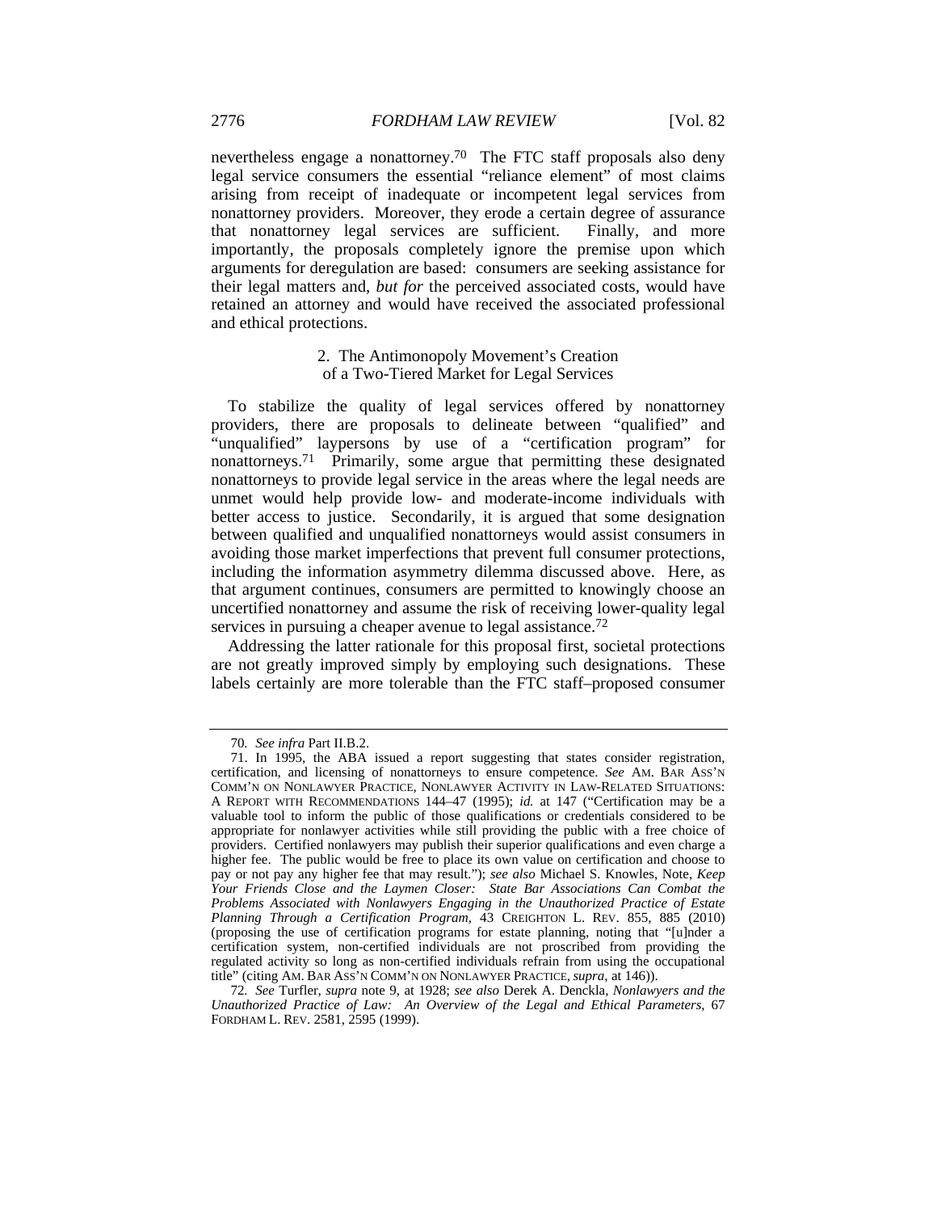nevertheless engage a nonattorney.[70] The FTC staff proposals also deny legal service consumers the essential "reliance element" of most claims arising from receipt of inadequate or incompetent legal services from nonattorney providers. Moreover, they erode a certain degree of assurance that nonattorney legal services are sufficient. Finally, and more importantly, the proposals completely ignore the premise upon which arguments for deregulation are based: consumers are seeking assistance for their legal matters and, *but for* the perceived associated costs, would have retained an attorney and would have received the associated professional and ethical protections.

### 2. The Antimonopoly Movement's Creation of a Two-Tiered Market for Legal Services

To stabilize the quality of legal services offered by nonattorney providers, there are proposals to delineate between "qualified" and "unqualified" laypersons by use of a "certification program" for nonattorneys.[71] Primarily, some argue that permitting these designated nonattorneys to provide legal service in the areas where the legal needs are unmet would help provide low- and moderate-income individuals with better access to justice. Secondarily, it is argued that some designation between qualified and unqualified nonattorneys would assist consumers in avoiding those market imperfections that prevent full consumer protections, including the information asymmetry dilemma discussed above. Here, as that argument continues, consumers are permitted to knowingly choose an uncertified nonattorney and assume the risk of receiving lower-quality legal services in pursuing a cheaper avenue to legal assistance.[72]

Addressing the latter rationale for this proposal first, societal protections are not greatly improved simply by employing such designations. These labels certainly are more tolerable than the FTC staff–proposed consumer

---

70. *See infra* Part II.B.2.

71. In 1995, the ABA issued a report suggesting that states consider registration, certification, and licensing of nonattorneys to ensure competence. *See* AM. BAR ASS'N COMM'N ON NONLAWYER PRACTICE, NONLAWYER ACTIVITY IN LAW-RELATED SITUATIONS: A REPORT WITH RECOMMENDATIONS 144–47 (1995); *id.* at 147 ("Certification may be a valuable tool to inform the public of those qualifications or credentials considered to be appropriate for nonlawyer activities while still providing the public with a free choice of providers. Certified nonlawyers may publish their superior qualifications and even charge a higher fee. The public would be free to place its own value on certification and choose to pay or not pay any higher fee that may result."); *see also* Michael S. Knowles, Note, *Keep Your Friends Close and the Laymen Closer: State Bar Associations Can Combat the Problems Associated with Nonlawyers Engaging in the Unauthorized Practice of Estate Planning Through a Certification Program*, 43 CREIGHTON L. REV. 855, 885 (2010) (proposing the use of certification programs for estate planning, noting that "[u]nder a certification system, non-certified individuals are not proscribed from providing the regulated activity so long as non-certified individuals refrain from using the occupational title" (citing AM. BAR ASS'N COMM'N ON NONLAWYER PRACTICE, *supra*, at 146)).

72. *See* Turfler, *supra* note 9, at 1928; *see also* Derek A. Denckla, *Nonlawyers and the Unauthorized Practice of Law: An Overview of the Legal and Ethical Parameters*, 67 FORDHAM L. REV. 2581, 2595 (1999).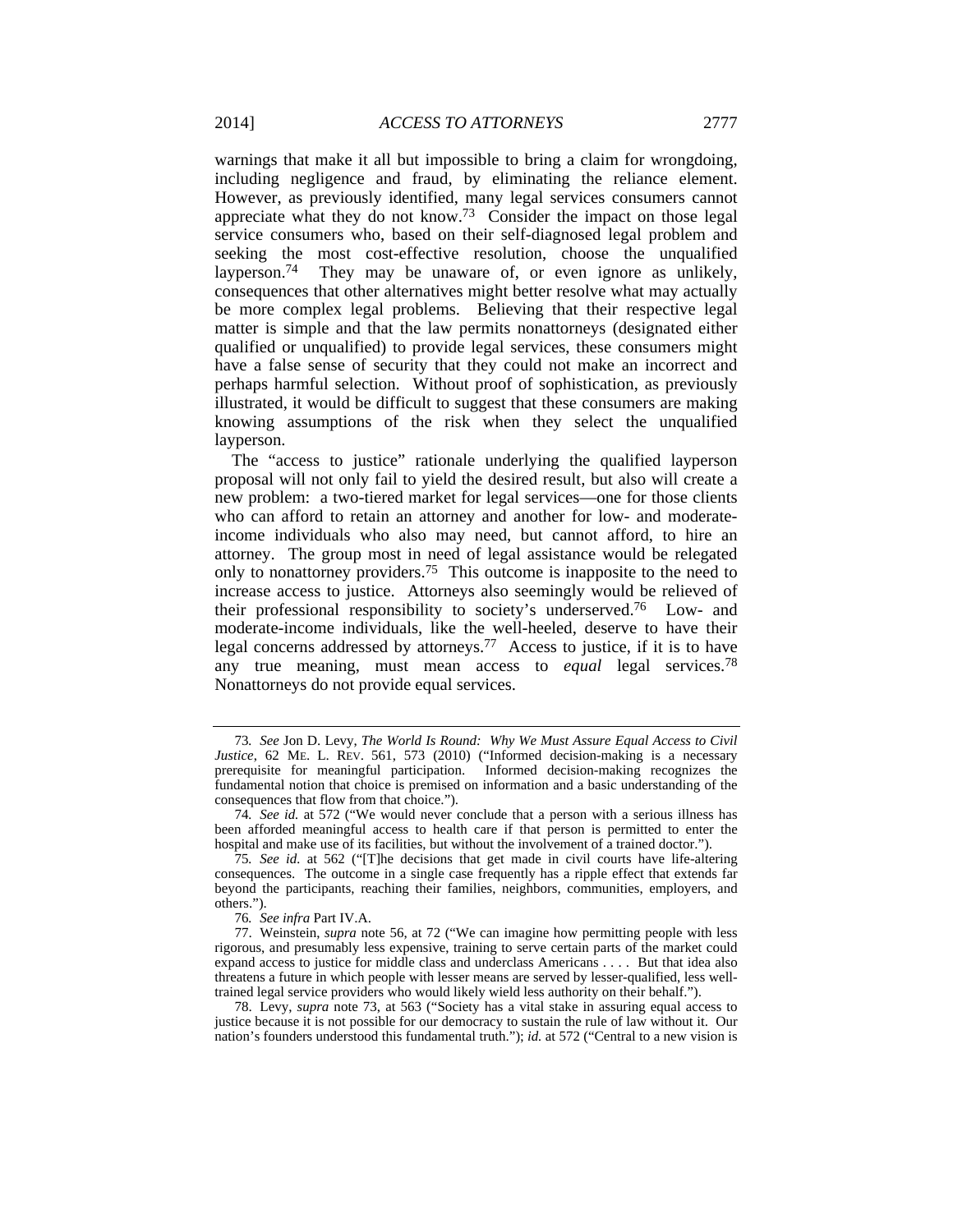warnings that make it all but impossible to bring a claim for wrongdoing, including negligence and fraud, by eliminating the reliance element. However, as previously identified, many legal services consumers cannot appreciate what they do not know.[73] Consider the impact on those legal service consumers who, based on their self-diagnosed legal problem and seeking the most cost-effective resolution, choose the unqualified layperson.[74] They may be unaware of, or even ignore as unlikely, consequences that other alternatives might better resolve what may actually be more complex legal problems. Believing that their respective legal matter is simple and that the law permits nonattorneys (designated either qualified or unqualified) to provide legal services, these consumers might have a false sense of security that they could not make an incorrect and perhaps harmful selection. Without proof of sophistication, as previously illustrated, it would be difficult to suggest that these consumers are making knowing assumptions of the risk when they select the unqualified layperson.

The "access to justice" rationale underlying the qualified layperson proposal will not only fail to yield the desired result, but also will create a new problem: a two-tiered market for legal services—one for those clients who can afford to retain an attorney and another for low- and moderate-income individuals who also may need, but cannot afford, to hire an attorney. The group most in need of legal assistance would be relegated only to nonattorney providers.[75] This outcome is inapposite to the need to increase access to justice. Attorneys also seemingly would be relieved of their professional responsibility to society's underserved.[76] Low- and moderate-income individuals, like the well-heeled, deserve to have their legal concerns addressed by attorneys.[77] Access to justice, if it is to have any true meaning, must mean access to *equal* legal services.[78] Nonattorneys do not provide equal services.

---

73. *See* Jon D. Levy, *The World Is Round: Why We Must Assure Equal Access to Civil Justice*, 62 ME. L. REV. 561, 573 (2010) ("Informed decision-making is a necessary prerequisite for meaningful participation. Informed decision-making recognizes the fundamental notion that choice is premised on information and a basic understanding of the consequences that flow from that choice.").

74. *See id.* at 572 ("We would never conclude that a person with a serious illness has been afforded meaningful access to health care if that person is permitted to enter the hospital and make use of its facilities, but without the involvement of a trained doctor.").

75. *See id.* at 562 ("[T]he decisions that get made in civil courts have life-altering consequences. The outcome in a single case frequently has a ripple effect that extends far beyond the participants, reaching their families, neighbors, communities, employers, and others.").

76. *See infra* Part IV.A.

77. Weinstein, *supra* note 56, at 72 ("We can imagine how permitting people with less rigorous, and presumably less expensive, training to serve certain parts of the market could expand access to justice for middle class and underclass Americans . . . . But that idea also threatens a future in which people with lesser means are served by lesser-qualified, less well-trained legal service providers who would likely wield less authority on their behalf.").

78. Levy, *supra* note 73, at 563 ("Society has a vital stake in assuring equal access to justice because it is not possible for our democracy to sustain the rule of law without it. Our nation's founders understood this fundamental truth."); *id.* at 572 ("Central to a new vision is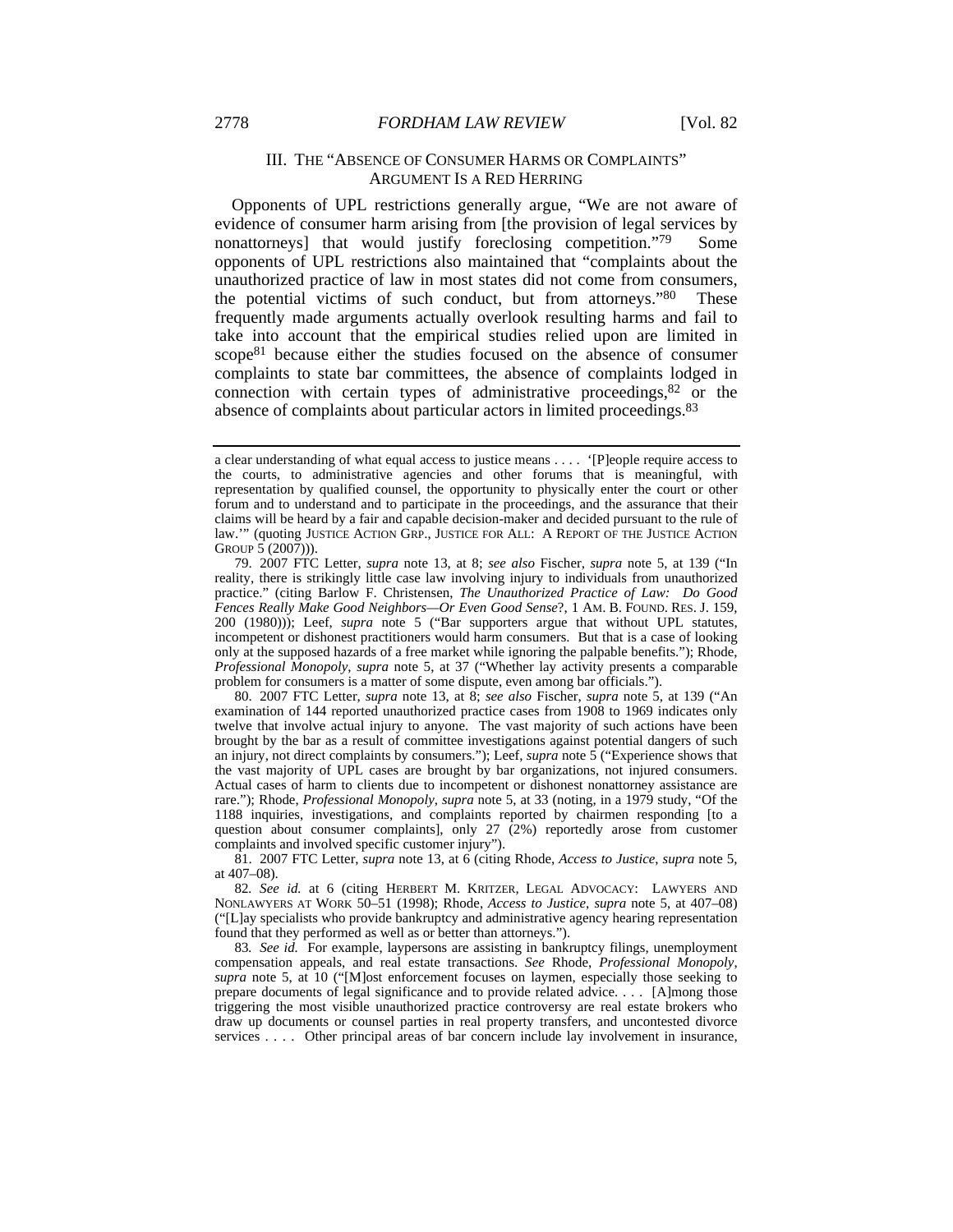## III. THE "ABSENCE OF CONSUMER HARMS OR COMPLAINTS" ARGUMENT IS A RED HERRING

Opponents of UPL restrictions generally argue, "We are not aware of evidence of consumer harm arising from [the provision of legal services by nonattorneys] that would justify foreclosing competition."[79] Some opponents of UPL restrictions also maintained that "complaints about the unauthorized practice of law in most states did not come from consumers, the potential victims of such conduct, but from attorneys."[80] These frequently made arguments actually overlook resulting harms and fail to take into account that the empirical studies relied upon are limited in scope[81] because either the studies focused on the absence of consumer complaints to state bar committees, the absence of complaints lodged in connection with certain types of administrative proceedings,[82] or the absence of complaints about particular actors in limited proceedings.[83]

---

a clear understanding of what equal access to justice means . . . . '[P]eople require access to the courts, to administrative agencies and other forums that is meaningful, with representation by qualified counsel, the opportunity to physically enter the court or other forum and to understand and to participate in the proceedings, and the assurance that their claims will be heard by a fair and capable decision-maker and decided pursuant to the rule of law.'" (quoting JUSTICE ACTION GRP., JUSTICE FOR ALL: A REPORT OF THE JUSTICE ACTION GROUP 5 (2007))).

79. 2007 FTC Letter, *supra* note 13, at 8; *see also* Fischer, *supra* note 5, at 139 ("In reality, there is strikingly little case law involving injury to individuals from unauthorized practice." (citing Barlow F. Christensen, *The Unauthorized Practice of Law: Do Good Fences Really Make Good Neighbors—Or Even Good Sense*?, 1 AM. B. FOUND. RES. J. 159, 200 (1980))); Leef, *supra* note 5 ("Bar supporters argue that without UPL statutes, incompetent or dishonest practitioners would harm consumers. But that is a case of looking only at the supposed hazards of a free market while ignoring the palpable benefits."); Rhode, *Professional Monopoly*, *supra* note 5, at 37 ("Whether lay activity presents a comparable problem for consumers is a matter of some dispute, even among bar officials.").

80. 2007 FTC Letter, *supra* note 13, at 8; *see also* Fischer, *supra* note 5, at 139 ("An examination of 144 reported unauthorized practice cases from 1908 to 1969 indicates only twelve that involve actual injury to anyone. The vast majority of such actions have been brought by the bar as a result of committee investigations against potential dangers of such an injury, not direct complaints by consumers."); Leef, *supra* note 5 ("Experience shows that the vast majority of UPL cases are brought by bar organizations, not injured consumers. Actual cases of harm to clients due to incompetent or dishonest nonattorney assistance are rare."); Rhode, *Professional Monopoly*, *supra* note 5, at 33 (noting, in a 1979 study, "Of the 1188 inquiries, investigations, and complaints reported by chairmen responding [to a question about consumer complaints], only 27 (2%) reportedly arose from customer complaints and involved specific customer injury").

81. 2007 FTC Letter, *supra* note 13, at 6 (citing Rhode, *Access to Justice*, *supra* note 5, at 407–08).

82. *See id.* at 6 (citing HERBERT M. KRITZER, LEGAL ADVOCACY: LAWYERS AND NONLAWYERS AT WORK 50–51 (1998); Rhode, *Access to Justice*, *supra* note 5, at 407–08) ("[L]ay specialists who provide bankruptcy and administrative agency hearing representation found that they performed as well as or better than attorneys.").

83. *See id.* For example, laypersons are assisting in bankruptcy filings, unemployment compensation appeals, and real estate transactions. *See* Rhode, *Professional Monopoly*, *supra* note 5, at 10 ("[M]ost enforcement focuses on laymen, especially those seeking to prepare documents of legal significance and to provide related advice. . . . [A]mong those triggering the most visible unauthorized practice controversy are real estate brokers who draw up documents or counsel parties in real property transfers, and uncontested divorce services . . . . Other principal areas of bar concern include lay involvement in insurance,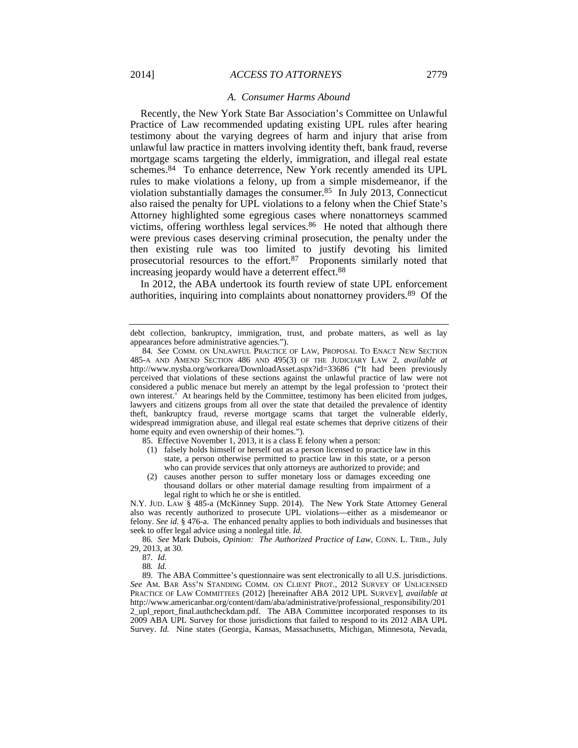### *A. Consumer Harms Abound*

Recently, the New York State Bar Association's Committee on Unlawful Practice of Law recommended updating existing UPL rules after hearing testimony about the varying degrees of harm and injury that arise from unlawful law practice in matters involving identity theft, bank fraud, reverse mortgage scams targeting the elderly, immigration, and illegal real estate schemes.[84] To enhance deterrence, New York recently amended its UPL rules to make violations a felony, up from a simple misdemeanor, if the violation substantially damages the consumer.[85] In July 2013, Connecticut also raised the penalty for UPL violations to a felony when the Chief State's Attorney highlighted some egregious cases where nonattorneys scammed victims, offering worthless legal services.[86] He noted that although there were previous cases deserving criminal prosecution, the penalty under the then existing rule was too limited to justify devoting his limited prosecutorial resources to the effort.[87] Proponents similarly noted that increasing jeopardy would have a deterrent effect.[88]

In 2012, the ABA undertook its fourth review of state UPL enforcement authorities, inquiring into complaints about nonattorney providers.[89] Of the

---

debt collection, bankruptcy, immigration, trust, and probate matters, as well as lay appearances before administrative agencies.").

84. *See* COMM. ON UNLAWFUL PRACTICE OF LAW, PROPOSAL TO ENACT NEW SECTION 485-A AND AMEND SECTION 486 AND 495(3) OF THE JUDICIARY LAW 2, *available at* http://www.nysba.org/workarea/DownloadAsset.aspx?id=33686 ("It had been previously perceived that violations of these sections against the unlawful practice of law were not considered a public menace but merely an attempt by the legal profession to 'protect their own interest.' At hearings held by the Committee, testimony has been elicited from judges, lawyers and citizens groups from all over the state that detailed the prevalence of identity theft, bankruptcy fraud, reverse mortgage scams that target the vulnerable elderly, widespread immigration abuse, and illegal real estate schemes that deprive citizens of their home equity and even ownership of their homes.").

85. Effective November 1, 2013, it is a class E felony when a person:

> (1) falsely holds himself or herself out as a person licensed to practice law in this state, a person otherwise permitted to practice law in this state, or a person who can provide services that only attorneys are authorized to provide; and
>
> (2) causes another person to suffer monetary loss or damages exceeding one thousand dollars or other material damage resulting from impairment of a legal right to which he or she is entitled.

N.Y. JUD. LAW § 485-a (McKinney Supp. 2014). The New York State Attorney General also was recently authorized to prosecute UPL violations—either as a misdemeanor or felony. *See id.* § 476-a. The enhanced penalty applies to both individuals and businesses that seek to offer legal advice using a nonlegal title. *Id.*

86. *See* Mark Dubois, *Opinion: The Authorized Practice of Law*, CONN. L. TRIB., July 29, 2013, at 30.

87. *Id.*

88. *Id.*

89. The ABA Committee's questionnaire was sent electronically to all U.S. jurisdictions. *See* AM. BAR ASS'N STANDING COMM. ON CLIENT PROT., 2012 SURVEY OF UNLICENSED PRACTICE OF LAW COMMITTEES (2012) [hereinafter ABA 2012 UPL SURVEY], *available at* http://www.americanbar.org/content/dam/aba/administrative/professional_responsibility/2012_upl_report_final.authcheckdam.pdf. The ABA Committee incorporated responses to its 2009 ABA UPL Survey for those jurisdictions that failed to respond to its 2012 ABA UPL Survey. *Id.* Nine states (Georgia, Kansas, Massachusetts, Michigan, Minnesota, Nevada,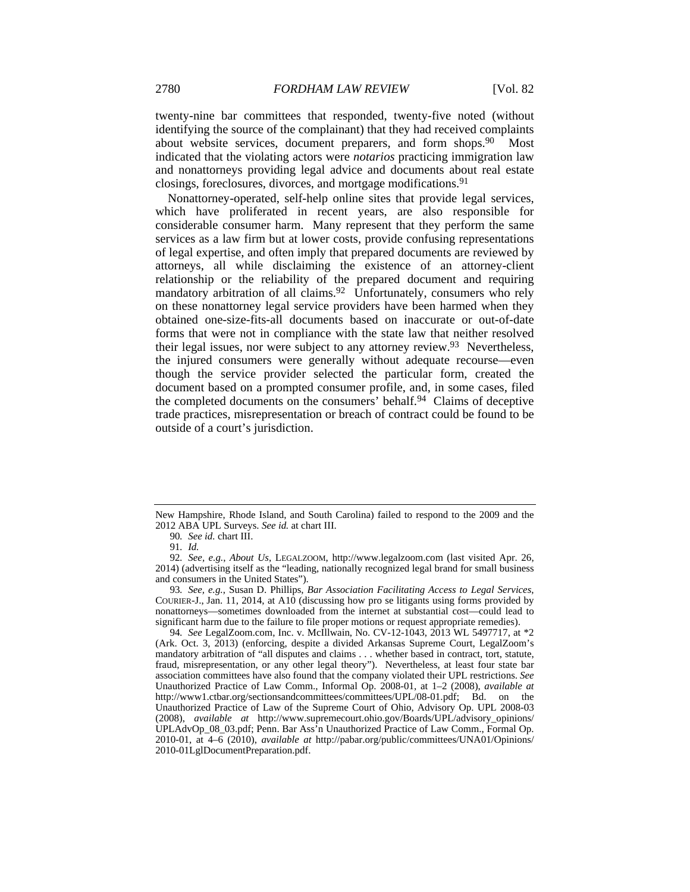twenty-nine bar committees that responded, twenty-five noted (without identifying the source of the complainant) that they had received complaints about website services, document preparers, and form shops.[90] Most indicated that the violating actors were *notarios* practicing immigration law and nonattorneys providing legal advice and documents about real estate closings, foreclosures, divorces, and mortgage modifications.[91]

Nonattorney-operated, self-help online sites that provide legal services, which have proliferated in recent years, are also responsible for considerable consumer harm. Many represent that they perform the same services as a law firm but at lower costs, provide confusing representations of legal expertise, and often imply that prepared documents are reviewed by attorneys, all while disclaiming the existence of an attorney-client relationship or the reliability of the prepared document and requiring mandatory arbitration of all claims.[92] Unfortunately, consumers who rely on these nonattorney legal service providers have been harmed when they obtained one-size-fits-all documents based on inaccurate or out-of-date forms that were not in compliance with the state law that neither resolved their legal issues, nor were subject to any attorney review.[93] Nevertheless, the injured consumers were generally without adequate recourse—even though the service provider selected the particular form, created the document based on a prompted consumer profile, and, in some cases, filed the completed documents on the consumers' behalf.[94] Claims of deceptive trade practices, misrepresentation or breach of contract could be found to be outside of a court's jurisdiction.

---

New Hampshire, Rhode Island, and South Carolina) failed to respond to the 2009 and the 2012 ABA UPL Surveys. *See id.* at chart III.

90. *See id.* chart III.

91. *Id.*

92. *See, e.g.*, *About Us*, LEGALZOOM, http://www.legalzoom.com (last visited Apr. 26, 2014) (advertising itself as the "leading, nationally recognized legal brand for small business and consumers in the United States").

93. *See, e.g.*, Susan D. Phillips, *Bar Association Facilitating Access to Legal Services*, COURIER-J., Jan. 11, 2014, at A10 (discussing how pro se litigants using forms provided by nonattorneys—sometimes downloaded from the internet at substantial cost—could lead to significant harm due to the failure to file proper motions or request appropriate remedies).

94. *See* LegalZoom.com, Inc. v. McIllwain, No. CV-12-1043, 2013 WL 5497717, at *2 (Ark. Oct. 3, 2013) (enforcing, despite a divided Arkansas Supreme Court, LegalZoom's mandatory arbitration of "all disputes and claims . . . whether based in contract, tort, statute, fraud, misrepresentation, or any other legal theory"). Nevertheless, at least four state bar association committees have also found that the company violated their UPL restrictions. *See* Unauthorized Practice of Law Comm., Informal Op. 2008-01, at 1–2 (2008), *available at* http://www1.ctbar.org/sectionsandcommittees/committees/UPL/08-01.pdf; Bd. on the Unauthorized Practice of Law of the Supreme Court of Ohio, Advisory Op. UPL 2008-03 (2008), *available at* http://www.supremecourt.ohio.gov/Boards/UPL/advisory_opinions/UPLAdvOp_08_03.pdf; Penn. Bar Ass'n Unauthorized Practice of Law Comm., Formal Op. 2010-01, at 4–6 (2010), *available at* http://pabar.org/public/committees/UNA01/Opinions/2010-01LglDocumentPreparation.pdf.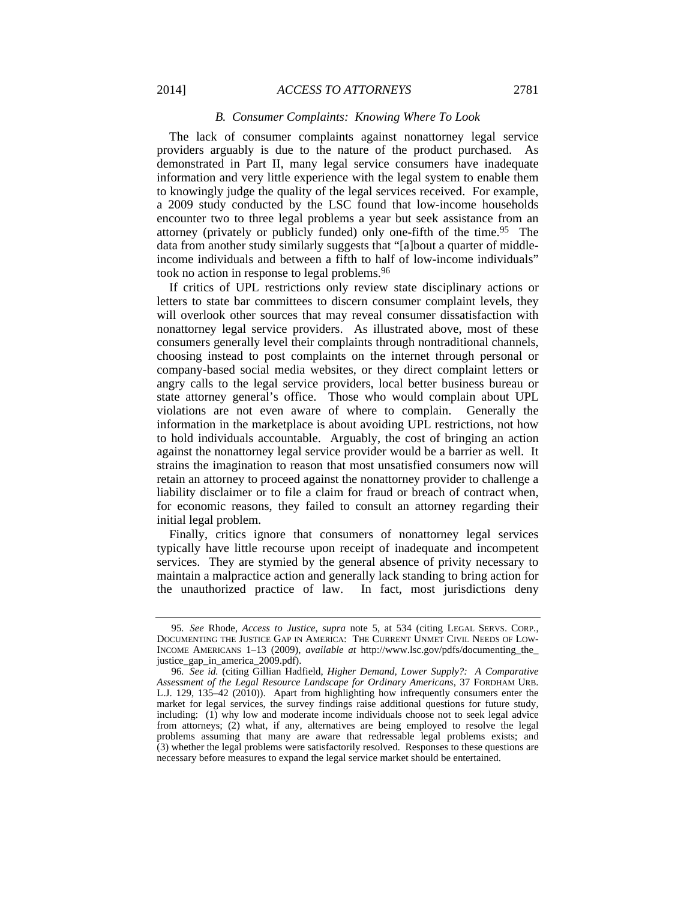### *B. Consumer Complaints: Knowing Where To Look*

The lack of consumer complaints against nonattorney legal service providers arguably is due to the nature of the product purchased. As demonstrated in Part II, many legal service consumers have inadequate information and very little experience with the legal system to enable them to knowingly judge the quality of the legal services received. For example, a 2009 study conducted by the LSC found that low-income households encounter two to three legal problems a year but seek assistance from an attorney (privately or publicly funded) only one-fifth of the time.[95] The data from another study similarly suggests that "[a]bout a quarter of middle-income individuals and between a fifth to half of low-income individuals" took no action in response to legal problems.[96]

If critics of UPL restrictions only review state disciplinary actions or letters to state bar committees to discern consumer complaint levels, they will overlook other sources that may reveal consumer dissatisfaction with nonattorney legal service providers. As illustrated above, most of these consumers generally level their complaints through nontraditional channels, choosing instead to post complaints on the internet through personal or company-based social media websites, or they direct complaint letters or angry calls to the legal service providers, local better business bureau or state attorney general's office. Those who would complain about UPL violations are not even aware of where to complain. Generally the information in the marketplace is about avoiding UPL restrictions, not how to hold individuals accountable. Arguably, the cost of bringing an action against the nonattorney legal service provider would be a barrier as well. It strains the imagination to reason that most unsatisfied consumers now will retain an attorney to proceed against the nonattorney provider to challenge a liability disclaimer or to file a claim for fraud or breach of contract when, for economic reasons, they failed to consult an attorney regarding their initial legal problem.

Finally, critics ignore that consumers of nonattorney legal services typically have little recourse upon receipt of inadequate and incompetent services. They are stymied by the general absence of privity necessary to maintain a malpractice action and generally lack standing to bring action for the unauthorized practice of law. In fact, most jurisdictions deny

---

95. *See* Rhode, *Access to Justice*, *supra* note 5, at 534 (citing LEGAL SERVS. CORP., DOCUMENTING THE JUSTICE GAP IN AMERICA: THE CURRENT UNMET CIVIL NEEDS OF LOW-INCOME AMERICANS 1–13 (2009), *available at* http://www.lsc.gov/pdfs/documenting_the_justice_gap_in_america_2009.pdf).

96. *See id.* (citing Gillian Hadfield, *Higher Demand, Lower Supply?: A Comparative Assessment of the Legal Resource Landscape for Ordinary Americans*, 37 FORDHAM URB. L.J. 129, 135–42 (2010)). Apart from highlighting how infrequently consumers enter the market for legal services, the survey findings raise additional questions for future study, including: (1) why low and moderate income individuals choose not to seek legal advice from attorneys; (2) what, if any, alternatives are being employed to resolve the legal problems assuming that many are aware that redressable legal problems exists; and (3) whether the legal problems were satisfactorily resolved. Responses to these questions are necessary before measures to expand the legal service market should be entertained.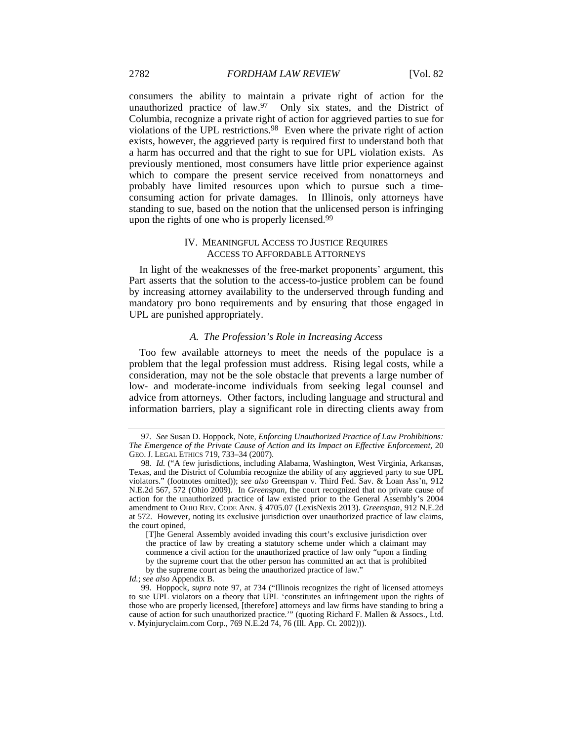consumers the ability to maintain a private right of action for the unauthorized practice of law.[97] Only six states, and the District of Columbia, recognize a private right of action for aggrieved parties to sue for violations of the UPL restrictions.[98] Even where the private right of action exists, however, the aggrieved party is required first to understand both that a harm has occurred and that the right to sue for UPL violation exists. As previously mentioned, most consumers have little prior experience against which to compare the present service received from nonattorneys and probably have limited resources upon which to pursue such a time-consuming action for private damages. In Illinois, only attorneys have standing to sue, based on the notion that the unlicensed person is infringing upon the rights of one who is properly licensed.[99]

## IV. MEANINGFUL ACCESS TO JUSTICE REQUIRES ACCESS TO AFFORDABLE ATTORNEYS

In light of the weaknesses of the free-market proponents' argument, this Part asserts that the solution to the access-to-justice problem can be found by increasing attorney availability to the underserved through funding and mandatory pro bono requirements and by ensuring that those engaged in UPL are punished appropriately.

### *A. The Profession's Role in Increasing Access*

Too few available attorneys to meet the needs of the populace is a problem that the legal profession must address. Rising legal costs, while a consideration, may not be the sole obstacle that prevents a large number of low- and moderate-income individuals from seeking legal counsel and advice from attorneys. Other factors, including language and structural and information barriers, play a significant role in directing clients away from

---

97. *See* Susan D. Hoppock, Note, *Enforcing Unauthorized Practice of Law Prohibitions: The Emergence of the Private Cause of Action and Its Impact on Effective Enforcement*, 20 GEO. J. LEGAL ETHICS 719, 733–34 (2007).

98. *Id.* ("A few jurisdictions, including Alabama, Washington, West Virginia, Arkansas, Texas, and the District of Columbia recognize the ability of any aggrieved party to sue UPL violators." (footnotes omitted)); *see also* Greenspan v. Third Fed. Sav. & Loan Ass'n, 912 N.E.2d 567, 572 (Ohio 2009). In *Greenspan*, the court recognized that no private cause of action for the unauthorized practice of law existed prior to the General Assembly's 2004 amendment to OHIO REV. CODE ANN. § 4705.07 (LexisNexis 2013). *Greenspan*, 912 N.E.2d at 572. However, noting its exclusive jurisdiction over unauthorized practice of law claims, the court opined,

> [T]he General Assembly avoided invading this court's exclusive jurisdiction over the practice of law by creating a statutory scheme under which a claimant may commence a civil action for the unauthorized practice of law only "upon a finding by the supreme court that the other person has committed an act that is prohibited by the supreme court as being the unauthorized practice of law."

*Id.*; *see also* Appendix B.

99. Hoppock, *supra* note 97, at 734 ("Illinois recognizes the right of licensed attorneys to sue UPL violators on a theory that UPL 'constitutes an infringement upon the rights of those who are properly licensed, [therefore] attorneys and law firms have standing to bring a cause of action for such unauthorized practice.'" (quoting Richard F. Mallen & Assocs., Ltd. v. Myinjuryclaim.com Corp., 769 N.E.2d 74, 76 (Ill. App. Ct. 2002))).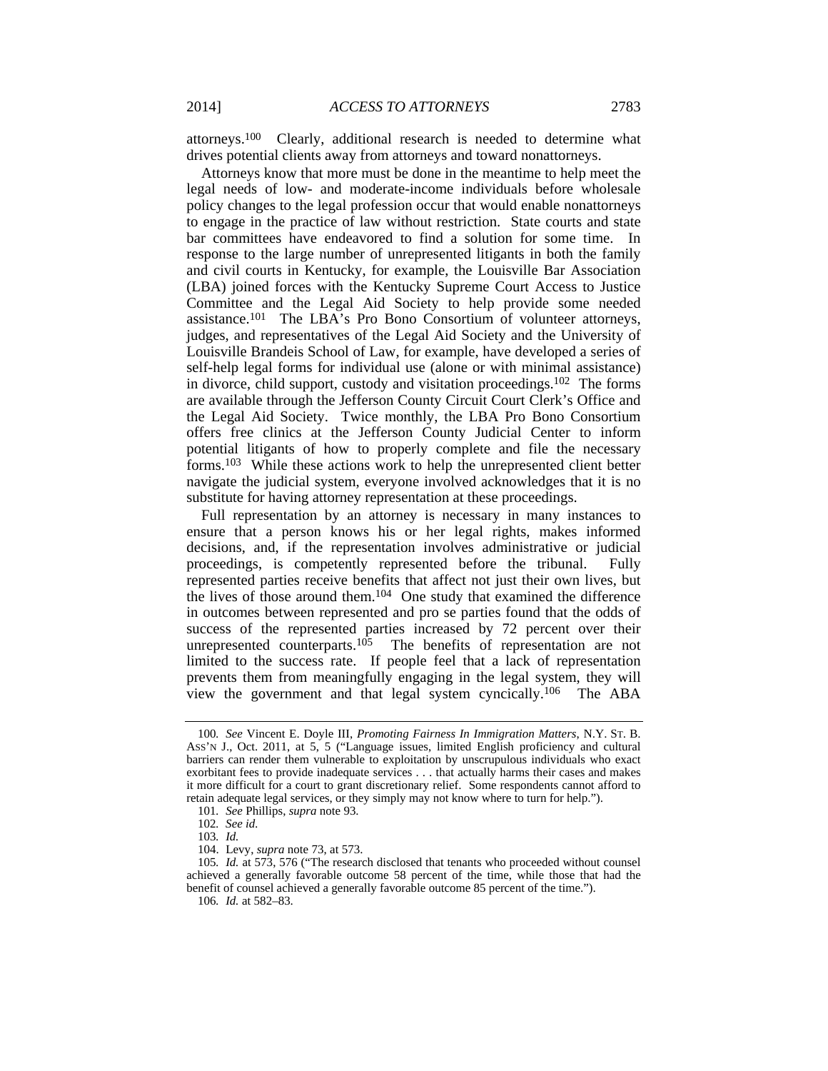attorneys.[100] Clearly, additional research is needed to determine what drives potential clients away from attorneys and toward nonattorneys.

Attorneys know that more must be done in the meantime to help meet the legal needs of low- and moderate-income individuals before wholesale policy changes to the legal profession occur that would enable nonattorneys to engage in the practice of law without restriction. State courts and state bar committees have endeavored to find a solution for some time. In response to the large number of unrepresented litigants in both the family and civil courts in Kentucky, for example, the Louisville Bar Association (LBA) joined forces with the Kentucky Supreme Court Access to Justice Committee and the Legal Aid Society to help provide some needed assistance.[101] The LBA's Pro Bono Consortium of volunteer attorneys, judges, and representatives of the Legal Aid Society and the University of Louisville Brandeis School of Law, for example, have developed a series of self-help legal forms for individual use (alone or with minimal assistance) in divorce, child support, custody and visitation proceedings.[102] The forms are available through the Jefferson County Circuit Court Clerk's Office and the Legal Aid Society. Twice monthly, the LBA Pro Bono Consortium offers free clinics at the Jefferson County Judicial Center to inform potential litigants of how to properly complete and file the necessary forms.[103] While these actions work to help the unrepresented client better navigate the judicial system, everyone involved acknowledges that it is no substitute for having attorney representation at these proceedings.

Full representation by an attorney is necessary in many instances to ensure that a person knows his or her legal rights, makes informed decisions, and, if the representation involves administrative or judicial proceedings, is competently represented before the tribunal. Fully represented parties receive benefits that affect not just their own lives, but the lives of those around them.[104] One study that examined the difference in outcomes between represented and pro se parties found that the odds of success of the represented parties increased by 72 percent over their unrepresented counterparts.[105] The benefits of representation are not limited to the success rate. If people feel that a lack of representation prevents them from meaningfully engaging in the legal system, they will view the government and that legal system cyncically.[106] The ABA

---

100. *See* Vincent E. Doyle III, *Promoting Fairness In Immigration Matters*, N.Y. ST. B. ASS'N J., Oct. 2011, at 5, 5 ("Language issues, limited English proficiency and cultural barriers can render them vulnerable to exploitation by unscrupulous individuals who exact exorbitant fees to provide inadequate services . . . that actually harms their cases and makes it more difficult for a court to grant discretionary relief. Some respondents cannot afford to retain adequate legal services, or they simply may not know where to turn for help.").

101. *See* Phillips, *supra* note 93.

102. *See id.*

103. *Id.*

104. Levy, *supra* note 73, at 573.

105. *Id.* at 573, 576 ("The research disclosed that tenants who proceeded without counsel achieved a generally favorable outcome 58 percent of the time, while those that had the benefit of counsel achieved a generally favorable outcome 85 percent of the time.").

106. *Id.* at 582–83.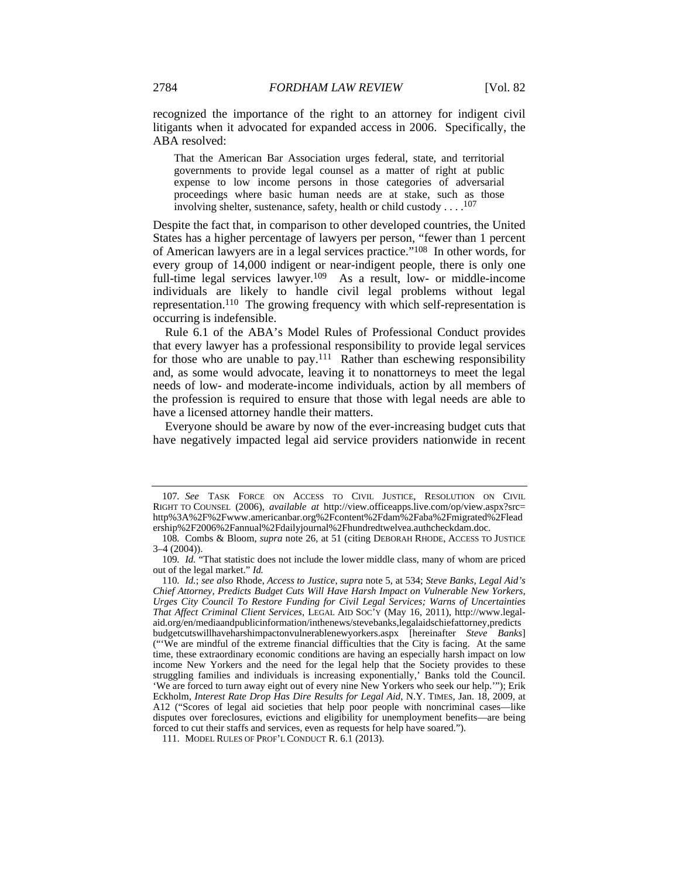recognized the importance of the right to an attorney for indigent civil litigants when it advocated for expanded access in 2006. Specifically, the ABA resolved:

> That the American Bar Association urges federal, state, and territorial governments to provide legal counsel as a matter of right at public expense to low income persons in those categories of adversarial proceedings where basic human needs are at stake, such as those involving shelter, sustenance, safety, health or child custody . . . .[107]

Despite the fact that, in comparison to other developed countries, the United States has a higher percentage of lawyers per person, "fewer than 1 percent of American lawyers are in a legal services practice."[108] In other words, for every group of 14,000 indigent or near-indigent people, there is only one full-time legal services lawyer.[109] As a result, low- or middle-income individuals are likely to handle civil legal problems without legal representation.[110] The growing frequency with which self-representation is occurring is indefensible.

Rule 6.1 of the ABA's Model Rules of Professional Conduct provides that every lawyer has a professional responsibility to provide legal services for those who are unable to pay.[111] Rather than eschewing responsibility and, as some would advocate, leaving it to nonattorneys to meet the legal needs of low- and moderate-income individuals, action by all members of the profession is required to ensure that those with legal needs are able to have a licensed attorney handle their matters.

Everyone should be aware by now of the ever-increasing budget cuts that have negatively impacted legal aid service providers nationwide in recent

---

107. *See* TASK FORCE ON ACCESS TO CIVIL JUSTICE, RESOLUTION ON CIVIL RIGHT TO COUNSEL (2006), *available at* http://view.officeapps.live.com/op/view.aspx?src=http%3A%2F%2Fwww.americanbar.org%2Fcontent%2Fdam%2Faba%2Fmigrated%2Fleadership%2F2006%2Fannual%2Fdailyjournal%2Fhundredtwelvea.authcheckdam.doc.

108. Combs & Bloom, *supra* note 26, at 51 (citing DEBORAH RHODE, ACCESS TO JUSTICE 3–4 (2004)).

109. *Id.* "That statistic does not include the lower middle class, many of whom are priced out of the legal market." *Id.*

110. *Id.*; *see also* Rhode, *Access to Justice*, *supra* note 5, at 534; *Steve Banks, Legal Aid's Chief Attorney, Predicts Budget Cuts Will Have Harsh Impact on Vulnerable New Yorkers, Urges City Council To Restore Funding for Civil Legal Services; Warns of Uncertainties That Affect Criminal Client Services*, LEGAL AID SOC'Y (May 16, 2011), http://www.legal-aid.org/en/mediaandpublicinformation/inthenews/stevebanks,legalaidschiefattorney,predictsbudgetcutswillhaveharshimpactonvulnerablenewyorkers.aspx [hereinafter *Steve Banks*] ("'We are mindful of the extreme financial difficulties that the City is facing. At the same time, these extraordinary economic conditions are having an especially harsh impact on low income New Yorkers and the need for the legal help that the Society provides to these struggling families and individuals is increasing exponentially,' Banks told the Council. 'We are forced to turn away eight out of every nine New Yorkers who seek our help.'"); Erik Eckholm, *Interest Rate Drop Has Dire Results for Legal Aid*, N.Y. TIMES, Jan. 18, 2009, at A12 ("Scores of legal aid societies that help poor people with noncriminal cases—like disputes over foreclosures, evictions and eligibility for unemployment benefits—are being forced to cut their staffs and services, even as requests for help have soared.").

111. MODEL RULES OF PROF'L CONDUCT R. 6.1 (2013).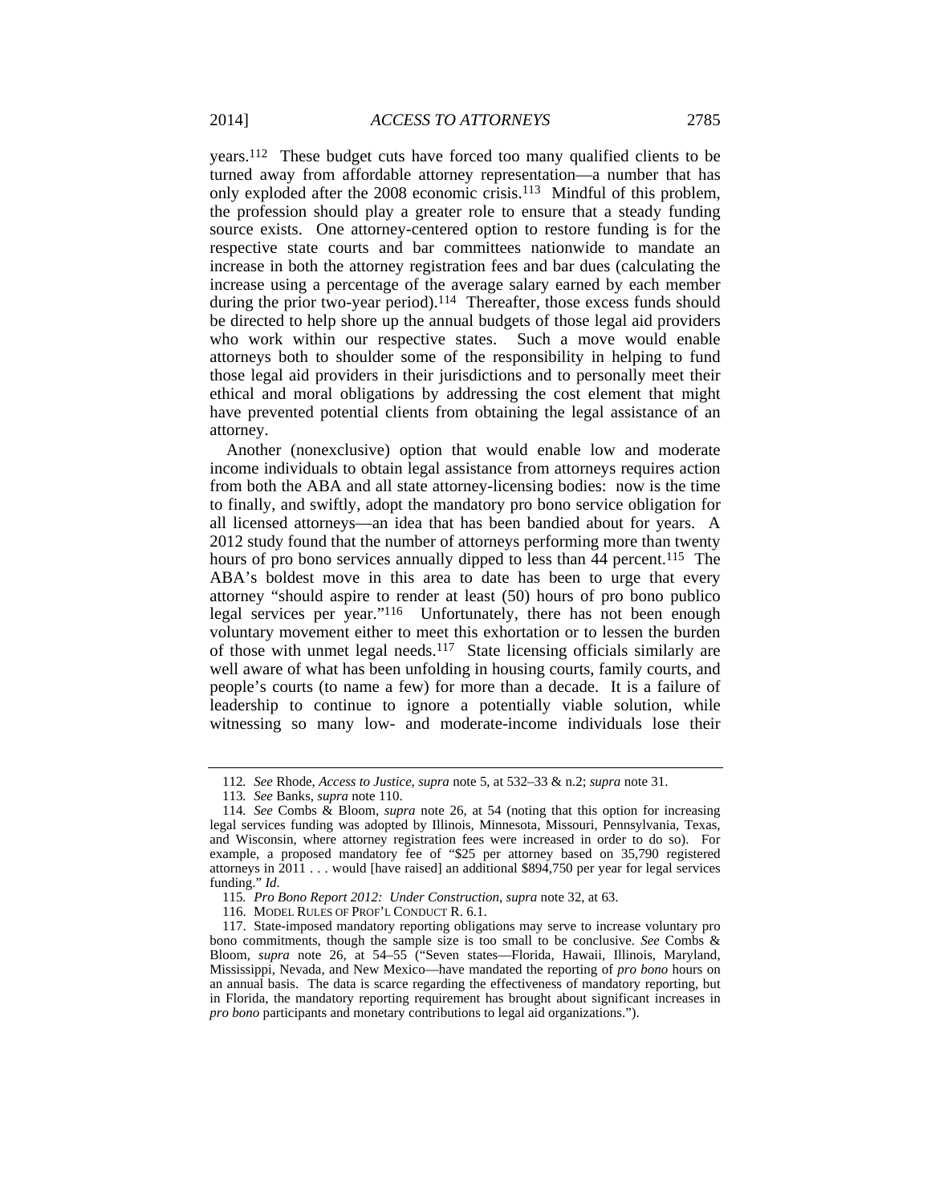years.[112] These budget cuts have forced too many qualified clients to be turned away from affordable attorney representation—a number that has only exploded after the 2008 economic crisis.[113] Mindful of this problem, the profession should play a greater role to ensure that a steady funding source exists. One attorney-centered option to restore funding is for the respective state courts and bar committees nationwide to mandate an increase in both the attorney registration fees and bar dues (calculating the increase using a percentage of the average salary earned by each member during the prior two-year period).[114] Thereafter, those excess funds should be directed to help shore up the annual budgets of those legal aid providers who work within our respective states. Such a move would enable attorneys both to shoulder some of the responsibility in helping to fund those legal aid providers in their jurisdictions and to personally meet their ethical and moral obligations by addressing the cost element that might have prevented potential clients from obtaining the legal assistance of an attorney.

Another (nonexclusive) option that would enable low and moderate income individuals to obtain legal assistance from attorneys requires action from both the ABA and all state attorney-licensing bodies: now is the time to finally, and swiftly, adopt the mandatory pro bono service obligation for all licensed attorneys—an idea that has been bandied about for years. A 2012 study found that the number of attorneys performing more than twenty hours of pro bono services annually dipped to less than 44 percent.[115] The ABA's boldest move in this area to date has been to urge that every attorney "should aspire to render at least (50) hours of pro bono publico legal services per year."[116] Unfortunately, there has not been enough voluntary movement either to meet this exhortation or to lessen the burden of those with unmet legal needs.[117] State licensing officials similarly are well aware of what has been unfolding in housing courts, family courts, and people's courts (to name a few) for more than a decade. It is a failure of leadership to continue to ignore a potentially viable solution, while witnessing so many low- and moderate-income individuals lose their

---

112. *See* Rhode, *Access to Justice*, *supra* note 5, at 532–33 & n.2; *supra* note 31.

113. *See* Banks, *supra* note 110.

114. *See* Combs & Bloom, *supra* note 26, at 54 (noting that this option for increasing legal services funding was adopted by Illinois, Minnesota, Missouri, Pennsylvania, Texas, and Wisconsin, where attorney registration fees were increased in order to do so). For example, a proposed mandatory fee of "$25 per attorney based on 35,790 registered attorneys in 2011 . . . would [have raised] an additional $894,750 per year for legal services funding." *Id.*

115. *Pro Bono Report 2012: Under Construction*, *supra* note 32, at 63.

116. MODEL RULES OF PROF'L CONDUCT R. 6.1.

117. State-imposed mandatory reporting obligations may serve to increase voluntary pro bono commitments, though the sample size is too small to be conclusive. *See* Combs & Bloom, *supra* note 26, at 54–55 ("Seven states—Florida, Hawaii, Illinois, Maryland, Mississippi, Nevada, and New Mexico—have mandated the reporting of *pro bono* hours on an annual basis. The data is scarce regarding the effectiveness of mandatory reporting, but in Florida, the mandatory reporting requirement has brought about significant increases in *pro bono* participants and monetary contributions to legal aid organizations.").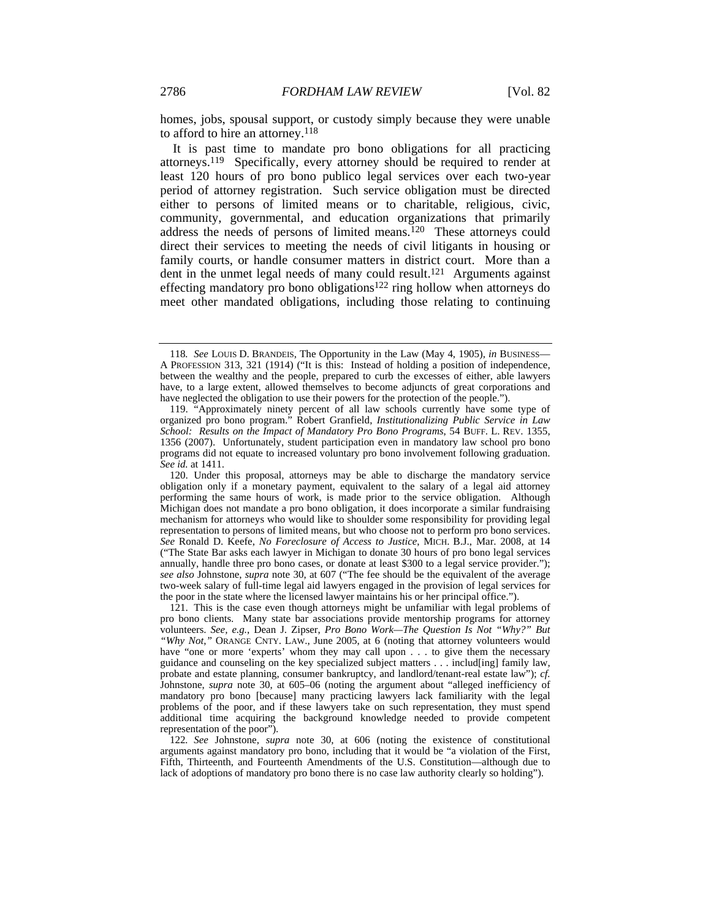homes, jobs, spousal support, or custody simply because they were unable to afford to hire an attorney.[118]

It is past time to mandate pro bono obligations for all practicing attorneys.[119] Specifically, every attorney should be required to render at least 120 hours of pro bono publico legal services over each two-year period of attorney registration. Such service obligation must be directed either to persons of limited means or to charitable, religious, civic, community, governmental, and education organizations that primarily address the needs of persons of limited means.[120] These attorneys could direct their services to meeting the needs of civil litigants in housing or family courts, or handle consumer matters in district court. More than a dent in the unmet legal needs of many could result.[121] Arguments against effecting mandatory pro bono obligations[122] ring hollow when attorneys do meet other mandated obligations, including those relating to continuing

---

118. *See* LOUIS D. BRANDEIS, The Opportunity in the Law (May 4, 1905), *in* BUSINESS—A PROFESSION 313, 321 (1914) ("It is this: Instead of holding a position of independence, between the wealthy and the people, prepared to curb the excesses of either, able lawyers have, to a large extent, allowed themselves to become adjuncts of great corporations and have neglected the obligation to use their powers for the protection of the people.").

119. "Approximately ninety percent of all law schools currently have some type of organized pro bono program." Robert Granfield, *Institutionalizing Public Service in Law School: Results on the Impact of Mandatory Pro Bono Programs*, 54 BUFF. L. REV. 1355, 1356 (2007). Unfortunately, student participation even in mandatory law school pro bono programs did not equate to increased voluntary pro bono involvement following graduation. *See id.* at 1411.

120. Under this proposal, attorneys may be able to discharge the mandatory service obligation only if a monetary payment, equivalent to the salary of a legal aid attorney performing the same hours of work, is made prior to the service obligation. Although Michigan does not mandate a pro bono obligation, it does incorporate a similar fundraising mechanism for attorneys who would like to shoulder some responsibility for providing legal representation to persons of limited means, but who choose not to perform pro bono services. *See* Ronald D. Keefe, *No Foreclosure of Access to Justice*, MICH. B.J., Mar. 2008, at 14 ("The State Bar asks each lawyer in Michigan to donate 30 hours of pro bono legal services annually, handle three pro bono cases, or donate at least $300 to a legal service provider."); *see also* Johnstone, *supra* note 30, at 607 ("The fee should be the equivalent of the average two-week salary of full-time legal aid lawyers engaged in the provision of legal services for the poor in the state where the licensed lawyer maintains his or her principal office.").

121. This is the case even though attorneys might be unfamiliar with legal problems of pro bono clients. Many state bar associations provide mentorship programs for attorney volunteers. *See, e.g.*, Dean J. Zipser, *Pro Bono Work—The Question Is Not "Why?" But "Why Not,"* ORANGE CNTY. LAW., June 2005, at 6 (noting that attorney volunteers would have "one or more 'experts' whom they may call upon . . . to give them the necessary guidance and counseling on the key specialized subject matters . . . includ[ing] family law, probate and estate planning, consumer bankruptcy, and landlord/tenant-real estate law"); *cf.* Johnstone, *supra* note 30, at 605–06 (noting the argument about "alleged inefficiency of mandatory pro bono [because] many practicing lawyers lack familiarity with the legal problems of the poor, and if these lawyers take on such representation, they must spend additional time acquiring the background knowledge needed to provide competent representation of the poor").

122. *See* Johnstone, *supra* note 30, at 606 (noting the existence of constitutional arguments against mandatory pro bono, including that it would be "a violation of the First, Fifth, Thirteenth, and Fourteenth Amendments of the U.S. Constitution—although due to lack of adoptions of mandatory pro bono there is no case law authority clearly so holding").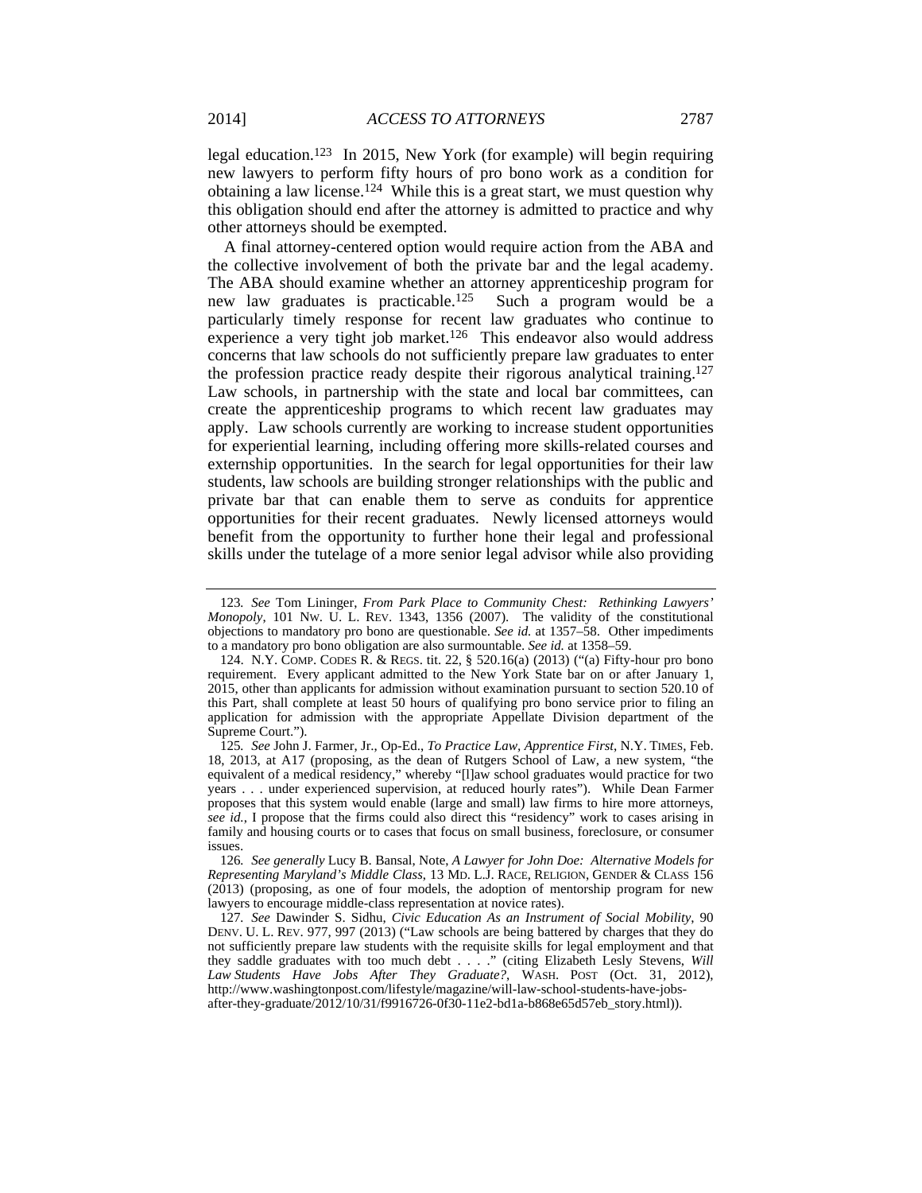legal education.[123] In 2015, New York (for example) will begin requiring new lawyers to perform fifty hours of pro bono work as a condition for obtaining a law license.[124] While this is a great start, we must question why this obligation should end after the attorney is admitted to practice and why other attorneys should be exempted.

A final attorney-centered option would require action from the ABA and the collective involvement of both the private bar and the legal academy. The ABA should examine whether an attorney apprenticeship program for new law graduates is practicable.[125] Such a program would be a particularly timely response for recent law graduates who continue to experience a very tight job market.[126] This endeavor also would address concerns that law schools do not sufficiently prepare law graduates to enter the profession practice ready despite their rigorous analytical training.[127] Law schools, in partnership with the state and local bar committees, can create the apprenticeship programs to which recent law graduates may apply. Law schools currently are working to increase student opportunities for experiential learning, including offering more skills-related courses and externship opportunities. In the search for legal opportunities for their law students, law schools are building stronger relationships with the public and private bar that can enable them to serve as conduits for apprentice opportunities for their recent graduates. Newly licensed attorneys would benefit from the opportunity to further hone their legal and professional skills under the tutelage of a more senior legal advisor while also providing

---

123. *See* Tom Lininger, *From Park Place to Community Chest: Rethinking Lawyers' Monopoly*, 101 NW. U. L. REV. 1343, 1356 (2007). The validity of the constitutional objections to mandatory pro bono are questionable. *See id.* at 1357–58. Other impediments to a mandatory pro bono obligation are also surmountable. *See id.* at 1358–59.

124. N.Y. COMP. CODES R. & REGS. tit. 22, § 520.16(a) (2013) ("(a) Fifty-hour pro bono requirement. Every applicant admitted to the New York State bar on or after January 1, 2015, other than applicants for admission without examination pursuant to section 520.10 of this Part, shall complete at least 50 hours of qualifying pro bono service prior to filing an application for admission with the appropriate Appellate Division department of the Supreme Court.").

125. *See* John J. Farmer, Jr., Op-Ed., *To Practice Law, Apprentice First*, N.Y. TIMES, Feb. 18, 2013, at A17 (proposing, as the dean of Rutgers School of Law, a new system, "the equivalent of a medical residency," whereby "[l]aw school graduates would practice for two years . . . under experienced supervision, at reduced hourly rates"). While Dean Farmer proposes that this system would enable (large and small) law firms to hire more attorneys, *see id.*, I propose that the firms could also direct this "residency" work to cases arising in family and housing courts or to cases that focus on small business, foreclosure, or consumer issues.

126. *See generally* Lucy B. Bansal, Note, *A Lawyer for John Doe: Alternative Models for Representing Maryland's Middle Class*, 13 MD. L.J. RACE, RELIGION, GENDER & CLASS 156 (2013) (proposing, as one of four models, the adoption of mentorship program for new lawyers to encourage middle-class representation at novice rates).

127. *See* Dawinder S. Sidhu, *Civic Education As an Instrument of Social Mobility*, 90 DENV. U. L. REV. 977, 997 (2013) ("Law schools are being battered by charges that they do not sufficiently prepare law students with the requisite skills for legal employment and that they saddle graduates with too much debt . . . ." (citing Elizabeth Lesly Stevens, *Will Law Students Have Jobs After They Graduate?*, WASH. POST (Oct. 31, 2012), http://www.washingtonpost.com/lifestyle/magazine/will-law-school-students-have-jobs-after-they-graduate/2012/10/31/f9916726-0f30-11e2-bd1a-b868e65d57eb_story.html)).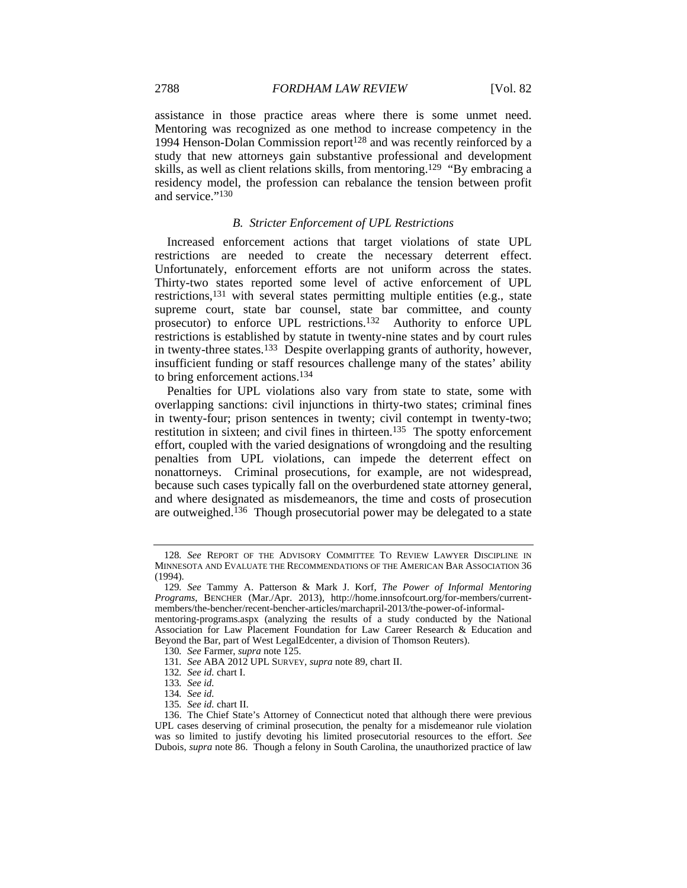assistance in those practice areas where there is some unmet need. Mentoring was recognized as one method to increase competency in the 1994 Henson-Dolan Commission report[128] and was recently reinforced by a study that new attorneys gain substantive professional and development skills, as well as client relations skills, from mentoring.[129] "By embracing a residency model, the profession can rebalance the tension between profit and service."[130]

### *B. Stricter Enforcement of UPL Restrictions*

Increased enforcement actions that target violations of state UPL restrictions are needed to create the necessary deterrent effect. Unfortunately, enforcement efforts are not uniform across the states. Thirty-two states reported some level of active enforcement of UPL restrictions,[131] with several states permitting multiple entities (e.g., state supreme court, state bar counsel, state bar committee, and county prosecutor) to enforce UPL restrictions.[132] Authority to enforce UPL restrictions is established by statute in twenty-nine states and by court rules in twenty-three states.[133] Despite overlapping grants of authority, however, insufficient funding or staff resources challenge many of the states' ability to bring enforcement actions.[134]

Penalties for UPL violations also vary from state to state, some with overlapping sanctions: civil injunctions in thirty-two states; criminal fines in twenty-four; prison sentences in twenty; civil contempt in twenty-two; restitution in sixteen; and civil fines in thirteen.[135] The spotty enforcement effort, coupled with the varied designations of wrongdoing and the resulting penalties from UPL violations, can impede the deterrent effect on nonattorneys. Criminal prosecutions, for example, are not widespread, because such cases typically fall on the overburdened state attorney general, and where designated as misdemeanors, the time and costs of prosecution are outweighed.[136] Though prosecutorial power may be delegated to a state

---

128. *See* REPORT OF THE ADVISORY COMMITTEE TO REVIEW LAWYER DISCIPLINE IN MINNESOTA AND EVALUATE THE RECOMMENDATIONS OF THE AMERICAN BAR ASSOCIATION 36 (1994).

129. *See* Tammy A. Patterson & Mark J. Korf, *The Power of Informal Mentoring Programs*, BENCHER (Mar./Apr. 2013), http://home.innsofcourt.org/for-members/current-members/the-bencher/recent-bencher-articles/marchapril-2013/the-power-of-informal-mentoring-programs.aspx (analyzing the results of a study conducted by the National Association for Law Placement Foundation for Law Career Research & Education and Beyond the Bar, part of West LegalEdcenter, a division of Thomson Reuters).

130. *See* Farmer, *supra* note 125.

131. *See* ABA 2012 UPL SURVEY, *supra* note 89, chart II.

132. *See id.* chart I.

133. *See id.*

134. *See id.*

135. *See id.* chart II.

136. The Chief State's Attorney of Connecticut noted that although there were previous UPL cases deserving of criminal prosecution, the penalty for a misdemeanor rule violation was so limited to justify devoting his limited prosecutorial resources to the effort. *See* Dubois, *supra* note 86. Though a felony in South Carolina, the unauthorized practice of law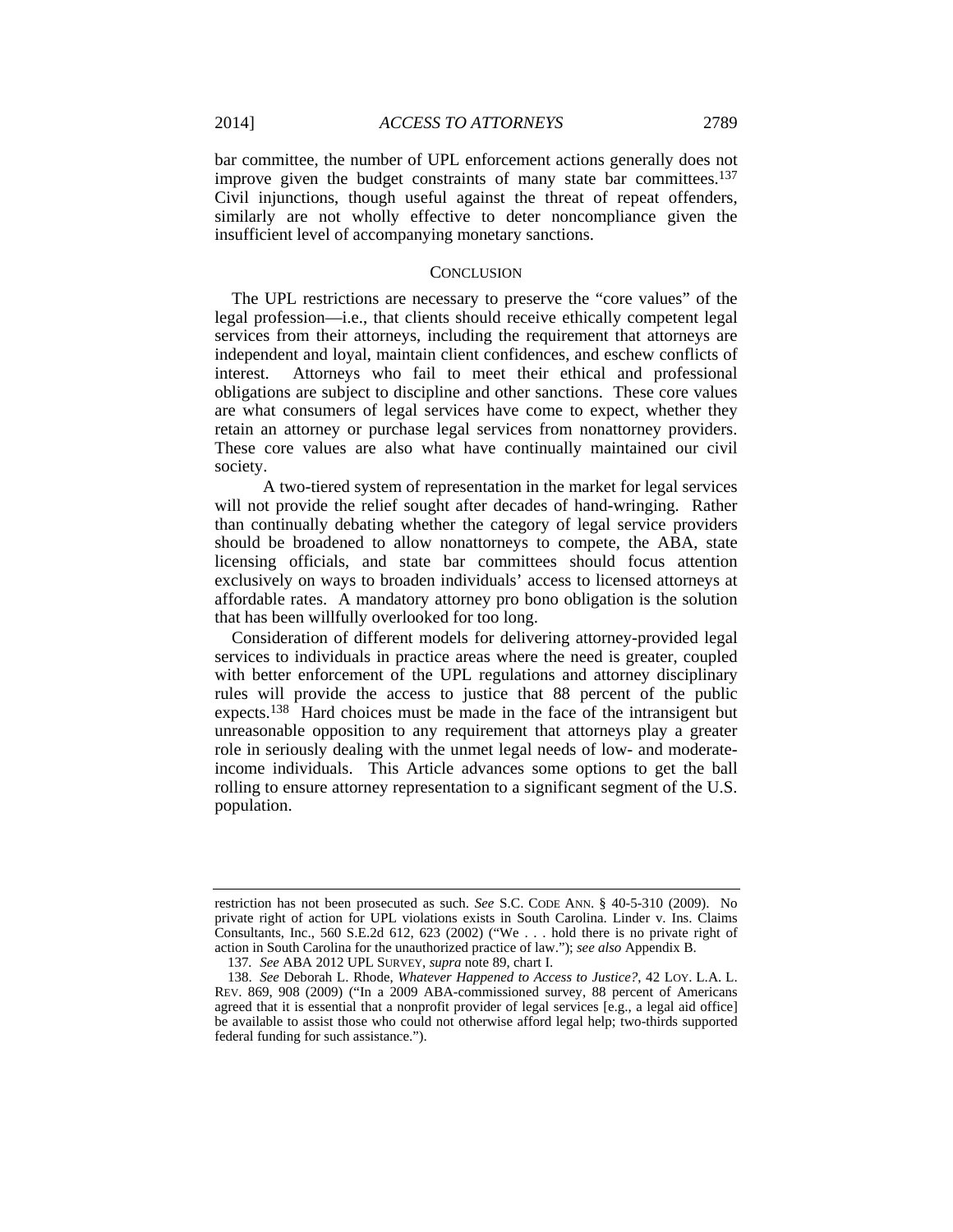bar committee, the number of UPL enforcement actions generally does not improve given the budget constraints of many state bar committees.[137] Civil injunctions, though useful against the threat of repeat offenders, similarly are not wholly effective to deter noncompliance given the insufficient level of accompanying monetary sanctions.

## CONCLUSION

The UPL restrictions are necessary to preserve the "core values" of the legal profession—i.e., that clients should receive ethically competent legal services from their attorneys, including the requirement that attorneys are independent and loyal, maintain client confidences, and eschew conflicts of interest. Attorneys who fail to meet their ethical and professional obligations are subject to discipline and other sanctions. These core values are what consumers of legal services have come to expect, whether they retain an attorney or purchase legal services from nonattorney providers. These core values are also what have continually maintained our civil society.

A two-tiered system of representation in the market for legal services will not provide the relief sought after decades of hand-wringing. Rather than continually debating whether the category of legal service providers should be broadened to allow nonattorneys to compete, the ABA, state licensing officials, and state bar committees should focus attention exclusively on ways to broaden individuals' access to licensed attorneys at affordable rates. A mandatory attorney pro bono obligation is the solution that has been willfully overlooked for too long.

Consideration of different models for delivering attorney-provided legal services to individuals in practice areas where the need is greater, coupled with better enforcement of the UPL regulations and attorney disciplinary rules will provide the access to justice that 88 percent of the public expects.[138] Hard choices must be made in the face of the intransigent but unreasonable opposition to any requirement that attorneys play a greater role in seriously dealing with the unmet legal needs of low- and moderate-income individuals. This Article advances some options to get the ball rolling to ensure attorney representation to a significant segment of the U.S. population.

---

restriction has not been prosecuted as such. *See* S.C. CODE ANN. § 40-5-310 (2009). No private right of action for UPL violations exists in South Carolina. Linder v. Ins. Claims Consultants, Inc., 560 S.E.2d 612, 623 (2002) ("We . . . hold there is no private right of action in South Carolina for the unauthorized practice of law."); *see also* Appendix B.

137. *See* ABA 2012 UPL SURVEY, *supra* note 89, chart I.

138. *See* Deborah L. Rhode, *Whatever Happened to Access to Justice?*, 42 LOY. L.A. L. REV. 869, 908 (2009) ("In a 2009 ABA-commissioned survey, 88 percent of Americans agreed that it is essential that a nonprofit provider of legal services [e.g., a legal aid office] be available to assist those who could not otherwise afford legal help; two-thirds supported federal funding for such assistance.").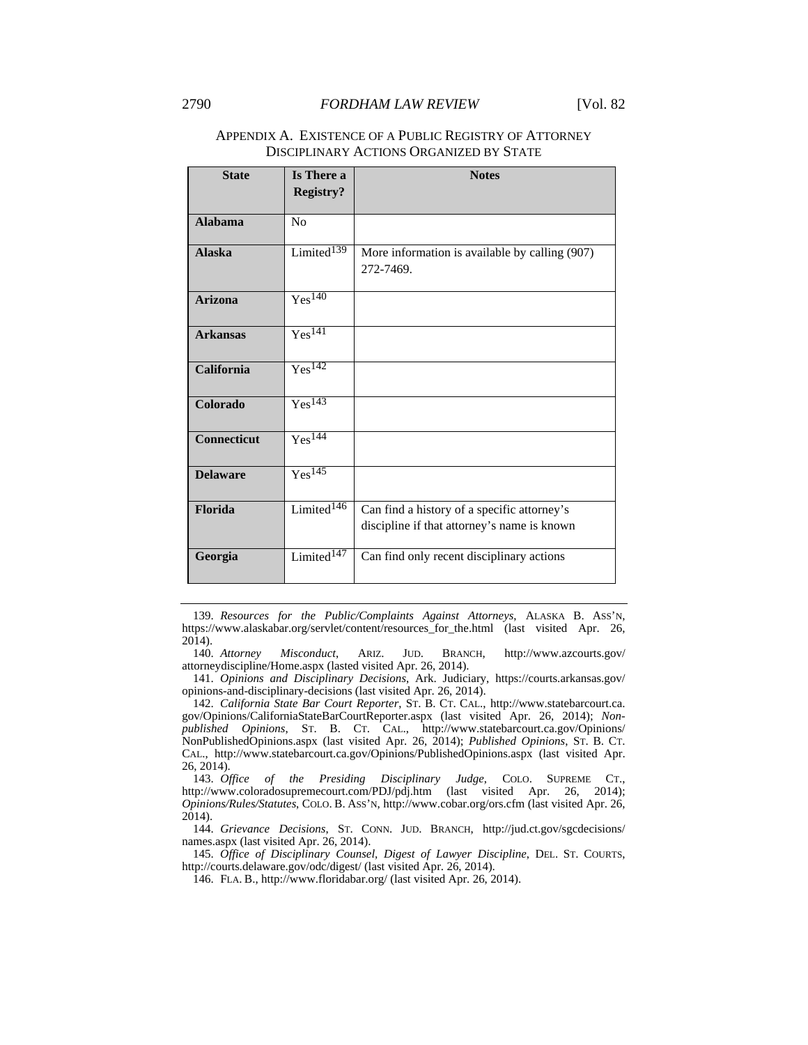## APPENDIX A. EXISTENCE OF A PUBLIC REGISTRY OF ATTORNEY DISCIPLINARY ACTIONS ORGANIZED BY STATE

| State | Is There a Registry? | Notes |
|---|---|---|
| **Alabama** | No | |
| **Alaska** | Limited[139] | More information is available by calling (907) 272-7469. |
| **Arizona** | Yes[140] | |
| **Arkansas** | Yes[141] | |
| **California** | Yes[142] | |
| **Colorado** | Yes[143] | |
| **Connecticut** | Yes[144] | |
| **Delaware** | Yes[145] | |
| **Florida** | Limited[146] | Can find a history of a specific attorney's discipline if that attorney's name is known |
| **Georgia** | Limited[147] | Can find only recent disciplinary actions |

---

139. *Resources for the Public/Complaints Against Attorneys*, ALASKA B. ASS'N, https://www.alaskabar.org/servlet/content/resources_for_the.html (last visited Apr. 26, 2014).

140. *Attorney Misconduct*, ARIZ. JUD. BRANCH, http://www.azcourts.gov/attorneydiscipline/Home.aspx (lasted visited Apr. 26, 2014).

141. *Opinions and Disciplinary Decisions*, Ark. Judiciary, https://courts.arkansas.gov/opinions-and-disciplinary-decisions (last visited Apr. 26, 2014).

142. *California State Bar Court Reporter*, ST. B. CT. CAL., http://www.statebarcourt.ca.gov/Opinions/CaliforniaStateBarCourtReporter.aspx (last visited Apr. 26, 2014); *Non-published Opinions*, ST. B. CT. CAL., http://www.statebarcourt.ca.gov/Opinions/NonPublishedOpinions.aspx (last visited Apr. 26, 2014); *Published Opinions*, ST. B. CT. CAL., http://www.statebarcourt.ca.gov/Opinions/PublishedOpinions.aspx (last visited Apr. 26, 2014).

143. *Office of the Presiding Disciplinary Judge*, COLO. SUPREME CT., http://www.coloradosupremecourt.com/PDJ/pdj.htm (last visited Apr. 26, 2014); *Opinions/Rules/Statutes*, COLO. B. ASS'N, http://www.cobar.org/ors.cfm (last visited Apr. 26, 2014).

144. *Grievance Decisions*, ST. CONN. JUD. BRANCH, http://jud.ct.gov/sgcdecisions/names.aspx (last visited Apr. 26, 2014).

145. *Office of Disciplinary Counsel, Digest of Lawyer Discipline*, DEL. ST. COURTS, http://courts.delaware.gov/odc/digest/ (last visited Apr. 26, 2014).

146. FLA. B., http://www.floridabar.org/ (last visited Apr. 26, 2014).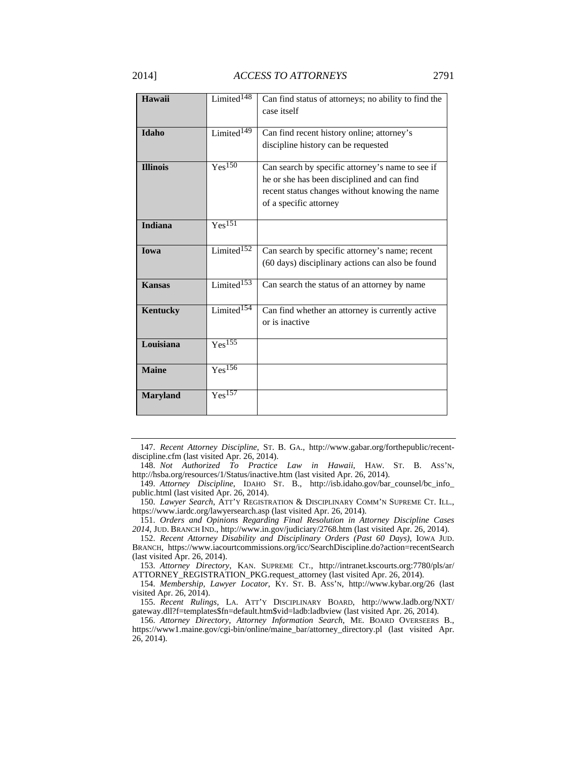| Hawaii | Limited[148] | Can find status of attorneys; no ability to find the case itself |
|---|---|---|
| **Idaho** | Limited[149] | Can find recent history online; attorney's discipline history can be requested |
| **Illinois** | Yes[150] | Can search by specific attorney's name to see if he or she has been disciplined and can find recent status changes without knowing the name of a specific attorney |
| **Indiana** | Yes[151] | |
| **Iowa** | Limited[152] | Can search by specific attorney's name; recent (60 days) disciplinary actions can also be found |
| **Kansas** | Limited[153] | Can search the status of an attorney by name |
| **Kentucky** | Limited[154] | Can find whether an attorney is currently active or is inactive |
| **Louisiana** | Yes[155] | |
| **Maine** | Yes[156] | |
| **Maryland** | Yes[157] | |

147. *Recent Attorney Discipline*, ST. B. GA., http://www.gabar.org/forthepublic/recent-discipline.cfm (last visited Apr. 26, 2014).

148. *Not Authorized To Practice Law in Hawaii*, HAW. ST. B. ASS'N, http://hsba.org/resources/1/Status/inactive.htm (last visited Apr. 26, 2014).

149. *Attorney Discipline*, IDAHO ST. B., http://isb.idaho.gov/bar_counsel/bc_info_public.html (last visited Apr. 26, 2014).

150. *Lawyer Search*, ATT'Y REGISTRATION & DISCIPLINARY COMM'N SUPREME CT. ILL., https://www.iardc.org/lawyersearch.asp (last visited Apr. 26, 2014).

151. *Orders and Opinions Regarding Final Resolution in Attorney Discipline Cases 2014*, JUD. BRANCH IND., http://www.in.gov/judiciary/2768.htm (last visited Apr. 26, 2014).

152. *Recent Attorney Disability and Disciplinary Orders (Past 60 Days)*, IOWA JUD. BRANCH, https://www.iacourtcommissions.org/icc/SearchDiscipline.do?action=recentSearch (last visited Apr. 26, 2014).

153. *Attorney Directory*, KAN. SUPREME CT., http://intranet.kscourts.org:7780/pls/ar/ATTORNEY_REGISTRATION_PKG.request_attorney (last visited Apr. 26, 2014).

154. *Membership, Lawyer Locator*, KY. ST. B. ASS'N, http://www.kybar.org/26 (last visited Apr. 26, 2014).

155. *Recent Rulings*, LA. ATT'Y DISCIPLINARY BOARD, http://www.ladb.org/NXT/gateway.dll?f=templates$fn=default.htm$vid=ladb:ladbview (last visited Apr. 26, 2014).

156. *Attorney Directory, Attorney Information Search*, ME. BOARD OVERSEERS B., https://www1.maine.gov/cgi-bin/online/maine_bar/attorney_directory.pl (last visited Apr. 26, 2014).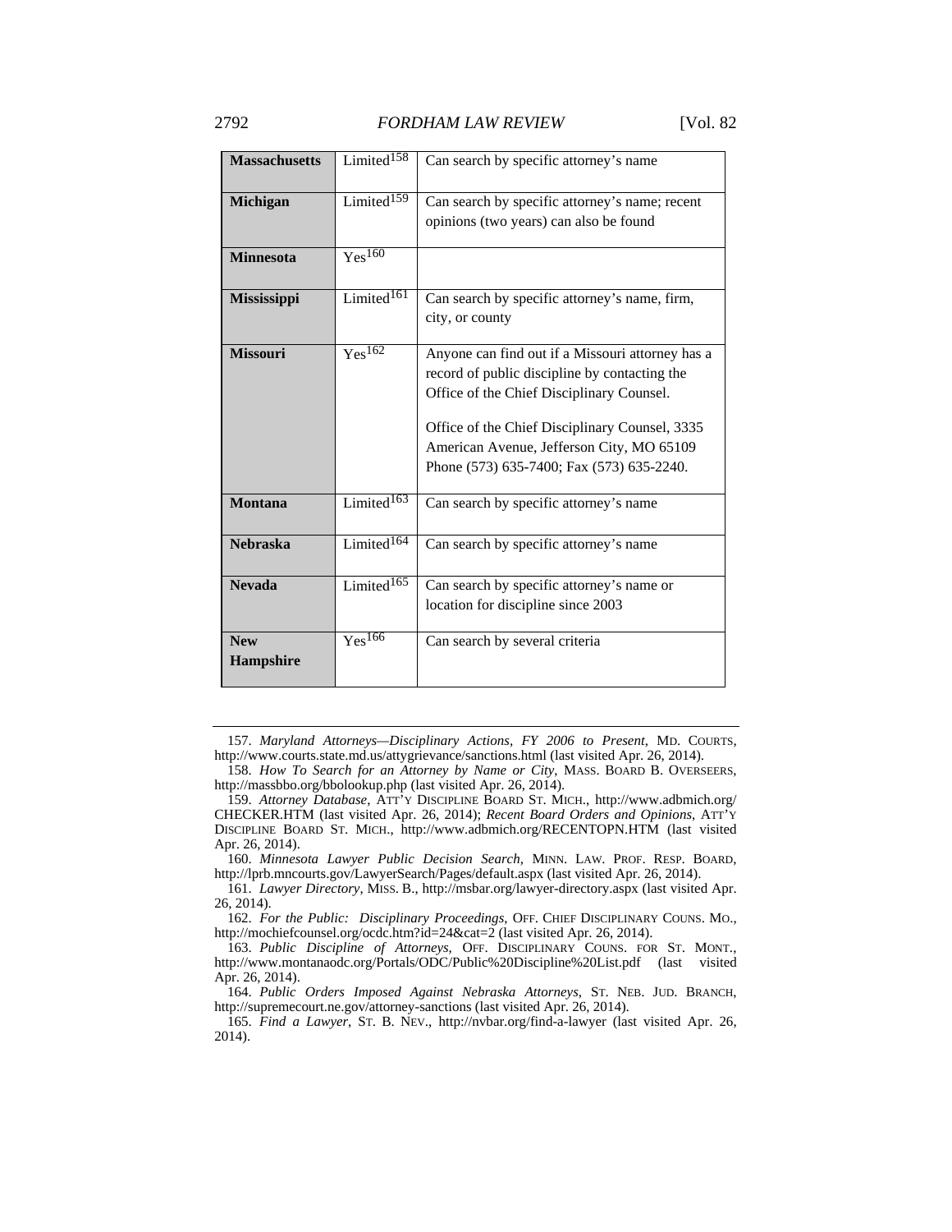| **Massachusetts** | Limited[158] | Can search by specific attorney's name |
|---|---|---|
| **Michigan** | Limited[159] | Can search by specific attorney's name; recent opinions (two years) can also be found |
| **Minnesota** | Yes[160] | |
| **Mississippi** | Limited[161] | Can search by specific attorney's name, firm, city, or county |
| **Missouri** | Yes[162] | Anyone can find out if a Missouri attorney has a record of public discipline by contacting the Office of the Chief Disciplinary Counsel.<br><br>Office of the Chief Disciplinary Counsel, 3335 American Avenue, Jefferson City, MO 65109 Phone (573) 635-7400; Fax (573) 635-2240. |
| **Montana** | Limited[163] | Can search by specific attorney's name |
| **Nebraska** | Limited[164] | Can search by specific attorney's name |
| **Nevada** | Limited[165] | Can search by specific attorney's name or location for discipline since 2003 |
| **New Hampshire** | Yes[166] | Can search by several criteria |

157. *Maryland Attorneys—Disciplinary Actions, FY 2006 to Present*, MD. COURTS, http://www.courts.state.md.us/attygrievance/sanctions.html (last visited Apr. 26, 2014).

158. *How To Search for an Attorney by Name or City*, MASS. BOARD B. OVERSEERS, http://massbbo.org/bbolookup.php (last visited Apr. 26, 2014).

159. *Attorney Database*, ATT'Y DISCIPLINE BOARD ST. MICH., http://www.adbmich.org/CHECKER.HTM (last visited Apr. 26, 2014); *Recent Board Orders and Opinions*, ATT'Y DISCIPLINE BOARD ST. MICH., http://www.adbmich.org/RECENTOPN.HTM (last visited Apr. 26, 2014).

160. *Minnesota Lawyer Public Decision Search*, MINN. LAW. PROF. RESP. BOARD, http://lprb.mncourts.gov/LawyerSearch/Pages/default.aspx (last visited Apr. 26, 2014).

161. *Lawyer Directory*, MISS. B., http://msbar.org/lawyer-directory.aspx (last visited Apr. 26, 2014).

162. *For the Public: Disciplinary Proceedings*, OFF. CHIEF DISCIPLINARY COUNS. MO., http://mochiefcounsel.org/ocdc.htm?id=24&cat=2 (last visited Apr. 26, 2014).

163. *Public Discipline of Attorneys*, OFF. DISCIPLINARY COUNS. FOR ST. MONT., http://www.montanaodc.org/Portals/ODC/Public%20Discipline%20List.pdf (last visited Apr. 26, 2014).

164. *Public Orders Imposed Against Nebraska Attorneys*, ST. NEB. JUD. BRANCH, http://supremecourt.ne.gov/attorney-sanctions (last visited Apr. 26, 2014).

165. *Find a Lawyer*, ST. B. NEV., http://nvbar.org/find-a-lawyer (last visited Apr. 26, 2014).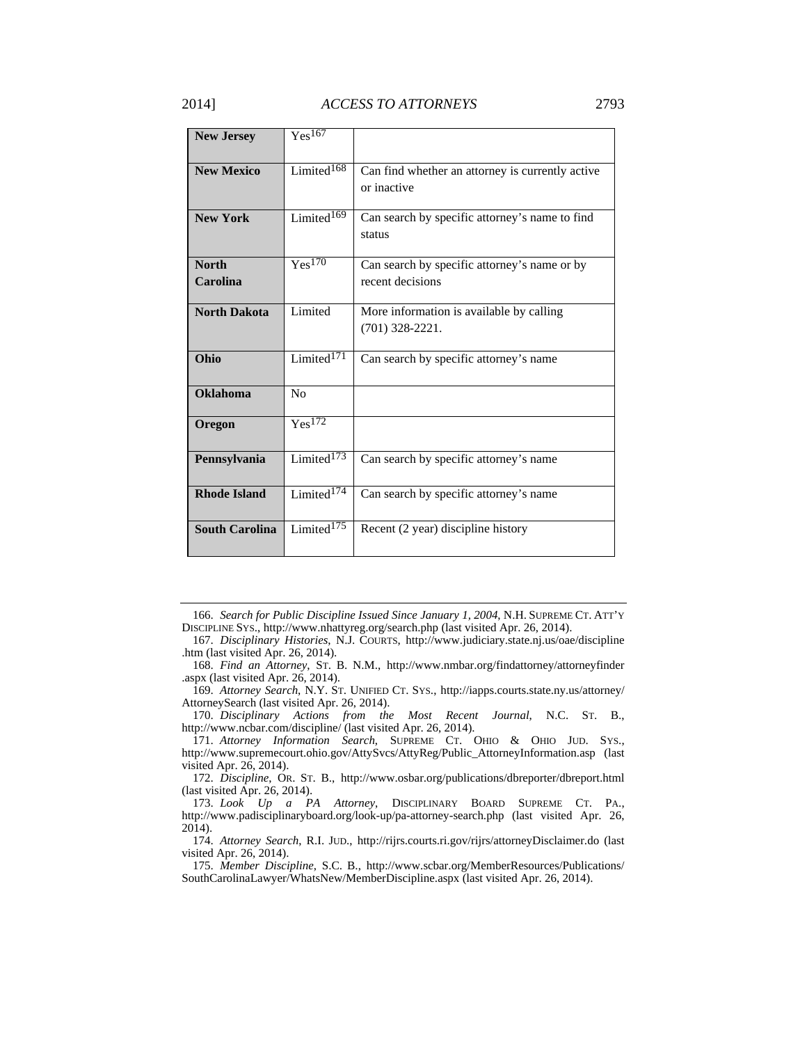| **New Jersey** | Yes[167] | |
|---|---|---|
| **New Mexico** | Limited[168] | Can find whether an attorney is currently active or inactive |
| **New York** | Limited[169] | Can search by specific attorney's name to find status |
| **North Carolina** | Yes[170] | Can search by specific attorney's name or by recent decisions |
| **North Dakota** | Limited | More information is available by calling (701) 328-2221. |
| **Ohio** | Limited[171] | Can search by specific attorney's name |
| **Oklahoma** | No | |
| **Oregon** | Yes[172] | |
| **Pennsylvania** | Limited[173] | Can search by specific attorney's name |
| **Rhode Island** | Limited[174] | Can search by specific attorney's name |
| **South Carolina** | Limited[175] | Recent (2 year) discipline history |

---

166. *Search for Public Discipline Issued Since January 1, 2004*, N.H. SUPREME CT. ATT'Y DISCIPLINE SYS., http://www.nhattyreg.org/search.php (last visited Apr. 26, 2014).

167. *Disciplinary Histories*, N.J. COURTS, http://www.judiciary.state.nj.us/oae/discipline.htm (last visited Apr. 26, 2014).

168. *Find an Attorney*, ST. B. N.M., http://www.nmbar.org/findattorney/attorneyfinder.aspx (last visited Apr. 26, 2014).

169. *Attorney Search*, N.Y. ST. UNIFIED CT. SYS., http://iapps.courts.state.ny.us/attorney/AttorneySearch (last visited Apr. 26, 2014).

170. *Disciplinary Actions from the Most Recent Journal*, N.C. ST. B., http://www.ncbar.com/discipline/ (last visited Apr. 26, 2014).

171. *Attorney Information Search*, SUPREME CT. OHIO & OHIO JUD. SYS., http://www.supremecourt.ohio.gov/AttySvcs/AttyReg/Public_AttorneyInformation.asp (last visited Apr. 26, 2014).

172. *Discipline*, OR. ST. B., http://www.osbar.org/publications/dbreporter/dbreport.html (last visited Apr. 26, 2014).

173. *Look Up a PA Attorney*, DISCIPLINARY BOARD SUPREME CT. PA., http://www.padisciplinaryboard.org/look-up/pa-attorney-search.php (last visited Apr. 26, 2014).

174. *Attorney Search*, R.I. JUD., http://rijrs.courts.ri.gov/rijrs/attorneyDisclaimer.do (last visited Apr. 26, 2014).

175. *Member Discipline*, S.C. B., http://www.scbar.org/MemberResources/Publications/SouthCarolinaLawyer/WhatsNew/MemberDiscipline.aspx (last visited Apr. 26, 2014).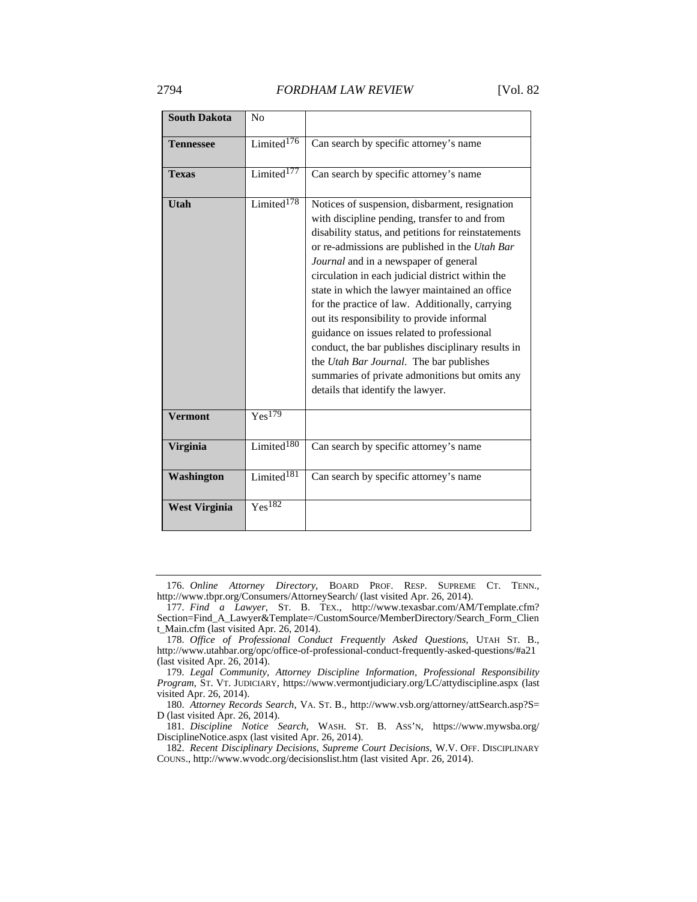| **South Dakota** | No | |
|---|---|---|
| **Tennessee** | Limited[176] | Can search by specific attorney's name |
| **Texas** | Limited[177] | Can search by specific attorney's name |
| **Utah** | Limited[178] | Notices of suspension, disbarment, resignation with discipline pending, transfer to and from disability status, and petitions for reinstatements or re-admissions are published in the *Utah Bar Journal* and in a newspaper of general circulation in each judicial district within the state in which the lawyer maintained an office for the practice of law. Additionally, carrying out its responsibility to provide informal guidance on issues related to professional conduct, the bar publishes disciplinary results in the *Utah Bar Journal*. The bar publishes summaries of private admonitions but omits any details that identify the lawyer. |
| **Vermont** | Yes[179] | |
| **Virginia** | Limited[180] | Can search by specific attorney's name |
| **Washington** | Limited[181] | Can search by specific attorney's name |
| **West Virginia** | Yes[182] | |

176. *Online Attorney Directory*, BOARD PROF. RESP. SUPREME CT. TENN., http://www.tbpr.org/Consumers/AttorneySearch/ (last visited Apr. 26, 2014).

177. *Find a Lawyer*, ST. B. TEX., http://www.texasbar.com/AM/Template.cfm?Section=Find_A_Lawyer&Template=/CustomSource/MemberDirectory/Search_Form_Client_Main.cfm (last visited Apr. 26, 2014).

178. *Office of Professional Conduct Frequently Asked Questions*, UTAH ST. B., http://www.utahbar.org/opc/office-of-professional-conduct-frequently-asked-questions/#a21 (last visited Apr. 26, 2014).

179. *Legal Community, Attorney Discipline Information, Professional Responsibility Program*, ST. VT. JUDICIARY, https://www.vermontjudiciary.org/LC/attydiscipline.aspx (last visited Apr. 26, 2014).

180. *Attorney Records Search*, VA. ST. B., http://www.vsb.org/attorney/attSearch.asp?S=D (last visited Apr. 26, 2014).

181. *Discipline Notice Search*, WASH. ST. B. ASS'N, https://www.mywsba.org/DisciplineNotice.aspx (last visited Apr. 26, 2014).

182. *Recent Disciplinary Decisions, Supreme Court Decisions*, W.V. OFF. DISCIPLINARY COUNS., http://www.wvodc.org/decisionslist.htm (last visited Apr. 26, 2014).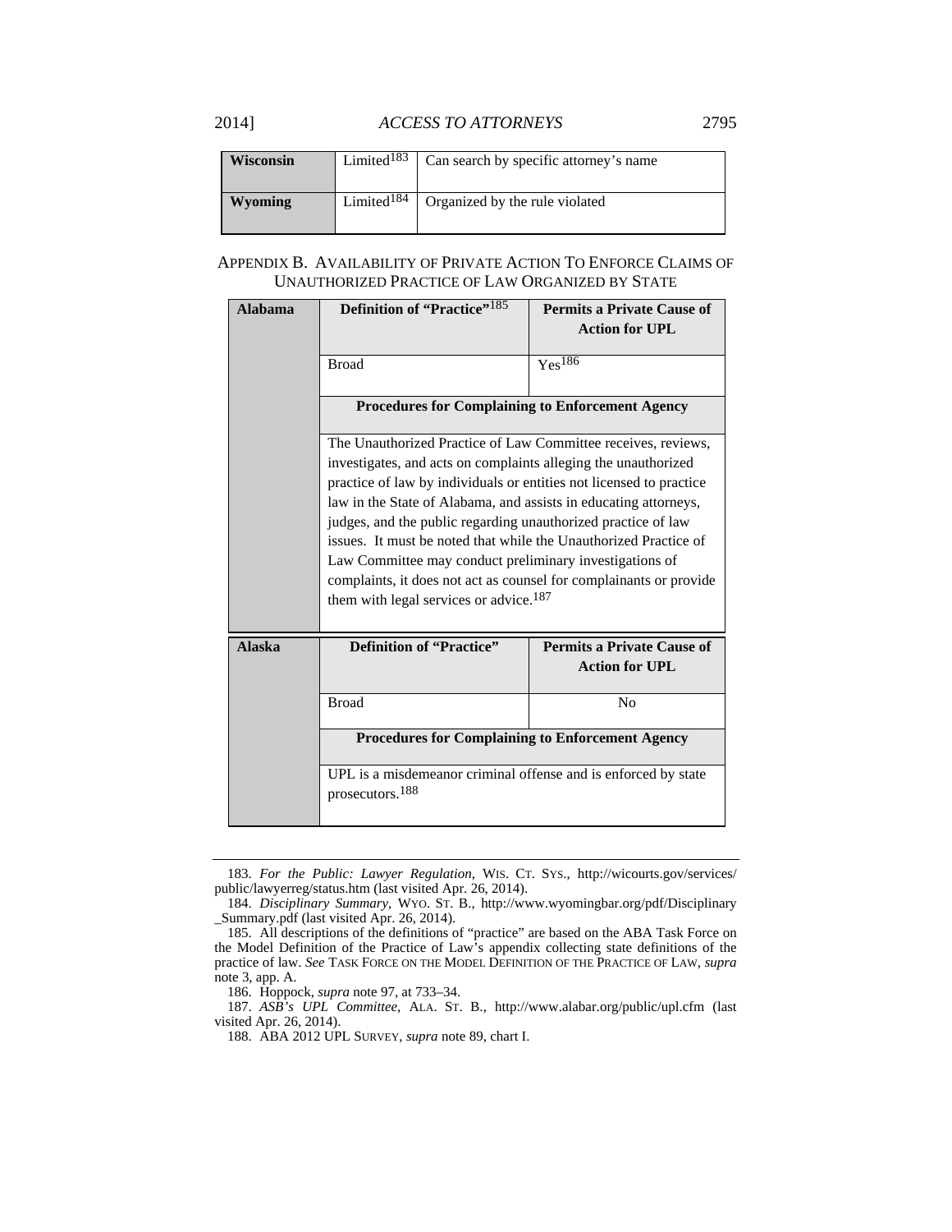| Wisconsin | Limited[183] | Can search by specific attorney's name |
|---|---|---|
| Wyoming | Limited[184] | Organized by the rule violated |

## APPENDIX B. AVAILABILITY OF PRIVATE ACTION TO ENFORCE CLAIMS OF UNAUTHORIZED PRACTICE OF LAW ORGANIZED BY STATE

| State | Definition of "Practice"[185] | Permits a Private Cause of Action for UPL |
|---|---|---|
| **Alabama** | Broad | Yes[186] |
| | **Procedures for Complaining to Enforcement Agency** | |
| | The Unauthorized Practice of Law Committee receives, reviews, investigates, and acts on complaints alleging the unauthorized practice of law by individuals or entities not licensed to practice law in the State of Alabama, and assists in educating attorneys, judges, and the public regarding unauthorized practice of law issues. It must be noted that while the Unauthorized Practice of Law Committee may conduct preliminary investigations of complaints, it does not act as counsel for complainants or provide them with legal services or advice.[187] | |
| **Alaska** | **Definition of "Practice"** | **Permits a Private Cause of Action for UPL** |
| | Broad | No |
| | **Procedures for Complaining to Enforcement Agency** | |
| | UPL is a misdemeanor criminal offense and is enforced by state prosecutors.[188] | |

183. *For the Public: Lawyer Regulation*, WIS. CT. SYS., http://wicourts.gov/services/public/lawyerreg/status.htm (last visited Apr. 26, 2014).

184. *Disciplinary Summary*, WYO. ST. B., http://www.wyomingbar.org/pdf/Disciplinary_Summary.pdf (last visited Apr. 26, 2014).

185. All descriptions of the definitions of "practice" are based on the ABA Task Force on the Model Definition of the Practice of Law's appendix collecting state definitions of the practice of law. *See* TASK FORCE ON THE MODEL DEFINITION OF THE PRACTICE OF LAW, *supra* note 3, app. A.

186. Hoppock, *supra* note 97, at 733–34.

187. *ASB's UPL Committee*, ALA. ST. B., http://www.alabar.org/public/upl.cfm (last visited Apr. 26, 2014).

188. ABA 2012 UPL SURVEY, *supra* note 89, chart I.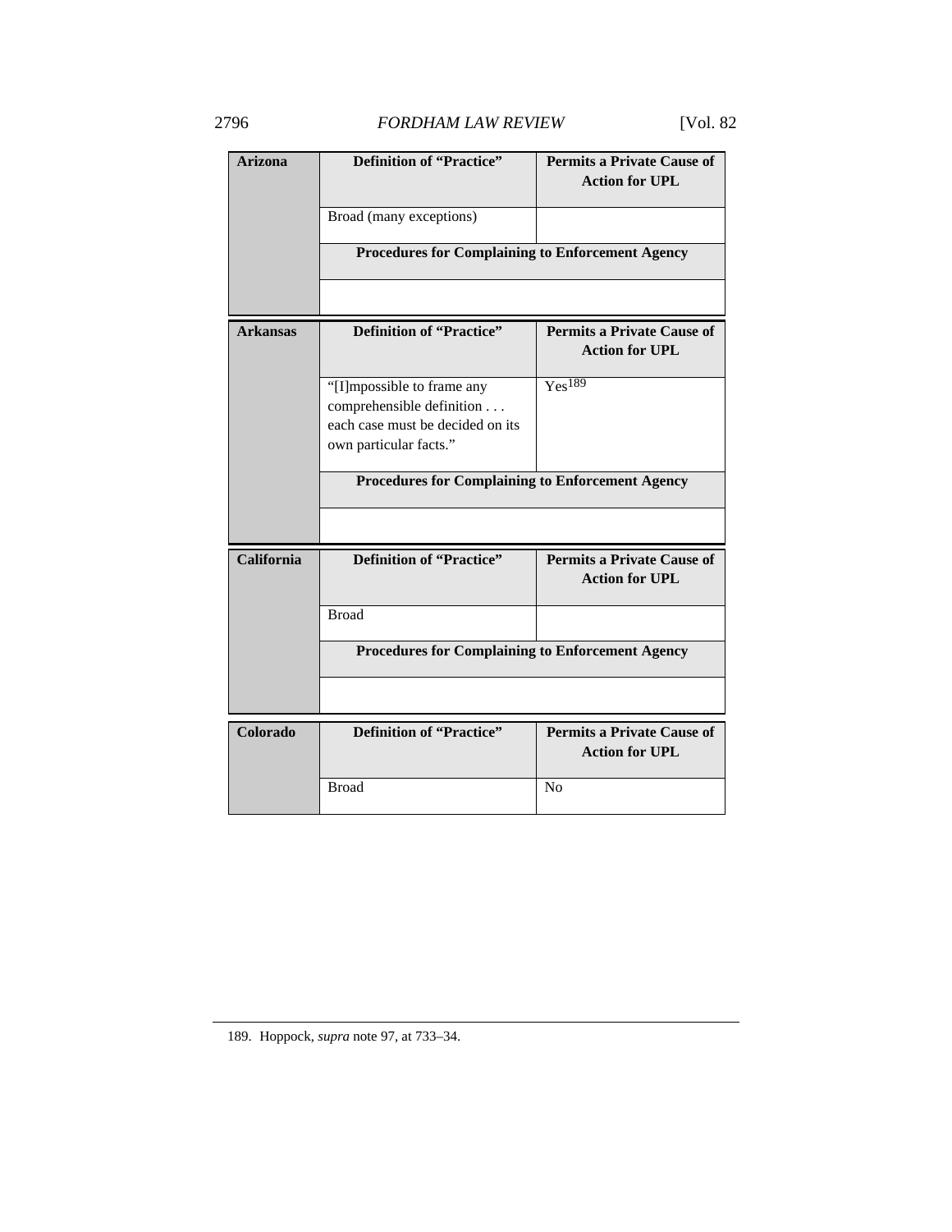| Arizona | Definition of "Practice" | Permits a Private Cause of Action for UPL |
|---|---|---|
| | Broad (many exceptions) | |
| | Procedures for Complaining to Enforcement Agency | |
| | | |

| Arkansas | Definition of "Practice" | Permits a Private Cause of Action for UPL |
|---|---|---|
| | "[I]mpossible to frame any comprehensible definition . . . each case must be decided on its own particular facts." | Yes[189] |
| | Procedures for Complaining to Enforcement Agency | |
| | | |

| California | Definition of "Practice" | Permits a Private Cause of Action for UPL |
|---|---|---|
| | Broad | |
| | Procedures for Complaining to Enforcement Agency | |
| | | |

| Colorado | Definition of "Practice" | Permits a Private Cause of Action for UPL |
|---|---|---|
| | Broad | No |

189. Hoppock, *supra* note 97, at 733–34.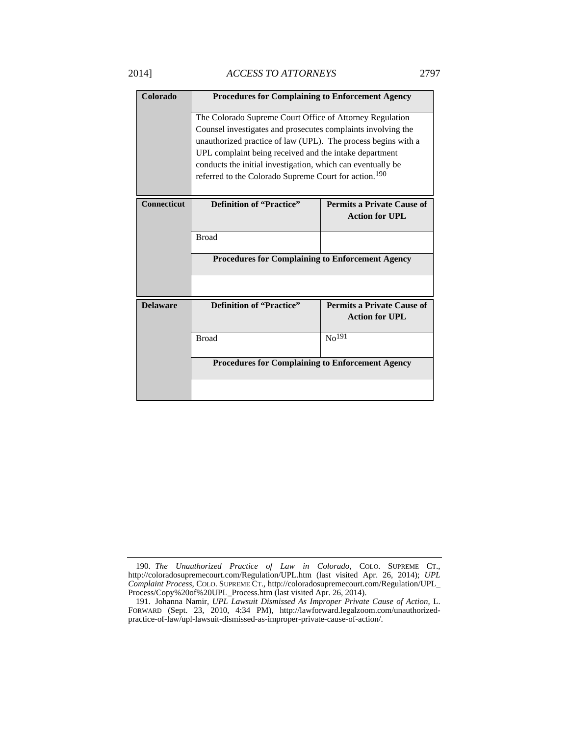| Colorado | Procedures for Complaining to Enforcement Agency | |
|---|---|---|
| | The Colorado Supreme Court Office of Attorney Regulation Counsel investigates and prosecutes complaints involving the unauthorized practice of law (UPL). The process begins with a UPL complaint being received and the intake department conducts the initial investigation, which can eventually be referred to the Colorado Supreme Court for action.[190] | |

| Connecticut | Definition of "Practice" | Permits a Private Cause of Action for UPL |
|---|---|---|
| | Broad | |
| | **Procedures for Complaining to Enforcement Agency** | |
| | | |

| Delaware | Definition of "Practice" | Permits a Private Cause of Action for UPL |
|---|---|---|
| | Broad | No[191] |
| | **Procedures for Complaining to Enforcement Agency** | |
| | | |

190. *The Unauthorized Practice of Law in Colorado*, COLO. SUPREME CT., http://coloradosupremecourt.com/Regulation/UPL.htm (last visited Apr. 26, 2014); *UPL Complaint Process*, COLO. SUPREME CT., http://coloradosupremecourt.com/Regulation/UPL_Process/Copy%20of%20UPL_Process.htm (last visited Apr. 26, 2014).

191. Johanna Namir, *UPL Lawsuit Dismissed As Improper Private Cause of Action*, L. FORWARD (Sept. 23, 2010, 4:34 PM), http://lawforward.legalzoom.com/unauthorized-practice-of-law/upl-lawsuit-dismissed-as-improper-private-cause-of-action/.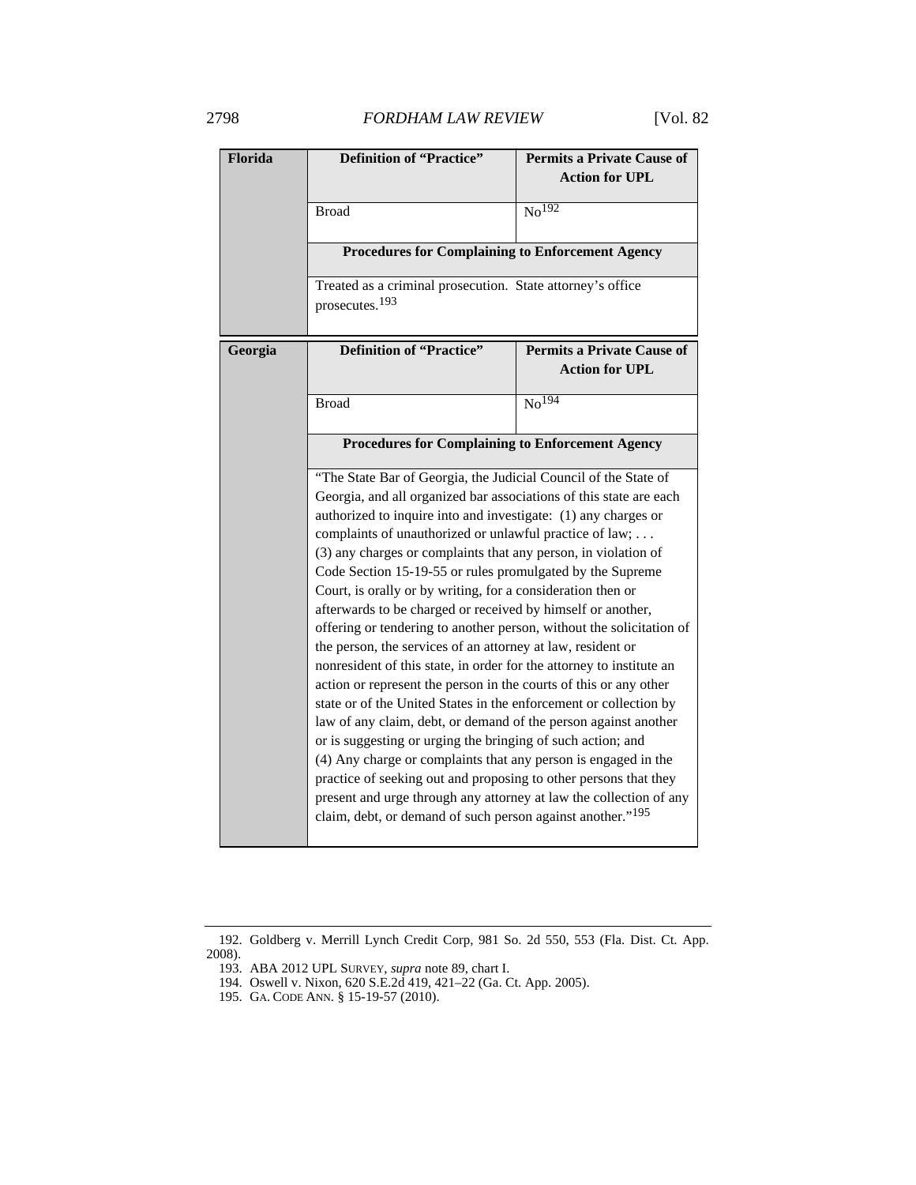| Florida | Definition of "Practice" | Permits a Private Cause of Action for UPL |
|---|---|---|
| | Broad | No[192] |
| | **Procedures for Complaining to Enforcement Agency** | |
| | Treated as a criminal prosecution. State attorney's office prosecutes.[193] | |

| Georgia | Definition of "Practice" | Permits a Private Cause of Action for UPL |
|---|---|---|
| | Broad | No[194] |
| | **Procedures for Complaining to Enforcement Agency** | |
| | "The State Bar of Georgia, the Judicial Council of the State of Georgia, and all organized bar associations of this state are each authorized to inquire into and investigate: (1) any charges or complaints of unauthorized or unlawful practice of law; . . . (3) any charges or complaints that any person, in violation of Code Section 15-19-55 or rules promulgated by the Supreme Court, is orally or by writing, for a consideration then or afterwards to be charged or received by himself or another, offering or tendering to another person, without the solicitation of the person, the services of an attorney at law, resident or nonresident of this state, in order for the attorney to institute an action or represent the person in the courts of this or any other state or of the United States in the enforcement or collection by law of any claim, debt, or demand of the person against another or is suggesting or urging the bringing of such action; and (4) Any charge or complaints that any person is engaged in the practice of seeking out and proposing to other persons that they present and urge through any attorney at law the collection of any claim, debt, or demand of such person against another."[195] | |

192. Goldberg v. Merrill Lynch Credit Corp, 981 So. 2d 550, 553 (Fla. Dist. Ct. App. 2008).

193. ABA 2012 UPL SURVEY, *supra* note 89, chart I.

194. Oswell v. Nixon, 620 S.E.2d 419, 421–22 (Ga. Ct. App. 2005).

195. GA. CODE ANN. § 15-19-57 (2010).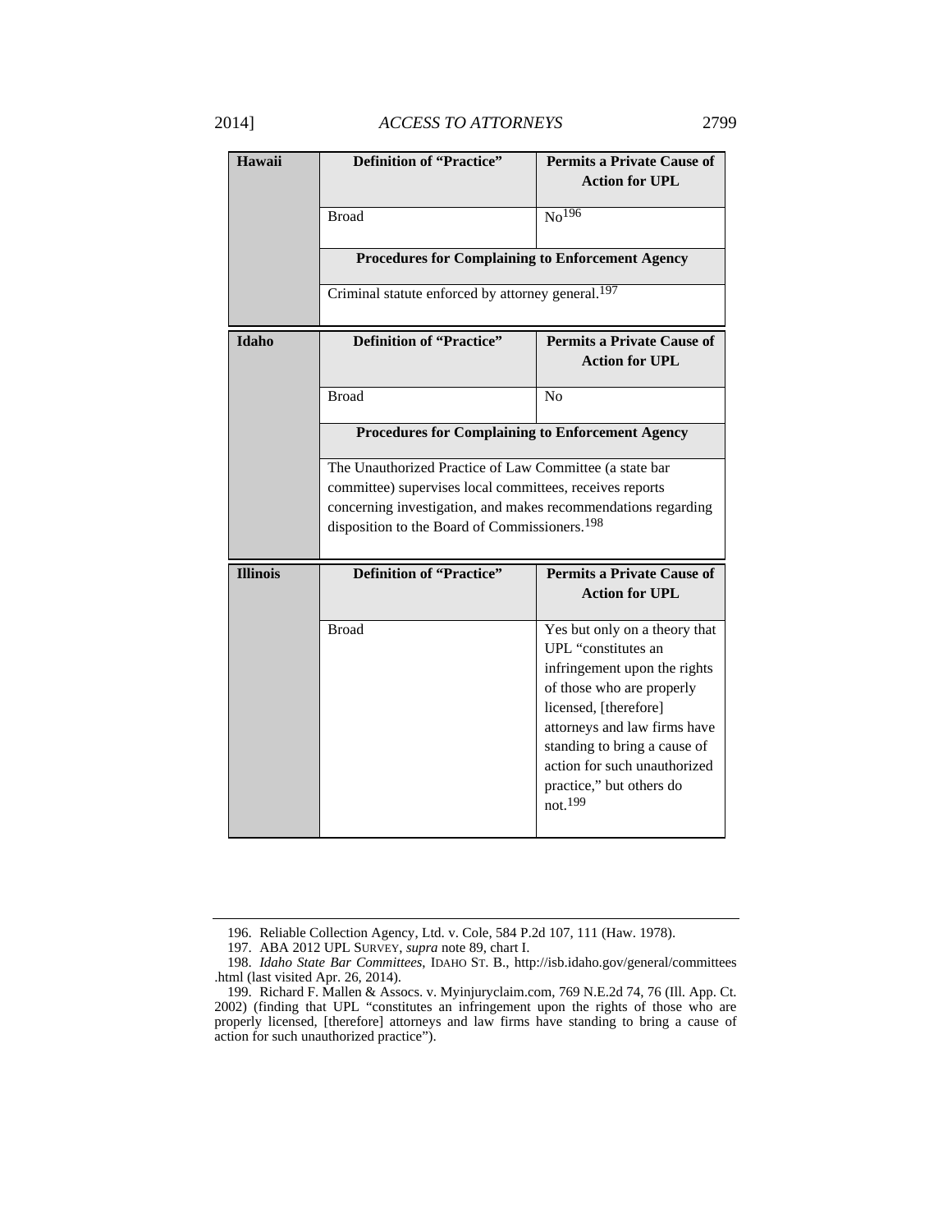| Hawaii | Definition of "Practice" | Permits a Private Cause of Action for UPL |
|---|---|---|
| | Broad | No[196] |
| | **Procedures for Complaining to Enforcement Agency** | |
| | Criminal statute enforced by attorney general.[197] | |

| Idaho | Definition of "Practice" | Permits a Private Cause of Action for UPL |
|---|---|---|
| | Broad | No |
| | **Procedures for Complaining to Enforcement Agency** | |
| | The Unauthorized Practice of Law Committee (a state bar committee) supervises local committees, receives reports concerning investigation, and makes recommendations regarding disposition to the Board of Commissioners.[198] | |

| Illinois | Definition of "Practice" | Permits a Private Cause of Action for UPL |
|---|---|---|
| | Broad | Yes but only on a theory that UPL "constitutes an infringement upon the rights of those who are properly licensed, [therefore] attorneys and law firms have standing to bring a cause of action for such unauthorized practice," but others do not.[199] |

196. Reliable Collection Agency, Ltd. v. Cole, 584 P.2d 107, 111 (Haw. 1978).

197. ABA 2012 UPL SURVEY, *supra* note 89, chart I.

198. *Idaho State Bar Committees*, IDAHO ST. B., http://isb.idaho.gov/general/committees.html (last visited Apr. 26, 2014).

199. Richard F. Mallen & Assocs. v. Myinjuryclaim.com, 769 N.E.2d 74, 76 (Ill. App. Ct. 2002) (finding that UPL "constitutes an infringement upon the rights of those who are properly licensed, [therefore] attorneys and law firms have standing to bring a cause of action for such unauthorized practice").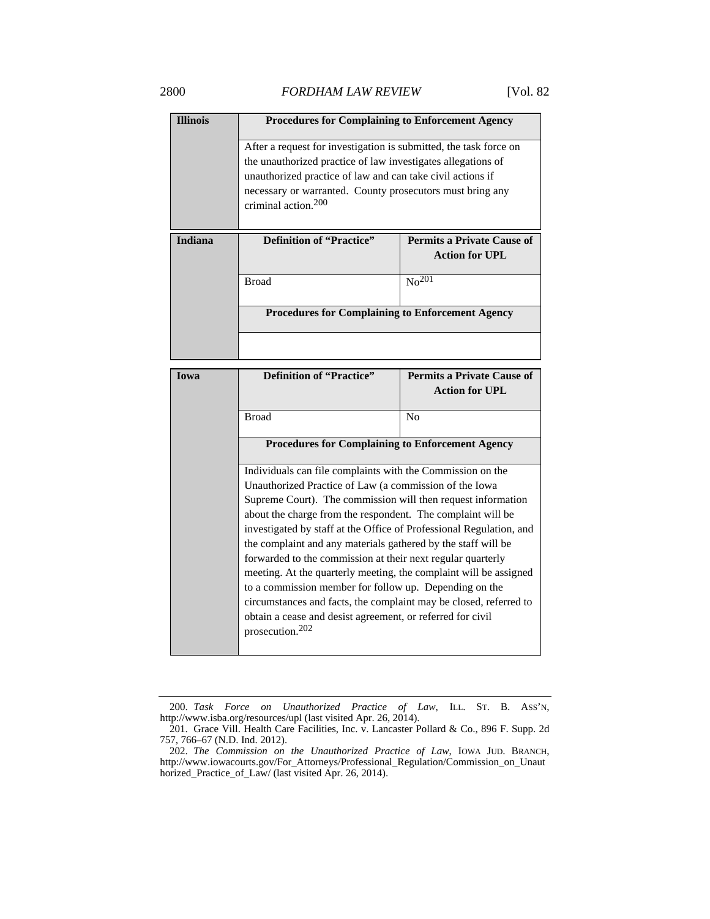| Illinois | Procedures for Complaining to Enforcement Agency | |
|---|---|---|
| | After a request for investigation is submitted, the task force on the unauthorized practice of law investigates allegations of unauthorized practice of law and can take civil actions if necessary or warranted. County prosecutors must bring any criminal action.[200] | |

| Indiana | Definition of "Practice" | Permits a Private Cause of Action for UPL |
|---|---|---|
| | Broad | No[201] |
| | **Procedures for Complaining to Enforcement Agency** | |
| | | |

| Iowa | Definition of "Practice" | Permits a Private Cause of Action for UPL |
|---|---|---|
| | Broad | No |
| | **Procedures for Complaining to Enforcement Agency** | |
| | Individuals can file complaints with the Commission on the Unauthorized Practice of Law (a commission of the Iowa Supreme Court). The commission will then request information about the charge from the respondent. The complaint will be investigated by staff at the Office of Professional Regulation, and the complaint and any materials gathered by the staff will be forwarded to the commission at their next regular quarterly meeting. At the quarterly meeting, the complaint will be assigned to a commission member for follow up. Depending on the circumstances and facts, the complaint may be closed, referred to obtain a cease and desist agreement, or referred for civil prosecution.[202] | |

200. *Task Force on Unauthorized Practice of Law*, ILL. ST. B. ASS'N, http://www.isba.org/resources/upl (last visited Apr. 26, 2014).

201. Grace Vill. Health Care Facilities, Inc. v. Lancaster Pollard & Co., 896 F. Supp. 2d 757, 766–67 (N.D. Ind. 2012).

202. *The Commission on the Unauthorized Practice of Law*, IOWA JUD. BRANCH, http://www.iowacourts.gov/For_Attorneys/Professional_Regulation/Commission_on_Unauthorized_Practice_of_Law/ (last visited Apr. 26, 2014).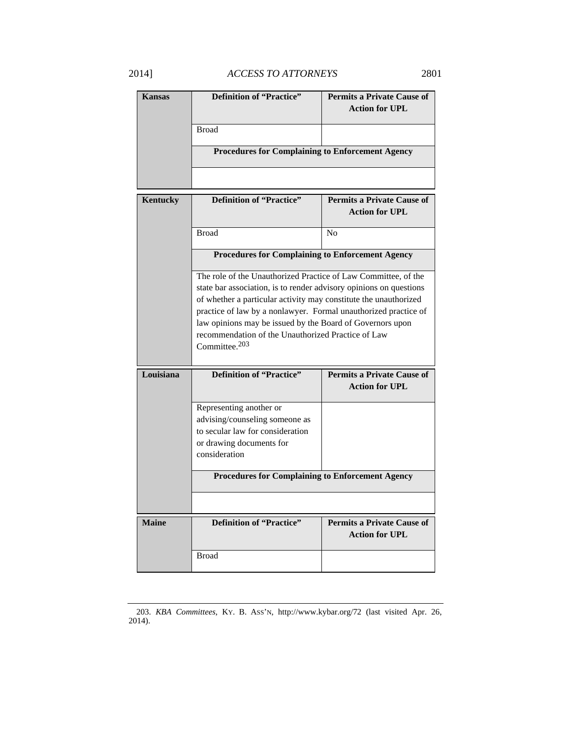| Kansas | Definition of "Practice" | Permits a Private Cause of Action for UPL |
|---|---|---|
| | Broad | |
| | **Procedures for Complaining to Enforcement Agency** | |
| | | |

| Kentucky | Definition of "Practice" | Permits a Private Cause of Action for UPL |
|---|---|---|
| | Broad | No |
| | **Procedures for Complaining to Enforcement Agency** | |
| | The role of the Unauthorized Practice of Law Committee, of the state bar association, is to render advisory opinions on questions of whether a particular activity may constitute the unauthorized practice of law by a nonlawyer. Formal unauthorized practice of law opinions may be issued by the Board of Governors upon recommendation of the Unauthorized Practice of Law Committee.[203] | |

| Louisiana | Definition of "Practice" | Permits a Private Cause of Action for UPL |
|---|---|---|
| | Representing another or advising/counseling someone as to secular law for consideration or drawing documents for consideration | |
| | **Procedures for Complaining to Enforcement Agency** | |
| | | |

| Maine | Definition of "Practice" | Permits a Private Cause of Action for UPL |
|---|---|---|
| | Broad | |

203. *KBA Committees*, KY. B. ASS'N, http://www.kybar.org/72 (last visited Apr. 26, 2014).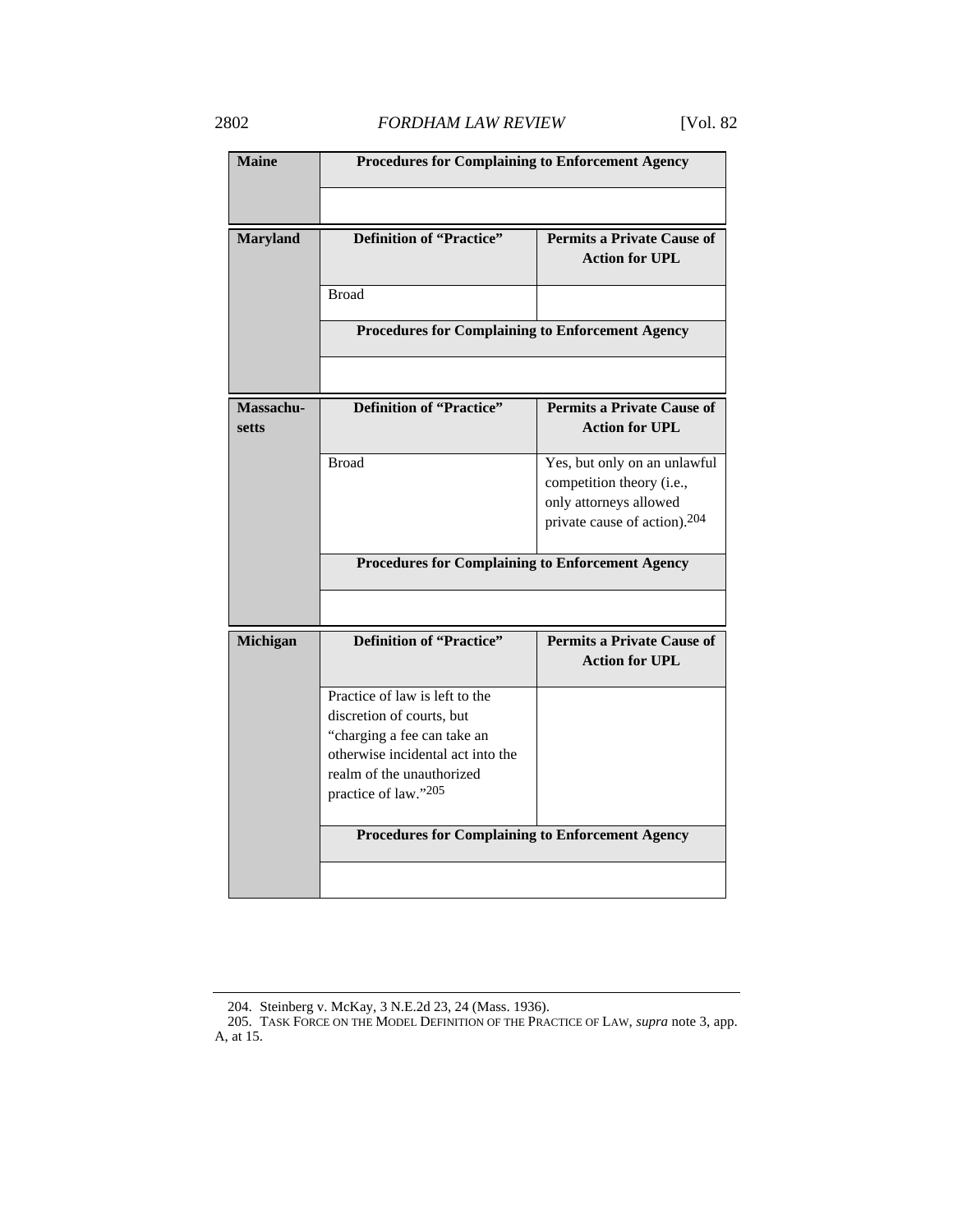| Maine | Procedures for Complaining to Enforcement Agency | |
|---|---|---|
| | | |

| Maryland | Definition of "Practice" | Permits a Private Cause of Action for UPL |
|---|---|---|
| | Broad | |
| | Procedures for Complaining to Enforcement Agency | |
| | | |

| Massachusetts | Definition of "Practice" | Permits a Private Cause of Action for UPL |
|---|---|---|
| | Broad | Yes, but only on an unlawful competition theory (i.e., only attorneys allowed private cause of action).[204] |
| | Procedures for Complaining to Enforcement Agency | |
| | | |

| Michigan | Definition of "Practice" | Permits a Private Cause of Action for UPL |
|---|---|---|
| | Practice of law is left to the discretion of courts, but "charging a fee can take an otherwise incidental act into the realm of the unauthorized practice of law."[205] | |
| | Procedures for Complaining to Enforcement Agency | |
| | | |

---

204. Steinberg v. McKay, 3 N.E.2d 23, 24 (Mass. 1936).

205. TASK FORCE ON THE MODEL DEFINITION OF THE PRACTICE OF LAW, *supra* note 3, app. A, at 15.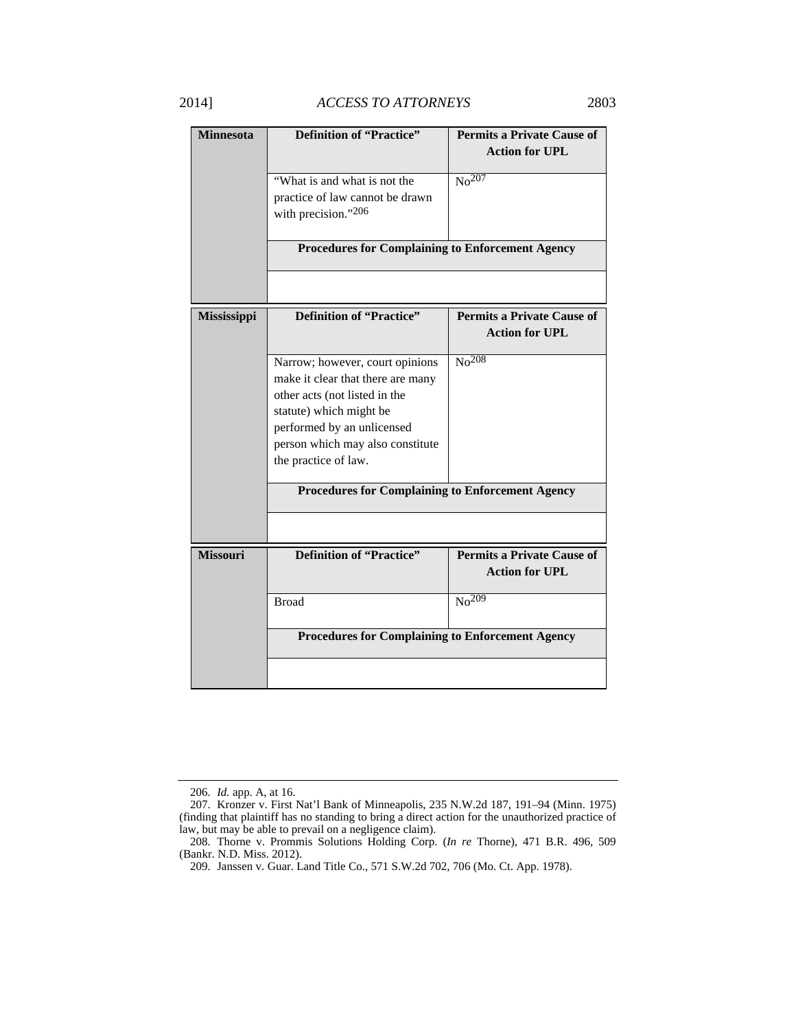| Minnesota | Definition of "Practice" | Permits a Private Cause of Action for UPL |
|---|---|---|
| | "What is and what is not the practice of law cannot be drawn with precision."[206] | No[207] |
| | **Procedures for Complaining to Enforcement Agency** | |
| | | |

| Mississippi | Definition of "Practice" | Permits a Private Cause of Action for UPL |
|---|---|---|
| | Narrow; however, court opinions make it clear that there are many other acts (not listed in the statute) which might be performed by an unlicensed person which may also constitute the practice of law. | No[208] |
| | **Procedures for Complaining to Enforcement Agency** | |
| | | |

| Missouri | Definition of "Practice" | Permits a Private Cause of Action for UPL |
|---|---|---|
| | Broad | No[209] |
| | **Procedures for Complaining to Enforcement Agency** | |
| | | |

---

206. *Id.* app. A, at 16.

207. Kronzer v. First Nat'l Bank of Minneapolis, 235 N.W.2d 187, 191–94 (Minn. 1975) (finding that plaintiff has no standing to bring a direct action for the unauthorized practice of law, but may be able to prevail on a negligence claim).

208. Thorne v. Prommis Solutions Holding Corp. (*In re* Thorne), 471 B.R. 496, 509 (Bankr. N.D. Miss. 2012).

209. Janssen v. Guar. Land Title Co., 571 S.W.2d 702, 706 (Mo. Ct. App. 1978).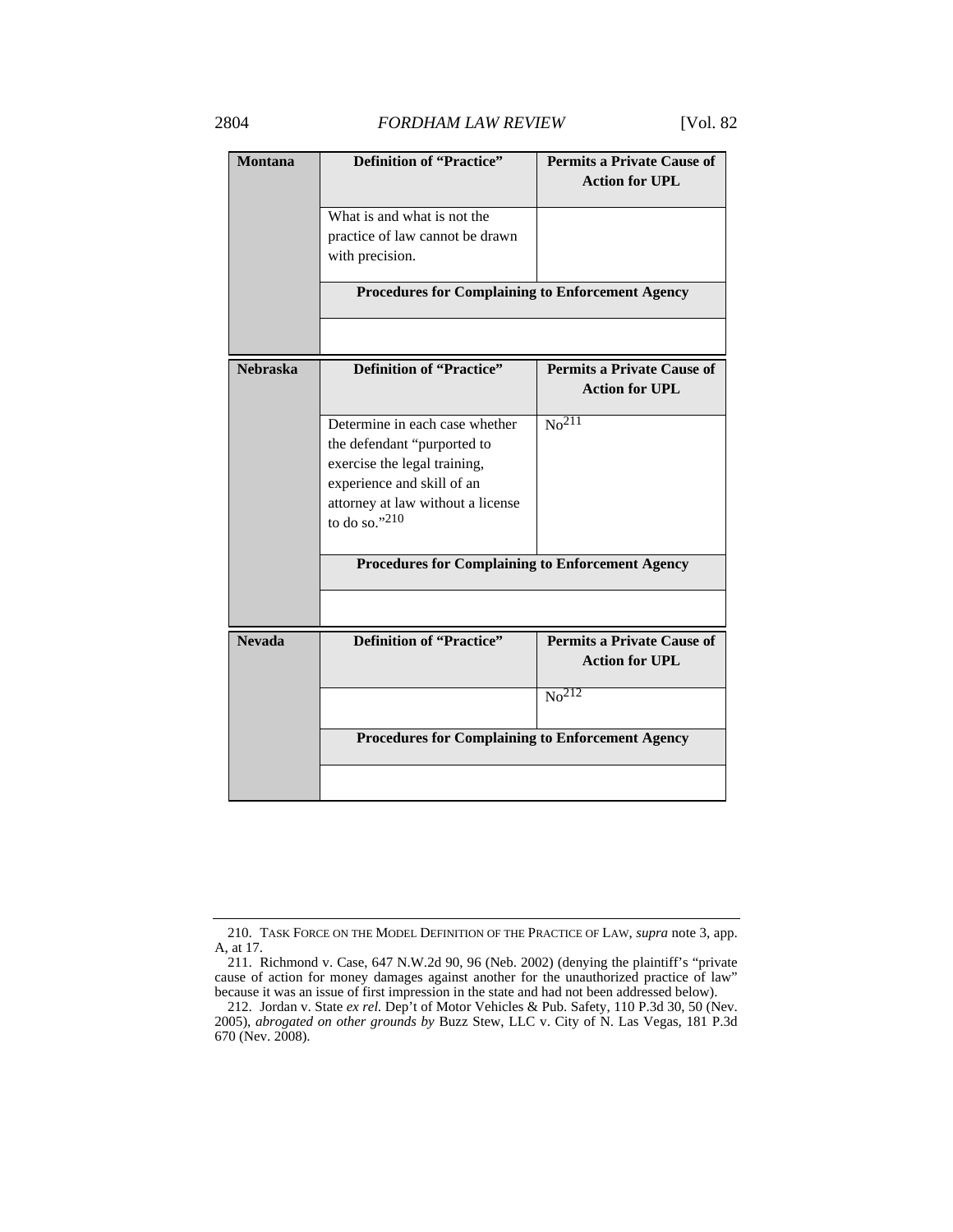| Montana | Definition of "Practice" | Permits a Private Cause of Action for UPL |
|---|---|---|
| | What is and what is not the practice of law cannot be drawn with precision. | |
| | **Procedures for Complaining to Enforcement Agency** | |
| | | |

| Nebraska | Definition of "Practice" | Permits a Private Cause of Action for UPL |
|---|---|---|
| | Determine in each case whether the defendant "purported to exercise the legal training, experience and skill of an attorney at law without a license to do so."[210] | No[211] |
| | **Procedures for Complaining to Enforcement Agency** | |
| | | |

| Nevada | Definition of "Practice" | Permits a Private Cause of Action for UPL |
|---|---|---|
| | | No[212] |
| | **Procedures for Complaining to Enforcement Agency** | |
| | | |

---

210. TASK FORCE ON THE MODEL DEFINITION OF THE PRACTICE OF LAW, *supra* note 3, app. A, at 17.

211. Richmond v. Case, 647 N.W.2d 90, 96 (Neb. 2002) (denying the plaintiff's "private cause of action for money damages against another for the unauthorized practice of law" because it was an issue of first impression in the state and had not been addressed below).

212. Jordan v. State *ex rel.* Dep't of Motor Vehicles & Pub. Safety, 110 P.3d 30, 50 (Nev. 2005), *abrogated on other grounds by* Buzz Stew, LLC v. City of N. Las Vegas, 181 P.3d 670 (Nev. 2008).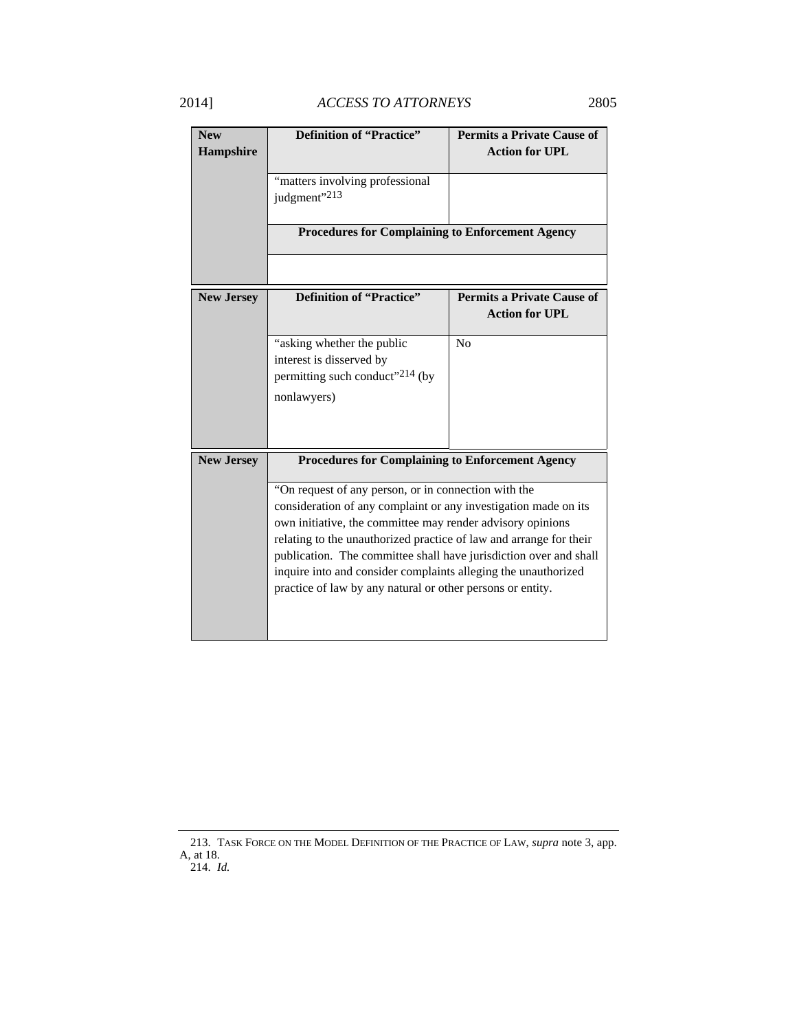| New Hampshire | Definition of "Practice" | Permits a Private Cause of Action for UPL |
|---|---|---|
| | "matters involving professional judgment"[213] | |
| | **Procedures for Complaining to Enforcement Agency** | |
| | | |

| New Jersey | Definition of "Practice" | Permits a Private Cause of Action for UPL |
|---|---|---|
| | "asking whether the public interest is disserved by permitting such conduct"[214] (by nonlawyers) | No |

| New Jersey | Procedures for Complaining to Enforcement Agency |
|---|---|
| | "On request of any person, or in connection with the consideration of any complaint or any investigation made on its own initiative, the committee may render advisory opinions relating to the unauthorized practice of law and arrange for their publication. The committee shall have jurisdiction over and shall inquire into and consider complaints alleging the unauthorized practice of law by any natural or other persons or entity. |

---

213. TASK FORCE ON THE MODEL DEFINITION OF THE PRACTICE OF LAW, *supra* note 3, app. A, at 18.

214. *Id.*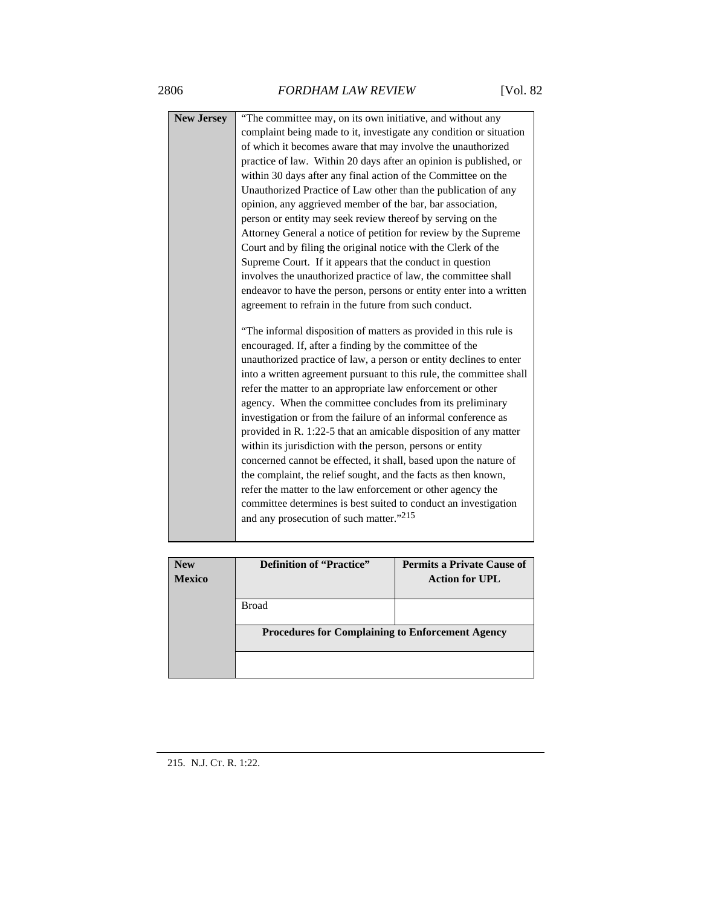| New Jersey | "The committee may, on its own initiative, and without any complaint being made to it, investigate any condition or situation of which it becomes aware that may involve the unauthorized practice of law. Within 20 days after an opinion is published, or within 30 days after any final action of the Committee on the Unauthorized Practice of Law other than the publication of any opinion, any aggrieved member of the bar, bar association, person or entity may seek review thereof by serving on the Attorney General a notice of petition for review by the Supreme Court and by filing the original notice with the Clerk of the Supreme Court. If it appears that the conduct in question involves the unauthorized practice of law, the committee shall endeavor to have the person, persons or entity enter into a written agreement to refrain in the future from such conduct. "The informal disposition of matters as provided in this rule is encouraged. If, after a finding by the committee of the unauthorized practice of law, a person or entity declines to enter into a written agreement pursuant to this rule, the committee shall refer the matter to an appropriate law enforcement or other agency. When the committee concludes from its preliminary investigation or from the failure of an informal conference as provided in R. 1:22-5 that an amicable disposition of any matter within its jurisdiction with the person, persons or entity concerned cannot be effected, it shall, based upon the nature of the complaint, the relief sought, and the facts as then known, refer the matter to the law enforcement or other agency the committee determines is best suited to conduct an investigation and any prosecution of such matter."[215] |
|---|---|

| New Mexico | Definition of "Practice" | Permits a Private Cause of Action for UPL |
|---|---|---|
| | Broad | |
| | **Procedures for Complaining to Enforcement Agency** | |
| | | |

215. N.J. Ct. R. 1:22.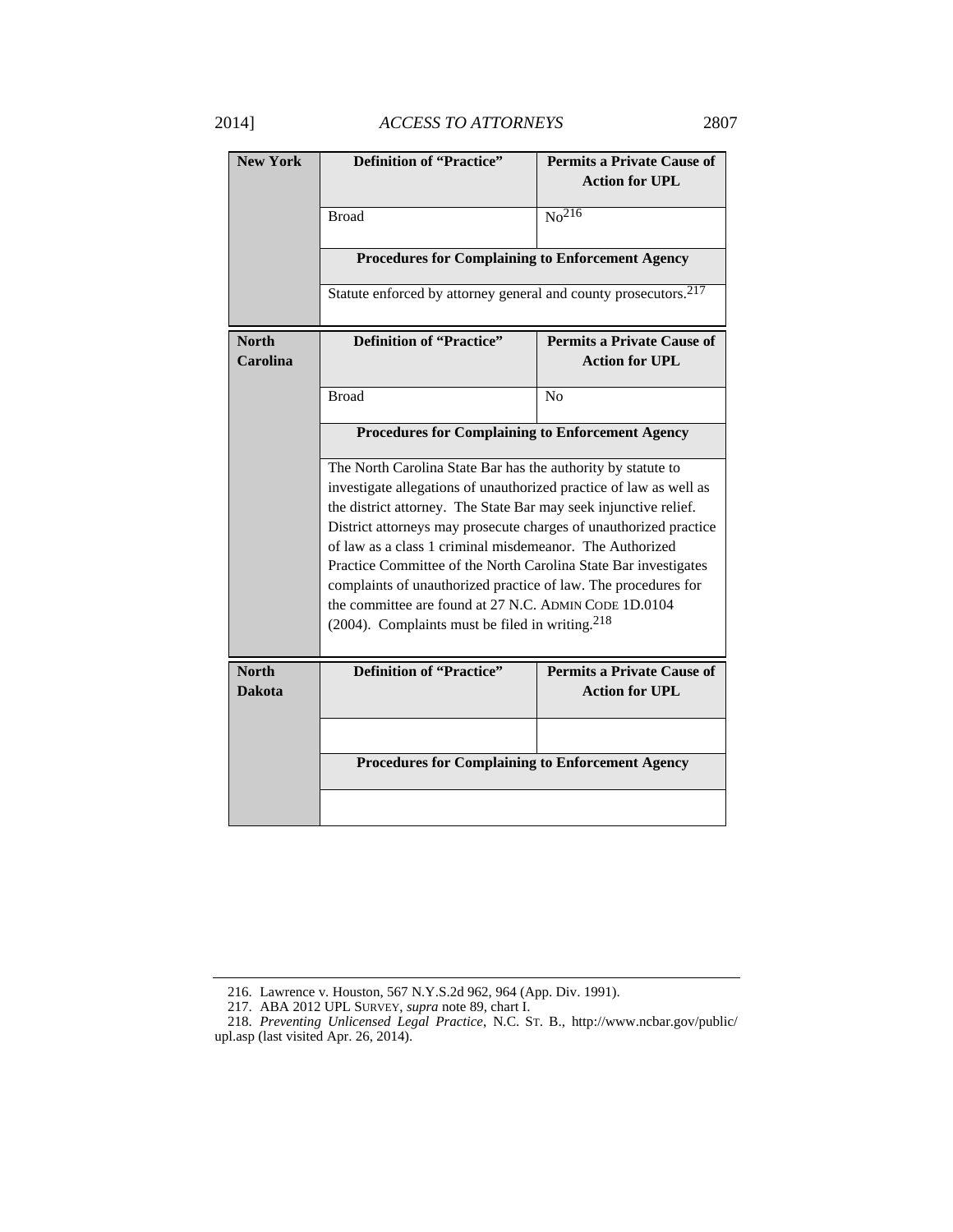| New York | Definition of "Practice" | Permits a Private Cause of Action for UPL |
|---|---|---|
| | Broad | No[216] |
| | **Procedures for Complaining to Enforcement Agency** | |
| | Statute enforced by attorney general and county prosecutors.[217] | |

| North Carolina | Definition of "Practice" | Permits a Private Cause of Action for UPL |
|---|---|---|
| | Broad | No |
| | **Procedures for Complaining to Enforcement Agency** | |
| | The North Carolina State Bar has the authority by statute to investigate allegations of unauthorized practice of law as well as the district attorney. The State Bar may seek injunctive relief. District attorneys may prosecute charges of unauthorized practice of law as a class 1 criminal misdemeanor. The Authorized Practice Committee of the North Carolina State Bar investigates complaints of unauthorized practice of law. The procedures for the committee are found at 27 N.C. ADMIN CODE 1D.0104 (2004). Complaints must be filed in writing.[218] | |

| North Dakota | Definition of "Practice" | Permits a Private Cause of Action for UPL |
|---|---|---|
| | | |
| | **Procedures for Complaining to Enforcement Agency** | |
| | | |

216. Lawrence v. Houston, 567 N.Y.S.2d 962, 964 (App. Div. 1991).

217. ABA 2012 UPL SURVEY, *supra* note 89, chart I.

218. *Preventing Unlicensed Legal Practice*, N.C. ST. B., http://www.ncbar.gov/public/upl.asp (last visited Apr. 26, 2014).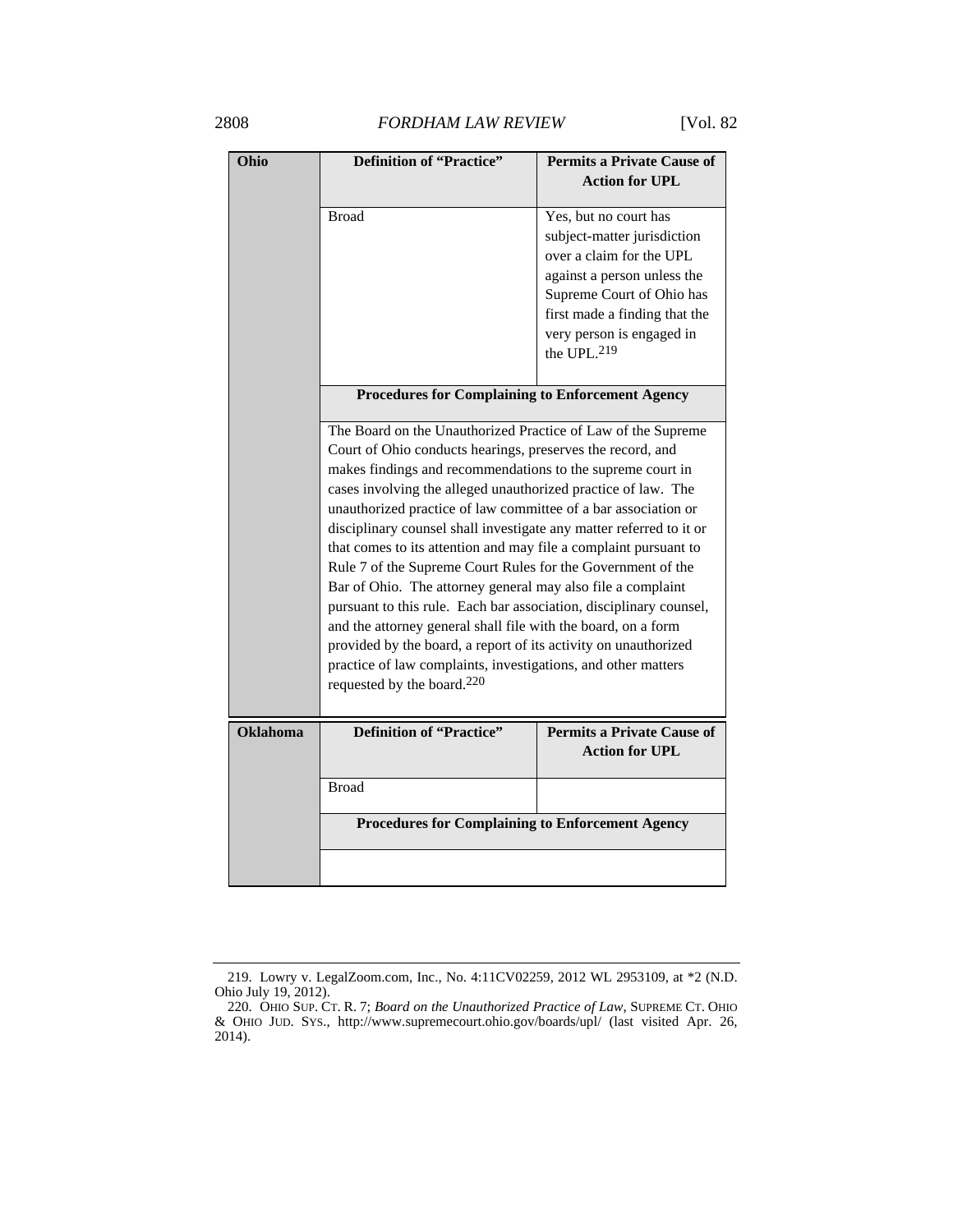| Ohio | Definition of "Practice" | Permits a Private Cause of Action for UPL |
|---|---|---|
| | Broad | Yes, but no court has subject-matter jurisdiction over a claim for the UPL against a person unless the Supreme Court of Ohio has first made a finding that the very person is engaged in the UPL.[219] |
| | **Procedures for Complaining to Enforcement Agency** | |
| | The Board on the Unauthorized Practice of Law of the Supreme Court of Ohio conducts hearings, preserves the record, and makes findings and recommendations to the supreme court in cases involving the alleged unauthorized practice of law. The unauthorized practice of law committee of a bar association or disciplinary counsel shall investigate any matter referred to it or that comes to its attention and may file a complaint pursuant to Rule 7 of the Supreme Court Rules for the Government of the Bar of Ohio. The attorney general may also file a complaint pursuant to this rule. Each bar association, disciplinary counsel, and the attorney general shall file with the board, on a form provided by the board, a report of its activity on unauthorized practice of law complaints, investigations, and other matters requested by the board.[220] | |

| Oklahoma | Definition of "Practice" | Permits a Private Cause of Action for UPL |
|---|---|---|
| | Broad | |
| | **Procedures for Complaining to Enforcement Agency** | |
| | | |

219. Lowry v. LegalZoom.com, Inc., No. 4:11CV02259, 2012 WL 2953109, at *2 (N.D. Ohio July 19, 2012).

220. OHIO SUP. CT. R. 7; *Board on the Unauthorized Practice of Law*, SUPREME CT. OHIO & OHIO JUD. SYS., http://www.supremecourt.ohio.gov/boards/upl/ (last visited Apr. 26, 2014).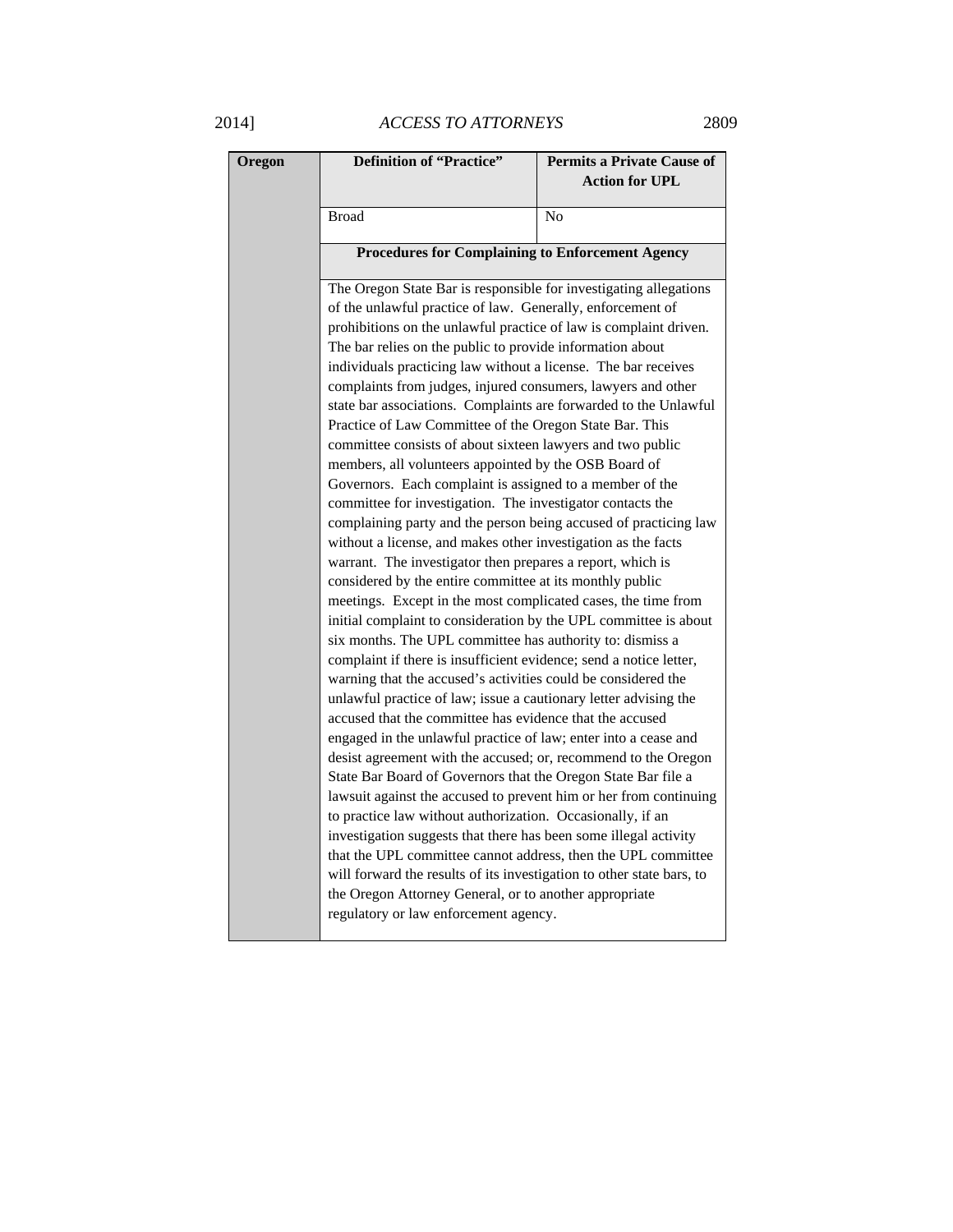| Oregon | Definition of "Practice" | Permits a Private Cause of Action for UPL |
|---|---|---|
| | Broad | No |
| | **Procedures for Complaining to Enforcement Agency** | |
| | The Oregon State Bar is responsible for investigating allegations of the unlawful practice of law. Generally, enforcement of prohibitions on the unlawful practice of law is complaint driven. The bar relies on the public to provide information about individuals practicing law without a license. The bar receives complaints from judges, injured consumers, lawyers and other state bar associations. Complaints are forwarded to the Unlawful Practice of Law Committee of the Oregon State Bar. This committee consists of about sixteen lawyers and two public members, all volunteers appointed by the OSB Board of Governors. Each complaint is assigned to a member of the committee for investigation. The investigator contacts the complaining party and the person being accused of practicing law without a license, and makes other investigation as the facts warrant. The investigator then prepares a report, which is considered by the entire committee at its monthly public meetings. Except in the most complicated cases, the time from initial complaint to consideration by the UPL committee is about six months. The UPL committee has authority to: dismiss a complaint if there is insufficient evidence; send a notice letter, warning that the accused's activities could be considered the unlawful practice of law; issue a cautionary letter advising the accused that the committee has evidence that the accused engaged in the unlawful practice of law; enter into a cease and desist agreement with the accused; or, recommend to the Oregon State Bar Board of Governors that the Oregon State Bar file a lawsuit against the accused to prevent him or her from continuing to practice law without authorization. Occasionally, if an investigation suggests that there has been some illegal activity that the UPL committee cannot address, then the UPL committee will forward the results of its investigation to other state bars, to the Oregon Attorney General, or to another appropriate regulatory or law enforcement agency. | |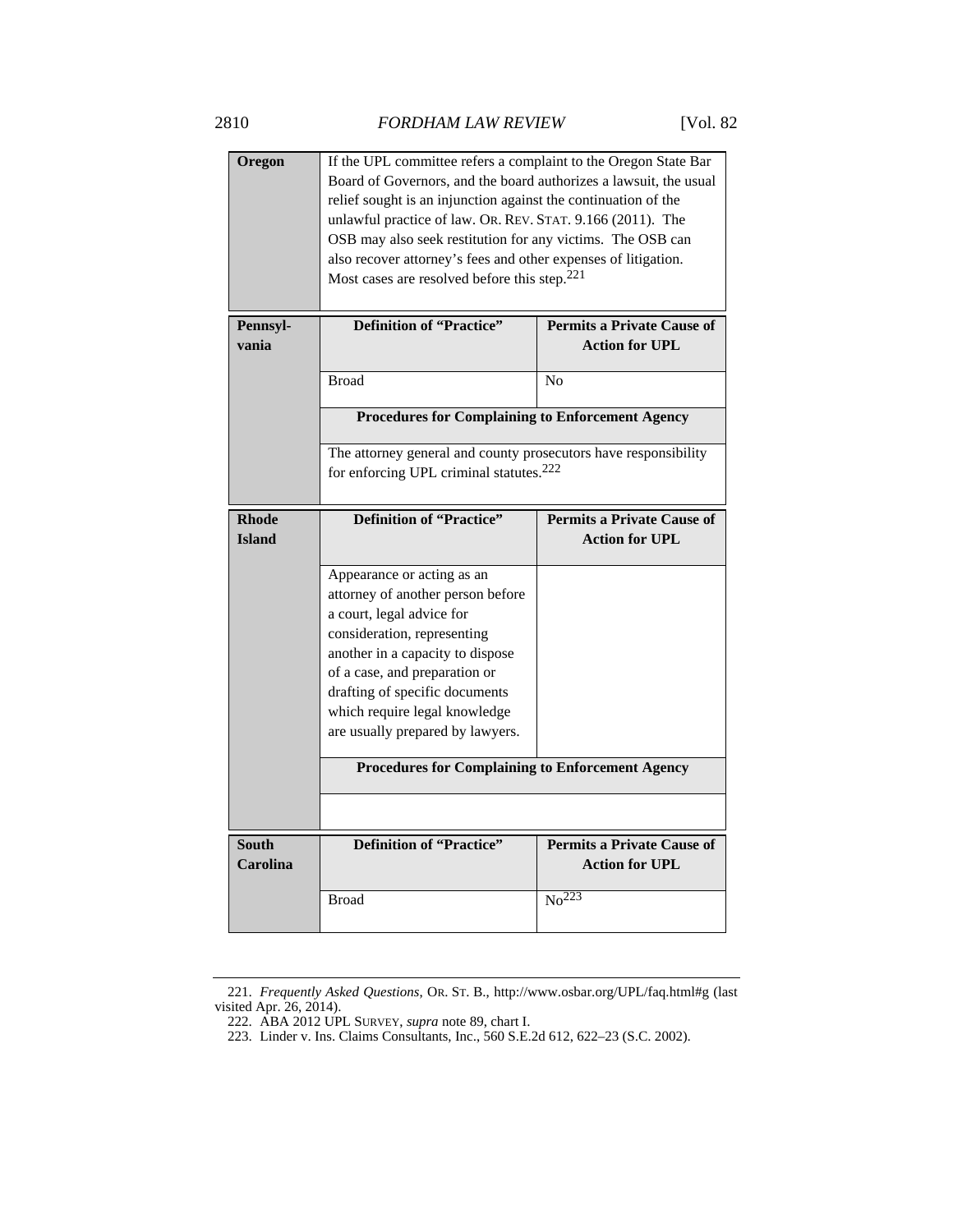| Oregon | If the UPL committee refers a complaint to the Oregon State Bar Board of Governors, and the board authorizes a lawsuit, the usual relief sought is an injunction against the continuation of the unlawful practice of law. OR. REV. STAT. 9.166 (2011). The OSB may also seek restitution for any victims. The OSB can also recover attorney's fees and other expenses of litigation. Most cases are resolved before this step.[221] | |
|---|---|---|

| Pennsyl-vania | **Definition of "Practice"** | **Permits a Private Cause of Action for UPL** |
|---|---|---|
| | Broad | No |
| | **Procedures for Complaining to Enforcement Agency** | |
| | The attorney general and county prosecutors have responsibility for enforcing UPL criminal statutes.[222] | |

| Rhode Island | **Definition of "Practice"** | **Permits a Private Cause of Action for UPL** |
|---|---|---|
| | Appearance or acting as an attorney of another person before a court, legal advice for consideration, representing another in a capacity to dispose of a case, and preparation or drafting of specific documents which require legal knowledge are usually prepared by lawyers. | |
| | **Procedures for Complaining to Enforcement Agency** | |
| | | |

| South Carolina | **Definition of "Practice"** | **Permits a Private Cause of Action for UPL** |
|---|---|---|
| | Broad | No[223] |

221. *Frequently Asked Questions*, OR. ST. B., http://www.osbar.org/UPL/faq.html#g (last visited Apr. 26, 2014).

222. ABA 2012 UPL SURVEY, *supra* note 89, chart I.

223. Linder v. Ins. Claims Consultants, Inc., 560 S.E.2d 612, 622–23 (S.C. 2002).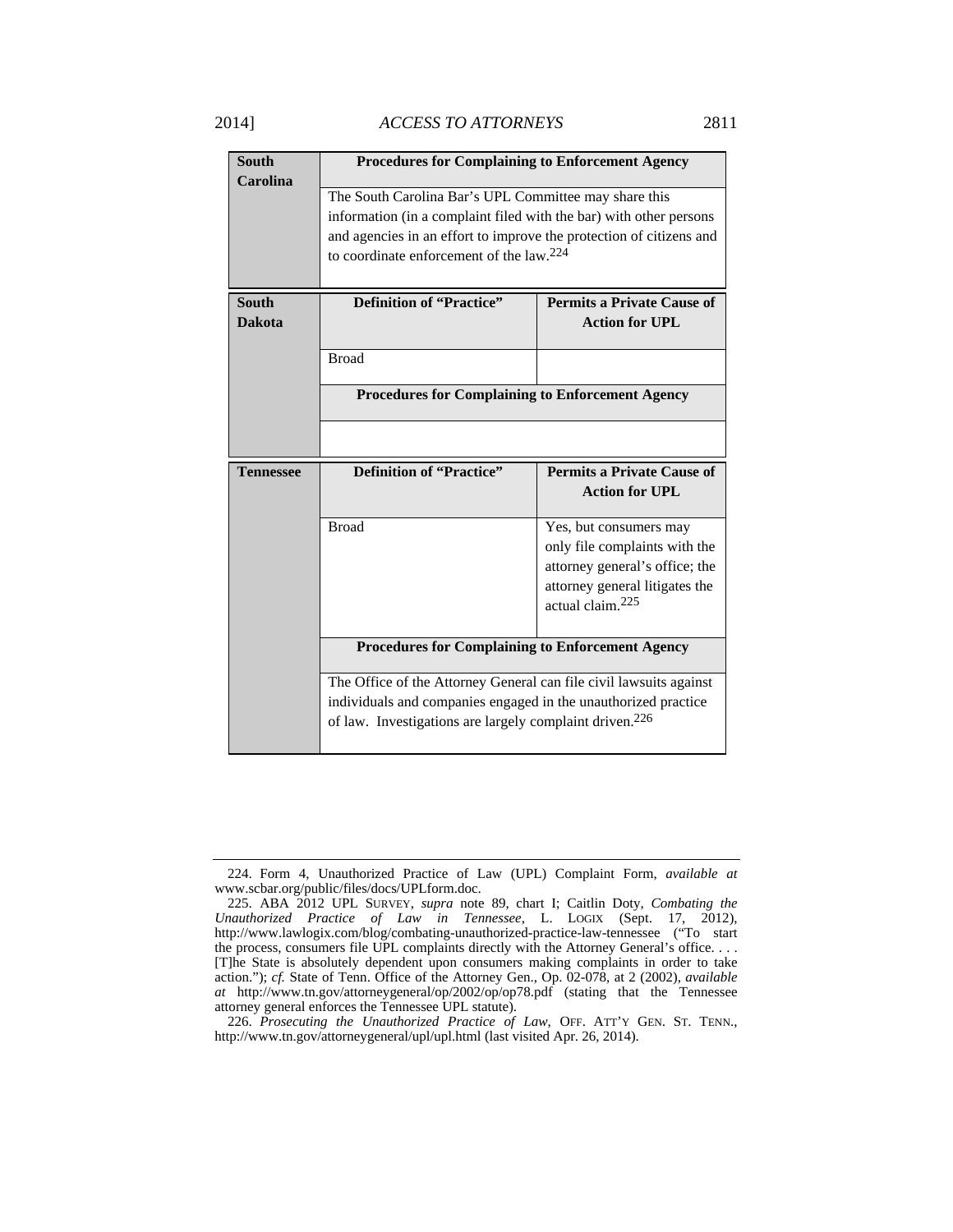| South Carolina | Procedures for Complaining to Enforcement Agency | |
|---|---|---|
| | The South Carolina Bar's UPL Committee may share this information (in a complaint filed with the bar) with other persons and agencies in an effort to improve the protection of citizens and to coordinate enforcement of the law.[224] | |

| South Dakota | Definition of "Practice" | Permits a Private Cause of Action for UPL |
|---|---|---|
| | Broad | |
| | **Procedures for Complaining to Enforcement Agency** | |
| | | |

| Tennessee | Definition of "Practice" | Permits a Private Cause of Action for UPL |
|---|---|---|
| | Broad | Yes, but consumers may only file complaints with the attorney general's office; the attorney general litigates the actual claim.[225] |
| | **Procedures for Complaining to Enforcement Agency** | |
| | The Office of the Attorney General can file civil lawsuits against individuals and companies engaged in the unauthorized practice of law. Investigations are largely complaint driven.[226] | |

224. Form 4, Unauthorized Practice of Law (UPL) Complaint Form, *available at* www.scbar.org/public/files/docs/UPLform.doc.

225. ABA 2012 UPL SURVEY, *supra* note 89, chart I; Caitlin Doty, *Combating the Unauthorized Practice of Law in Tennessee*, L. LOGIX (Sept. 17, 2012), http://www.lawlogix.com/blog/combating-unauthorized-practice-law-tennessee ("To start the process, consumers file UPL complaints directly with the Attorney General's office. . . . [T]he State is absolutely dependent upon consumers making complaints in order to take action."); *cf.* State of Tenn. Office of the Attorney Gen., Op. 02-078, at 2 (2002), *available at* http://www.tn.gov/attorneygeneral/op/2002/op/op78.pdf (stating that the Tennessee attorney general enforces the Tennessee UPL statute).

226. *Prosecuting the Unauthorized Practice of Law*, OFF. ATT'Y GEN. ST. TENN., http://www.tn.gov/attorneygeneral/upl/upl.html (last visited Apr. 26, 2014).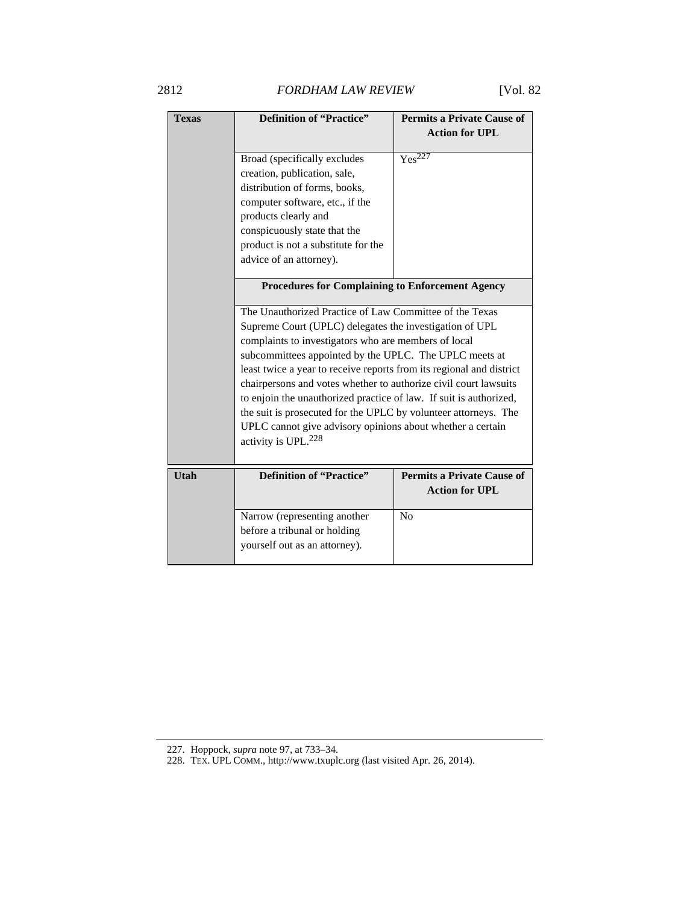| Texas | Definition of "Practice" | Permits a Private Cause of Action for UPL |
|---|---|---|
| | Broad (specifically excludes creation, publication, sale, distribution of forms, books, computer software, etc., if the products clearly and conspicuously state that the product is not a substitute for the advice of an attorney). | Yes[227] |
| | **Procedures for Complaining to Enforcement Agency** | |
| | The Unauthorized Practice of Law Committee of the Texas Supreme Court (UPLC) delegates the investigation of UPL complaints to investigators who are members of local subcommittees appointed by the UPLC. The UPLC meets at least twice a year to receive reports from its regional and district chairpersons and votes whether to authorize civil court lawsuits to enjoin the unauthorized practice of law. If suit is authorized, the suit is prosecuted for the UPLC by volunteer attorneys. The UPLC cannot give advisory opinions about whether a certain activity is UPL.[228] | |

| Utah | Definition of "Practice" | Permits a Private Cause of Action for UPL |
|---|---|---|
| | Narrow (representing another before a tribunal or holding yourself out as an attorney). | No |

227. Hoppock, *supra* note 97, at 733–34.

228. TEX. UPL COMM., http://www.txuplc.org (last visited Apr. 26, 2014).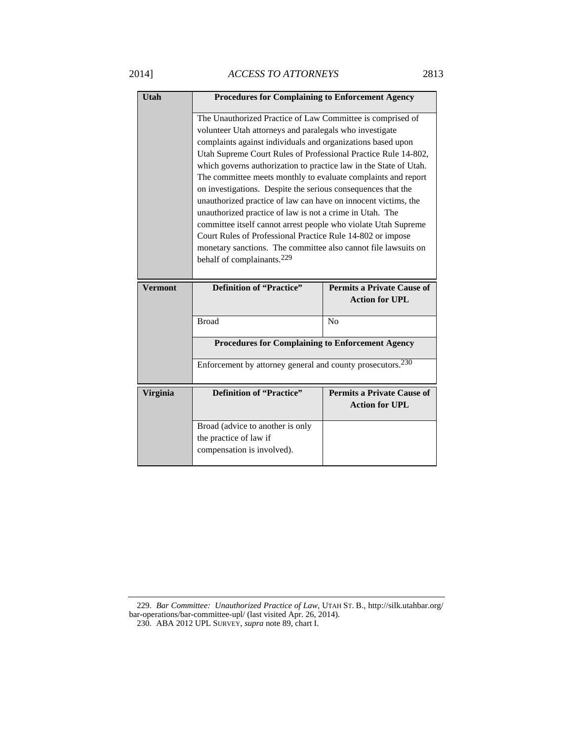| Utah | Procedures for Complaining to Enforcement Agency | |
|---|---|---|
| | The Unauthorized Practice of Law Committee is comprised of volunteer Utah attorneys and paralegals who investigate complaints against individuals and organizations based upon Utah Supreme Court Rules of Professional Practice Rule 14-802, which governs authorization to practice law in the State of Utah. The committee meets monthly to evaluate complaints and report on investigations. Despite the serious consequences that the unauthorized practice of law can have on innocent victims, the unauthorized practice of law is not a crime in Utah. The committee itself cannot arrest people who violate Utah Supreme Court Rules of Professional Practice Rule 14-802 or impose monetary sanctions. The committee also cannot file lawsuits on behalf of complainants.[229] | |

| Vermont | Definition of "Practice" | Permits a Private Cause of Action for UPL |
|---|---|---|
| | Broad | No |
| | **Procedures for Complaining to Enforcement Agency** | |
| | Enforcement by attorney general and county prosecutors.[230] | |

| Virginia | Definition of "Practice" | Permits a Private Cause of Action for UPL |
|---|---|---|
| | Broad (advice to another is only the practice of law if compensation is involved). | |

229. *Bar Committee: Unauthorized Practice of Law*, UTAH ST. B., http://silk.utahbar.org/bar-operations/bar-committee-upl/ (last visited Apr. 26, 2014).

230. ABA 2012 UPL SURVEY, *supra* note 89, chart I.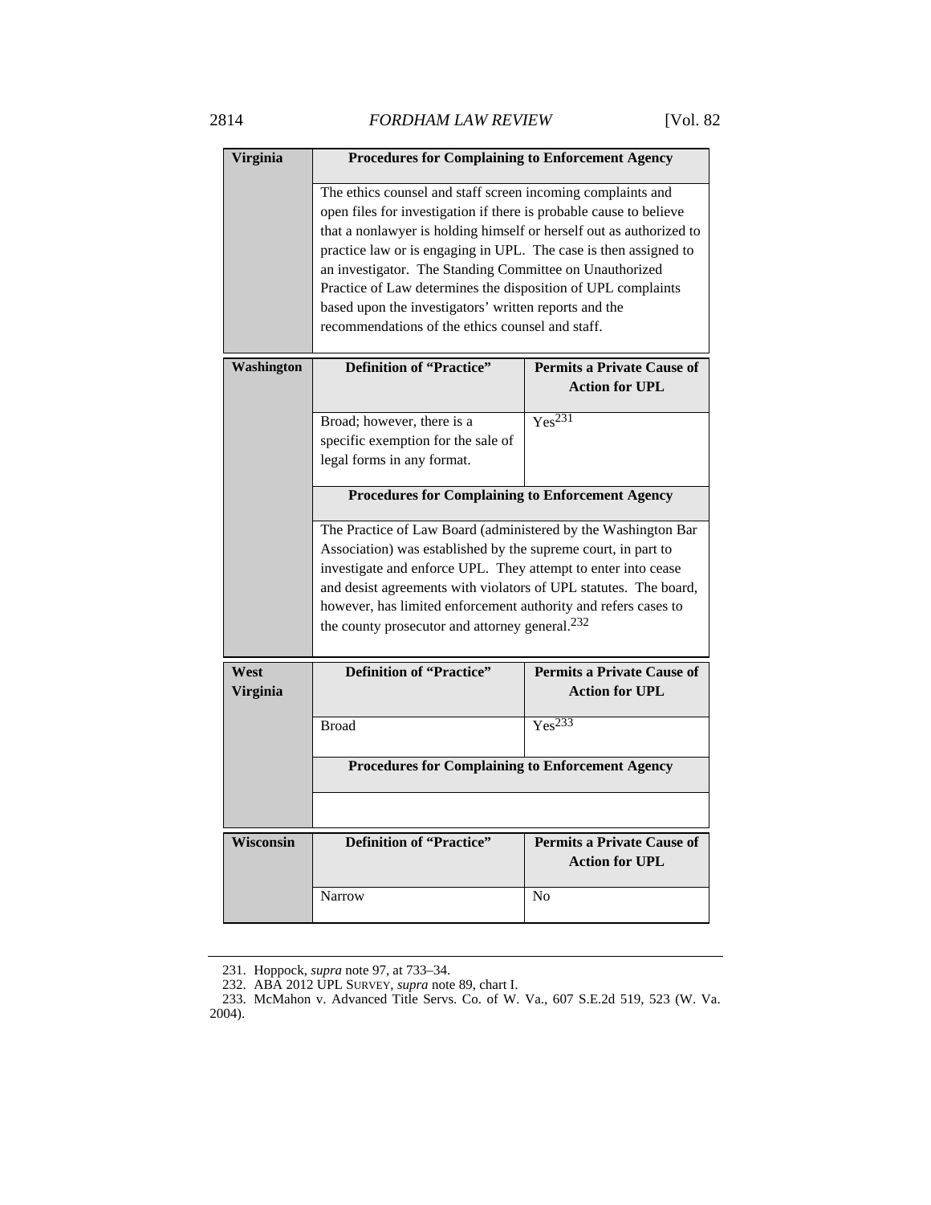| Virginia | Procedures for Complaining to Enforcement Agency | |
|---|---|---|
| | The ethics counsel and staff screen incoming complaints and open files for investigation if there is probable cause to believe that a nonlawyer is holding himself or herself out as authorized to practice law or is engaging in UPL. The case is then assigned to an investigator. The Standing Committee on Unauthorized Practice of Law determines the disposition of UPL complaints based upon the investigators' written reports and the recommendations of the ethics counsel and staff. | |

| Washington | Definition of "Practice" | Permits a Private Cause of Action for UPL |
|---|---|---|
| | Broad; however, there is a specific exemption for the sale of legal forms in any format. | Yes[231] |
| | **Procedures for Complaining to Enforcement Agency** | |
| | The Practice of Law Board (administered by the Washington Bar Association) was established by the supreme court, in part to investigate and enforce UPL. They attempt to enter into cease and desist agreements with violators of UPL statutes. The board, however, has limited enforcement authority and refers cases to the county prosecutor and attorney general.[232] | |

| West Virginia | Definition of "Practice" | Permits a Private Cause of Action for UPL |
|---|---|---|
| | Broad | Yes[233] |
| | **Procedures for Complaining to Enforcement Agency** | |
| | | |

| Wisconsin | Definition of "Practice" | Permits a Private Cause of Action for UPL |
|---|---|---|
| | Narrow | No |

231. Hoppock, *supra* note 97, at 733–34.
232. ABA 2012 UPL SURVEY, *supra* note 89, chart I.
233. McMahon v. Advanced Title Servs. Co. of W. Va., 607 S.E.2d 519, 523 (W. Va. 2004).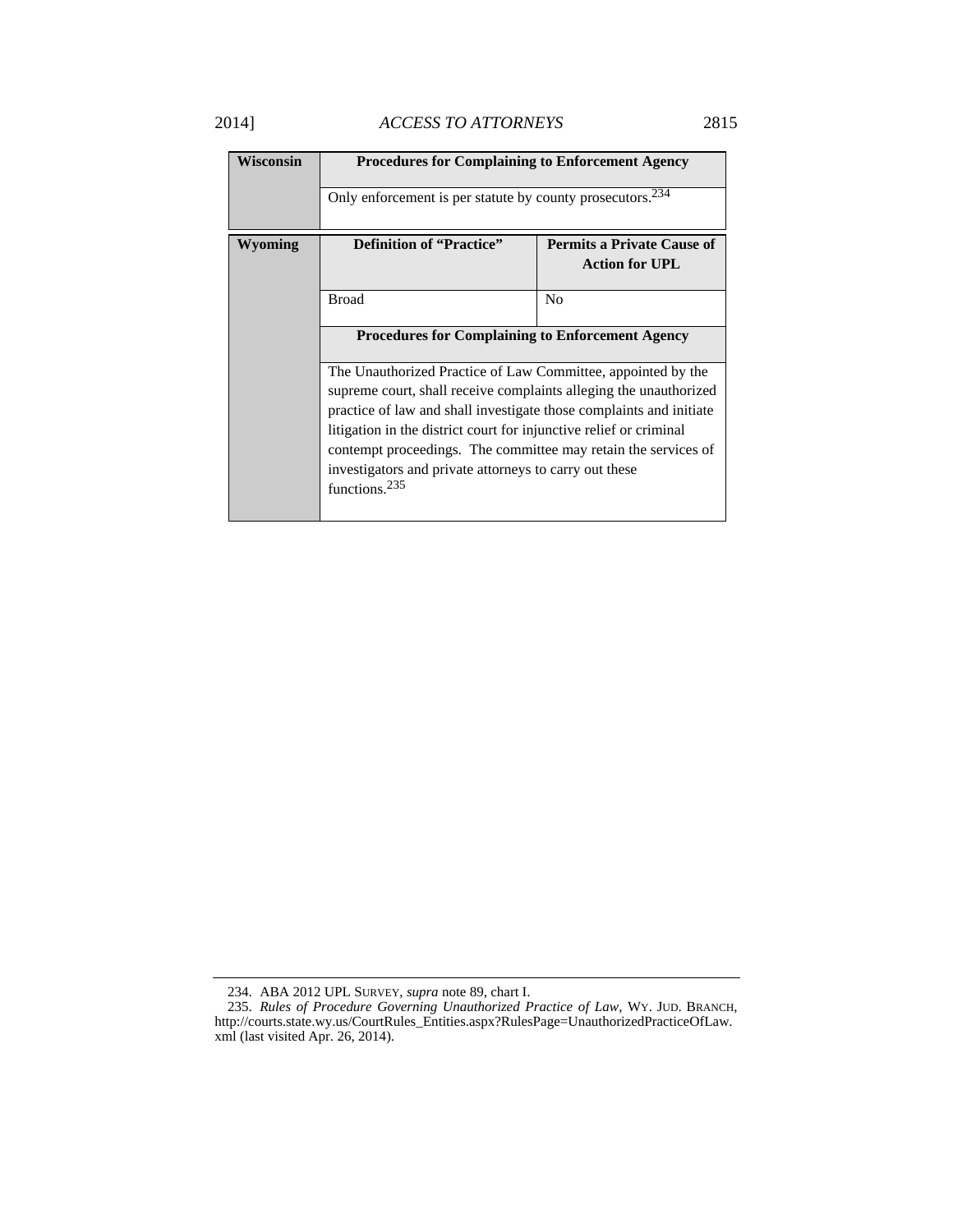| Wisconsin | Procedures for Complaining to Enforcement Agency | |
|---|---|---|
| | Only enforcement is per statute by county prosecutors.[234] | |

| Wyoming | Definition of "Practice" | Permits a Private Cause of Action for UPL |
|---|---|---|
| | Broad | No |
| | **Procedures for Complaining to Enforcement Agency** | |
| | The Unauthorized Practice of Law Committee, appointed by the supreme court, shall receive complaints alleging the unauthorized practice of law and shall investigate those complaints and initiate litigation in the district court for injunctive relief or criminal contempt proceedings. The committee may retain the services of investigators and private attorneys to carry out these functions.[235] | |

234. ABA 2012 UPL SURVEY, *supra* note 89, chart I.

235. *Rules of Procedure Governing Unauthorized Practice of Law*, WY. JUD. BRANCH, http://courts.state.wy.us/CourtRules_Entities.aspx?RulesPage=UnauthorizedPracticeOfLaw.xml (last visited Apr. 26, 2014).